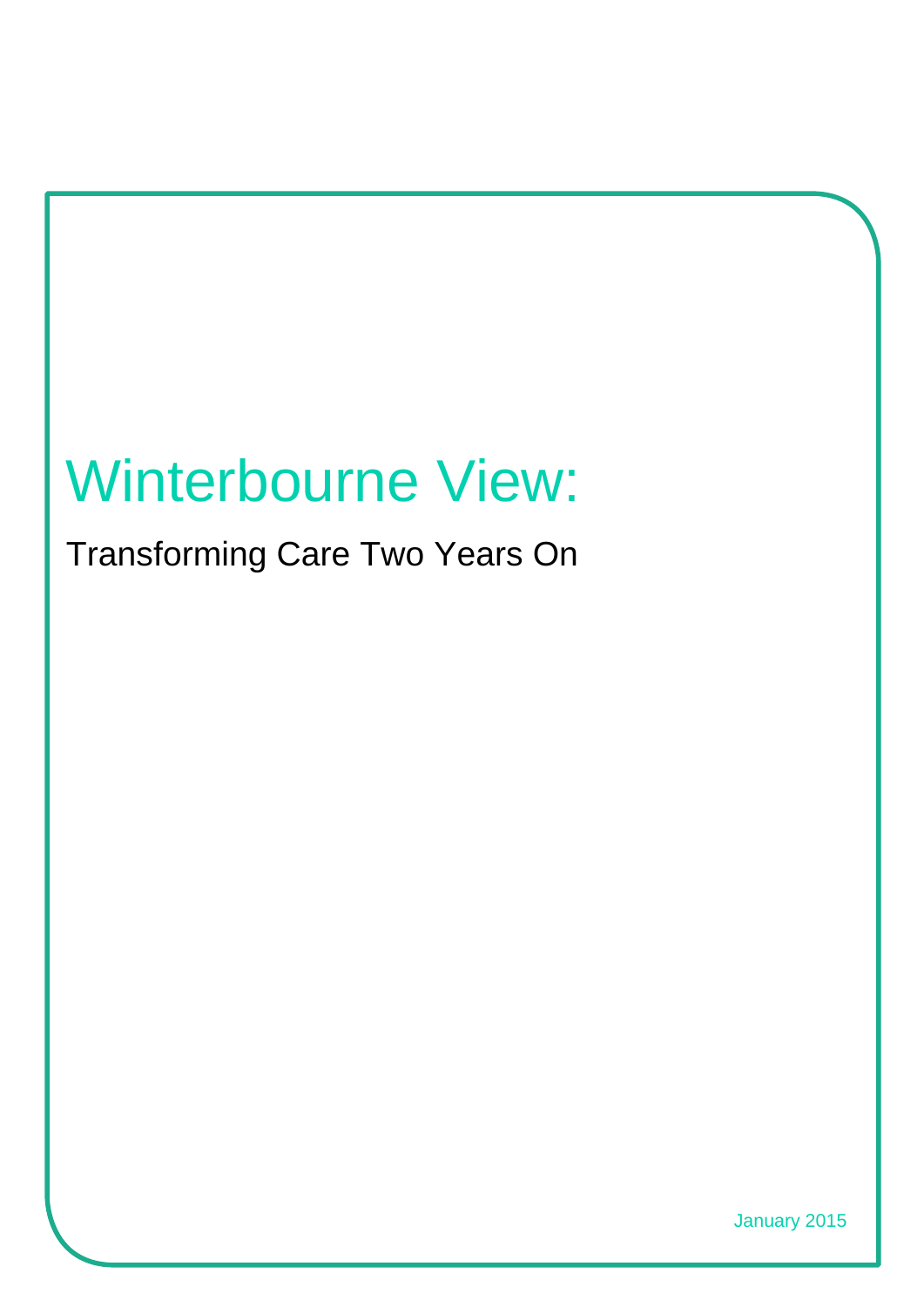# Winterbourne View:

## Transforming Care Two Years On

January 2015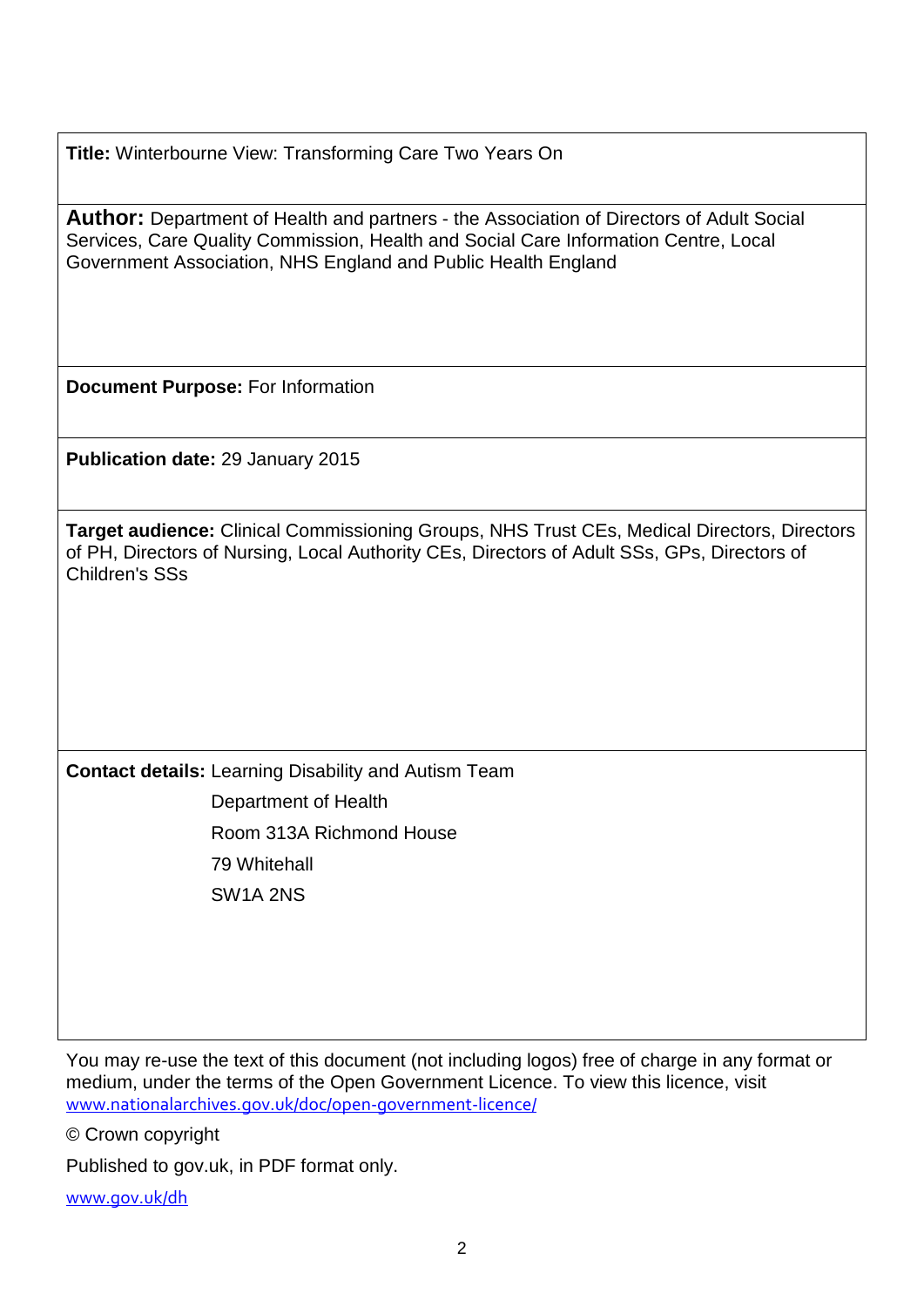**Title:** Winterbourne View: Transforming Care Two Years On

**Author:** Department of Health and partners - the Association of Directors of Adult Social Services, Care Quality Commission, Health and Social Care Information Centre, Local Government Association, NHS England and Public Health England

**Document Purpose:** For Information

**Publication date:** 29 January 2015

**Target audience:** Clinical Commissioning Groups, NHS Trust CEs, Medical Directors, Directors of PH, Directors of Nursing, Local Authority CEs, Directors of Adult SSs, GPs, Directors of Children's SSs

**Contact details:** Learning Disability and Autism Team
Department of Health
Room 313A Richmond House
79 Whitehall
SW1A 2NS

You may re-use the text of this document (not including logos) free of charge in any format or medium, under the terms of the Open Government Licence. To view this licence, visit www.nationalarchives.gov.uk/doc/open-government-licence/

© Crown copyright

Published to gov.uk, in PDF format only.

www.gov.uk/dh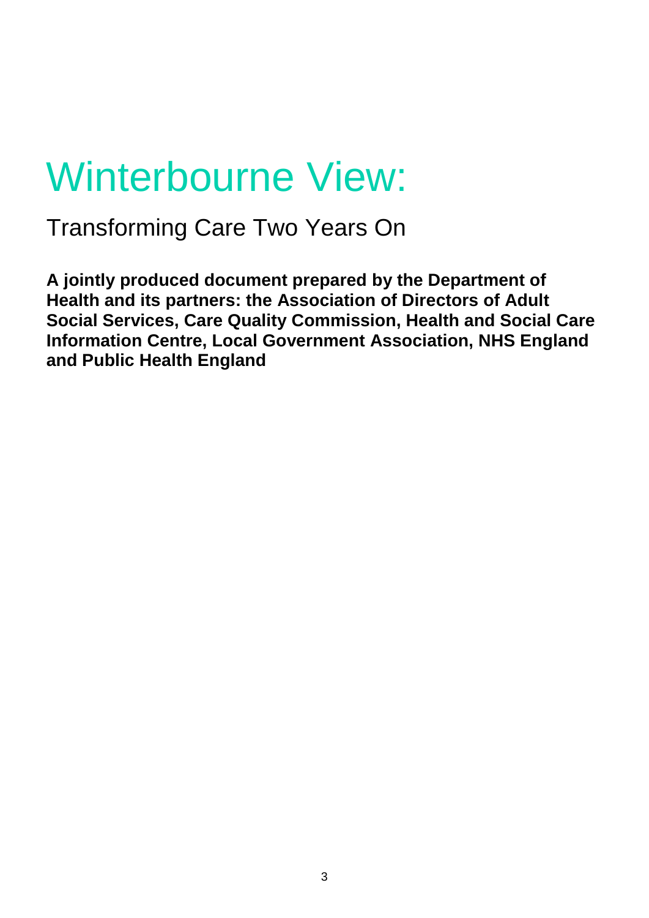# Winterbourne View:

## Transforming Care Two Years On

**A jointly produced document prepared by the Department of Health and its partners: the Association of Directors of Adult Social Services, Care Quality Commission, Health and Social Care Information Centre, Local Government Association, NHS England and Public Health England**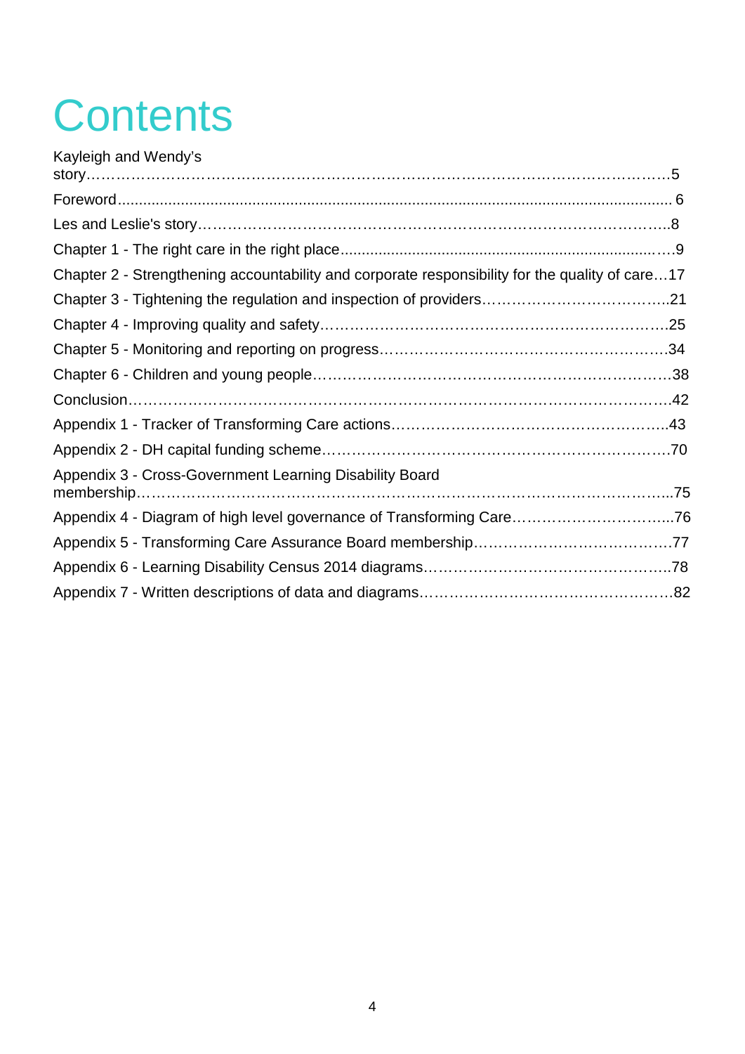# Contents

Kayleigh and Wendy's story……………………………………………………………………………………………5

Foreword........................................................................................................................ 6

Les and Leslie's story…………………………………………………………………………………..8

Chapter 1 - The right care in the right place.....................................................................….9

Chapter 2 - Strengthening accountability and corporate responsibility for the quality of care…17

Chapter 3 - Tightening the regulation and inspection of providers………………………………..21

Chapter 4 - Improving quality and safety…………………………………………………………...25

Chapter 5 - Monitoring and reporting on progress…………………………………………………34

Chapter 6 - Children and young people……………………………………………………………….38

Conclusion……………………………………………………………………………………………….42

Appendix 1 - Tracker of Transforming Care actions………………………………………………..43

Appendix 2 - DH capital funding scheme…………………………………………………………….70

Appendix 3 - Cross-Government Learning Disability Board membership………………………………………………………………………………………..75

Appendix 4 - Diagram of high level governance of Transforming Care…………………………...76

Appendix 5 - Transforming Care Assurance Board membership………………………………….77

Appendix 6 - Learning Disability Census 2014 diagrams…………………………………………..78

Appendix 7 - Written descriptions of data and diagrams…………………………………………….82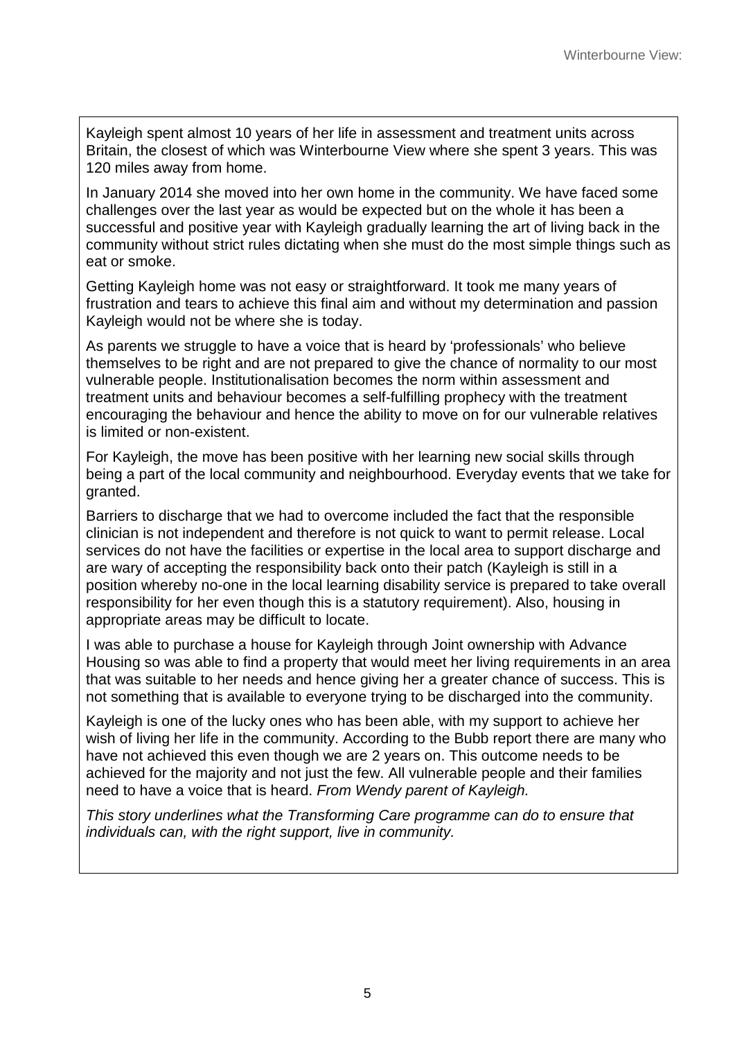Kayleigh spent almost 10 years of her life in assessment and treatment units across Britain, the closest of which was Winterbourne View where she spent 3 years. This was 120 miles away from home.

In January 2014 she moved into her own home in the community. We have faced some challenges over the last year as would be expected but on the whole it has been a successful and positive year with Kayleigh gradually learning the art of living back in the community without strict rules dictating when she must do the most simple things such as eat or smoke.

Getting Kayleigh home was not easy or straightforward. It took me many years of frustration and tears to achieve this final aim and without my determination and passion Kayleigh would not be where she is today.

As parents we struggle to have a voice that is heard by 'professionals' who believe themselves to be right and are not prepared to give the chance of normality to our most vulnerable people. Institutionalisation becomes the norm within assessment and treatment units and behaviour becomes a self-fulfilling prophecy with the treatment encouraging the behaviour and hence the ability to move on for our vulnerable relatives is limited or non-existent.

For Kayleigh, the move has been positive with her learning new social skills through being a part of the local community and neighbourhood. Everyday events that we take for granted.

Barriers to discharge that we had to overcome included the fact that the responsible clinician is not independent and therefore is not quick to want to permit release. Local services do not have the facilities or expertise in the local area to support discharge and are wary of accepting the responsibility back onto their patch (Kayleigh is still in a position whereby no-one in the local learning disability service is prepared to take overall responsibility for her even though this is a statutory requirement). Also, housing in appropriate areas may be difficult to locate.

I was able to purchase a house for Kayleigh through Joint ownership with Advance Housing so was able to find a property that would meet her living requirements in an area that was suitable to her needs and hence giving her a greater chance of success. This is not something that is available to everyone trying to be discharged into the community.

Kayleigh is one of the lucky ones who has been able, with my support to achieve her wish of living her life in the community. According to the Bubb report there are many who have not achieved this even though we are 2 years on. This outcome needs to be achieved for the majority and not just the few. All vulnerable people and their families need to have a voice that is heard. *From Wendy parent of Kayleigh.*

*This story underlines what the Transforming Care programme can do to ensure that individuals can, with the right support, live in community.*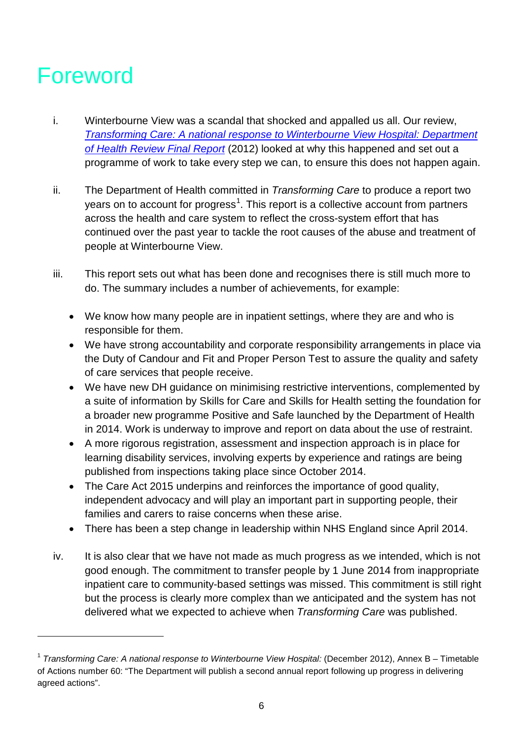# Foreword

i. Winterbourne View was a scandal that shocked and appalled us all. Our review, [*Transforming Care: A national response to Winterbourne View Hospital: Department of Health Review Final Report*] (2012) looked at why this happened and set out a programme of work to take every step we can, to ensure this does not happen again.

ii. The Department of Health committed in *Transforming Care* to produce a report two years on to account for progress[1]. This report is a collective account from partners across the health and care system to reflect the cross-system effort that has continued over the past year to tackle the root causes of the abuse and treatment of people at Winterbourne View.

iii. This report sets out what has been done and recognises there is still much more to do. The summary includes a number of achievements, for example:

- We know how many people are in inpatient settings, where they are and who is responsible for them.
- We have strong accountability and corporate responsibility arrangements in place via the Duty of Candour and Fit and Proper Person Test to assure the quality and safety of care services that people receive.
- We have new DH guidance on minimising restrictive interventions, complemented by a suite of information by Skills for Care and Skills for Health setting the foundation for a broader new programme Positive and Safe launched by the Department of Health in 2014. Work is underway to improve and report on data about the use of restraint.
- A more rigorous registration, assessment and inspection approach is in place for learning disability services, involving experts by experience and ratings are being published from inspections taking place since October 2014.
- The Care Act 2015 underpins and reinforces the importance of good quality, independent advocacy and will play an important part in supporting people, their families and carers to raise concerns when these arise.
- There has been a step change in leadership within NHS England since April 2014.

iv. It is also clear that we have not made as much progress as we intended, which is not good enough. The commitment to transfer people by 1 June 2014 from inappropriate inpatient care to community-based settings was missed. This commitment is still right but the process is clearly more complex than we anticipated and the system has not delivered what we expected to achieve when *Transforming Care* was published.

---

[1] *Transforming Care: A national response to Winterbourne View Hospital:* (December 2012), Annex B – Timetable of Actions number 60: "The Department will publish a second annual report following up progress in delivering agreed actions".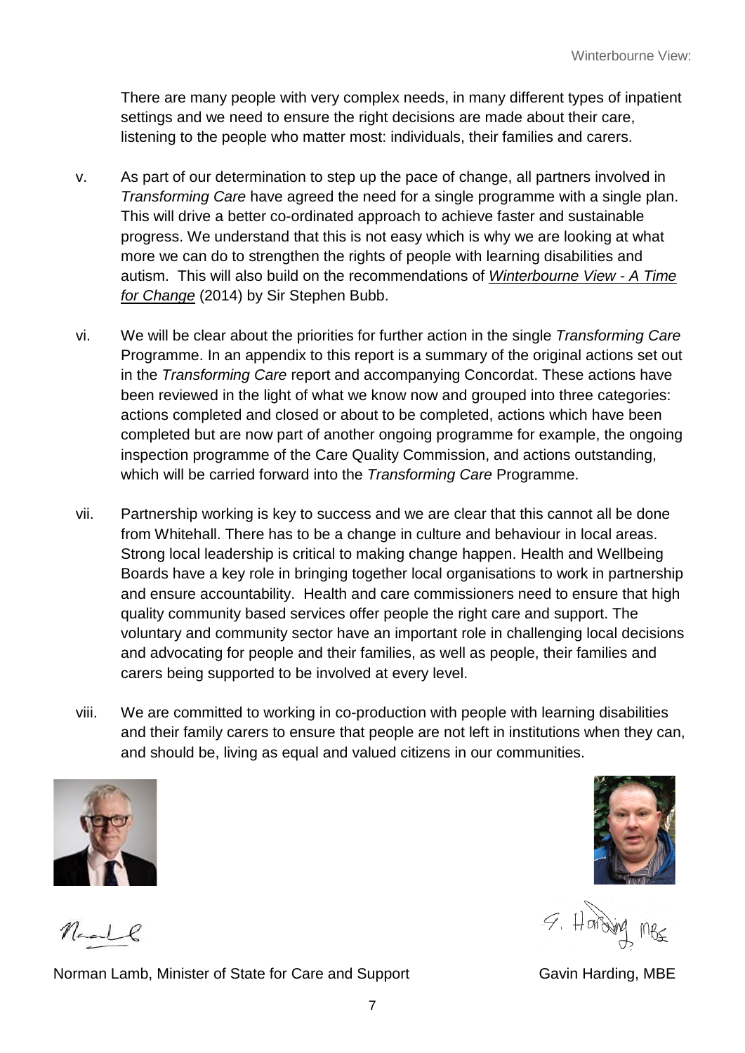There are many people with very complex needs, in many different types of inpatient settings and we need to ensure the right decisions are made about their care, listening to the people who matter most: individuals, their families and carers.

v. As part of our determination to step up the pace of change, all partners involved in *Transforming Care* have agreed the need for a single programme with a single plan. This will drive a better co-ordinated approach to achieve faster and sustainable progress. We understand that this is not easy which is why we are looking at what more we can do to strengthen the rights of people with learning disabilities and autism. This will also build on the recommendations of *Winterbourne View - A Time for Change* (2014) by Sir Stephen Bubb.

vi. We will be clear about the priorities for further action in the single *Transforming Care* Programme. In an appendix to this report is a summary of the original actions set out in the *Transforming Care* report and accompanying Concordat. These actions have been reviewed in the light of what we know now and grouped into three categories: actions completed and closed or about to be completed, actions which have been completed but are now part of another ongoing programme for example, the ongoing inspection programme of the Care Quality Commission, and actions outstanding, which will be carried forward into the *Transforming Care* Programme.

vii. Partnership working is key to success and we are clear that this cannot all be done from Whitehall. There has to be a change in culture and behaviour in local areas. Strong local leadership is critical to making change happen. Health and Wellbeing Boards have a key role in bringing together local organisations to work in partnership and ensure accountability. Health and care commissioners need to ensure that high quality community based services offer people the right care and support. The voluntary and community sector have an important role in challenging local decisions and advocating for people and their families, as well as people, their families and carers being supported to be involved at every level.

viii. We are committed to working in co-production with people with learning disabilities and their family carers to ensure that people are not left in institutions when they can, and should be, living as equal and valued citizens in our communities.

Norman Lamb, Minister of State for Care and Support

Gavin Harding, MBE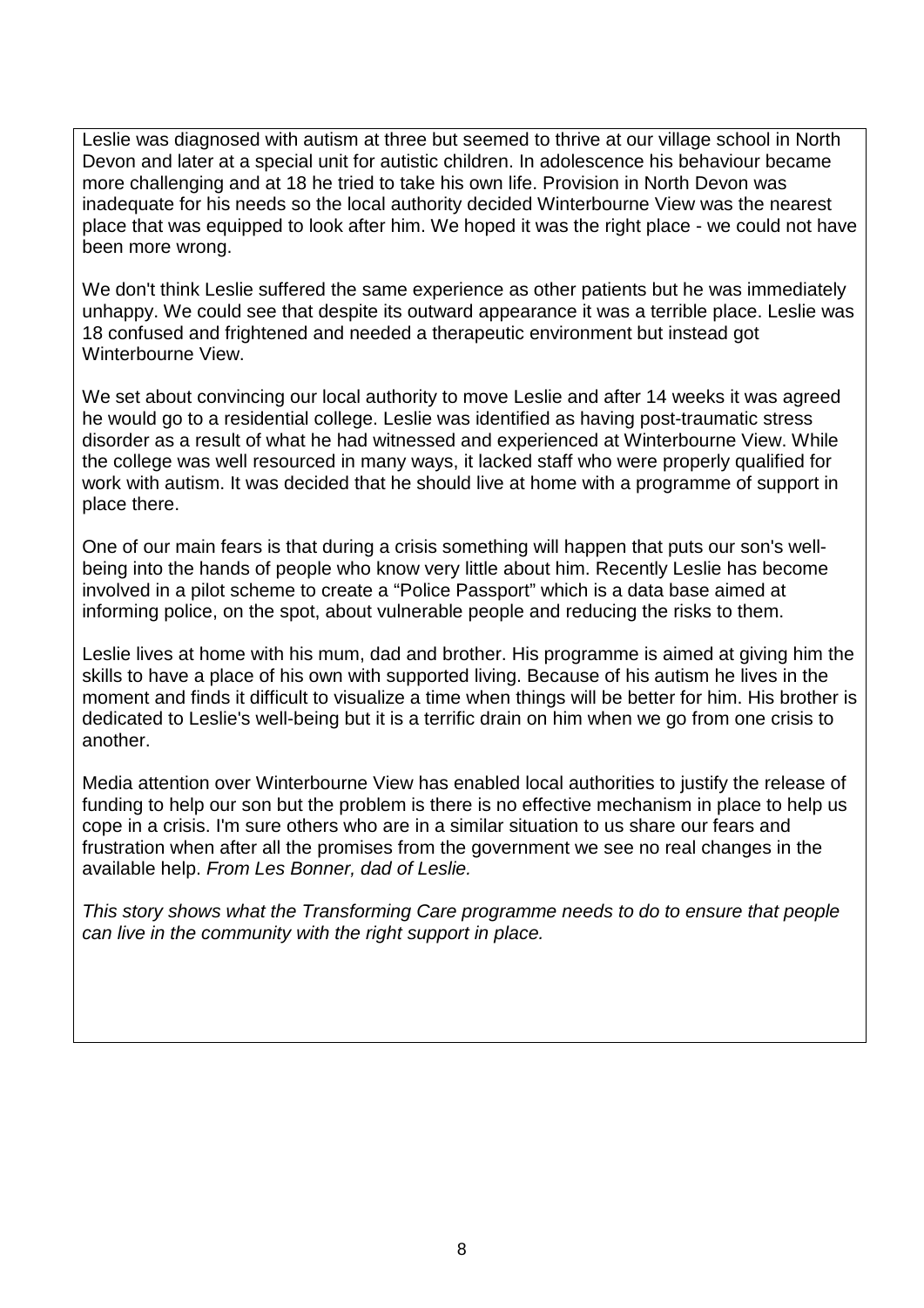Leslie was diagnosed with autism at three but seemed to thrive at our village school in North Devon and later at a special unit for autistic children. In adolescence his behaviour became more challenging and at 18 he tried to take his own life. Provision in North Devon was inadequate for his needs so the local authority decided Winterbourne View was the nearest place that was equipped to look after him. We hoped it was the right place - we could not have been more wrong.

We don't think Leslie suffered the same experience as other patients but he was immediately unhappy. We could see that despite its outward appearance it was a terrible place. Leslie was 18 confused and frightened and needed a therapeutic environment but instead got Winterbourne View.

We set about convincing our local authority to move Leslie and after 14 weeks it was agreed he would go to a residential college. Leslie was identified as having post-traumatic stress disorder as a result of what he had witnessed and experienced at Winterbourne View. While the college was well resourced in many ways, it lacked staff who were properly qualified for work with autism. It was decided that he should live at home with a programme of support in place there.

One of our main fears is that during a crisis something will happen that puts our son's well-being into the hands of people who know very little about him. Recently Leslie has become involved in a pilot scheme to create a "Police Passport" which is a data base aimed at informing police, on the spot, about vulnerable people and reducing the risks to them.

Leslie lives at home with his mum, dad and brother. His programme is aimed at giving him the skills to have a place of his own with supported living. Because of his autism he lives in the moment and finds it difficult to visualize a time when things will be better for him. His brother is dedicated to Leslie's well-being but it is a terrific drain on him when we go from one crisis to another.

Media attention over Winterbourne View has enabled local authorities to justify the release of funding to help our son but the problem is there is no effective mechanism in place to help us cope in a crisis. I'm sure others who are in a similar situation to us share our fears and frustration when after all the promises from the government we see no real changes in the available help. *From Les Bonner, dad of Leslie.*

*This story shows what the Transforming Care programme needs to do to ensure that people can live in the community with the right support in place.*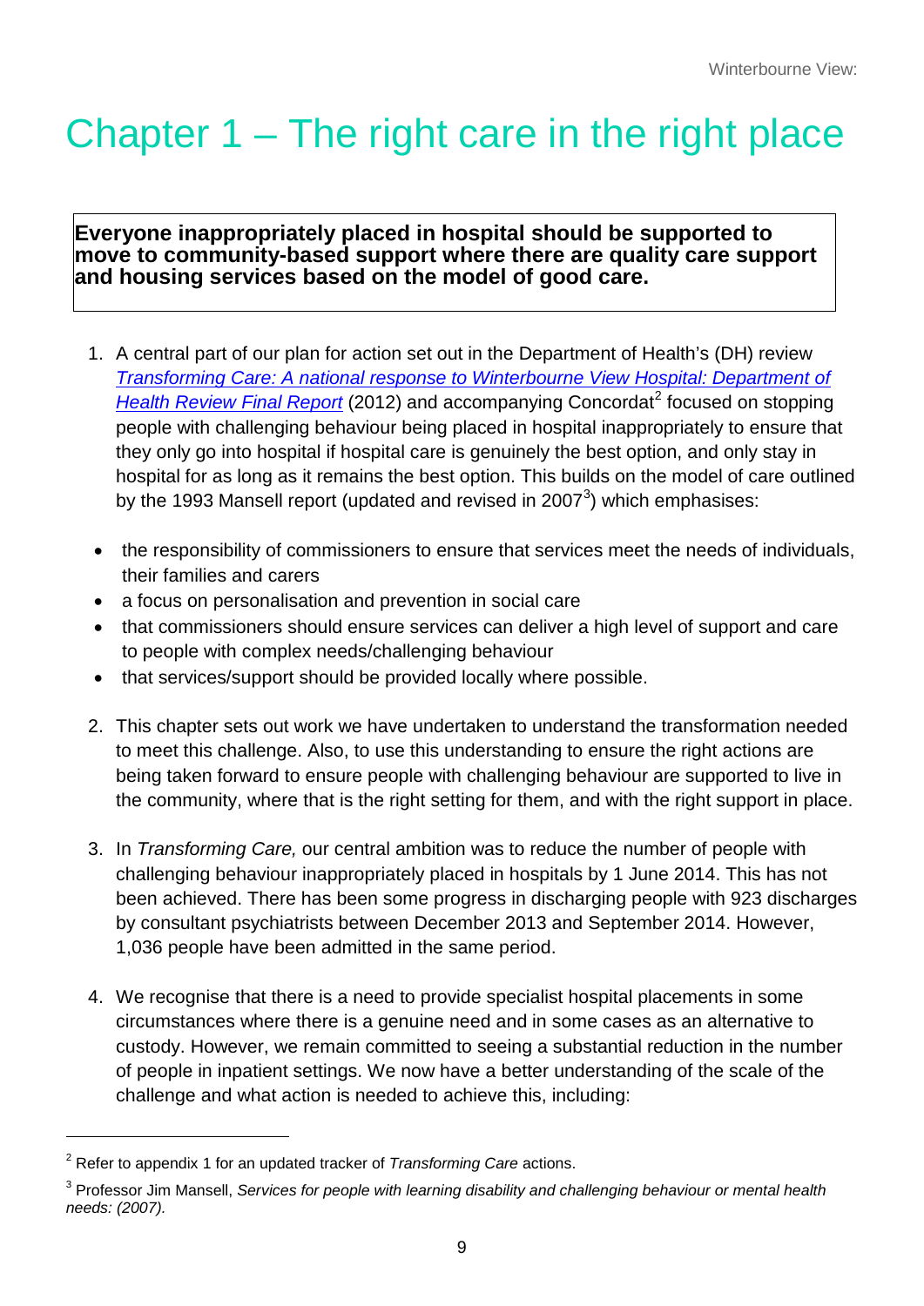# Chapter 1 – The right care in the right place

**Everyone inappropriately placed in hospital should be supported to move to community-based support where there are quality care support and housing services based on the model of good care.**

1. A central part of our plan for action set out in the Department of Health's (DH) review *Transforming Care: A national response to Winterbourne View Hospital: Department of Health Review Final Report* (2012) and accompanying Concordat[2] focused on stopping people with challenging behaviour being placed in hospital inappropriately to ensure that they only go into hospital if hospital care is genuinely the best option, and only stay in hospital for as long as it remains the best option. This builds on the model of care outlined by the 1993 Mansell report (updated and revised in 2007[3]) which emphasises:

- the responsibility of commissioners to ensure that services meet the needs of individuals, their families and carers
- a focus on personalisation and prevention in social care
- that commissioners should ensure services can deliver a high level of support and care to people with complex needs/challenging behaviour
- that services/support should be provided locally where possible.

2. This chapter sets out work we have undertaken to understand the transformation needed to meet this challenge. Also, to use this understanding to ensure the right actions are being taken forward to ensure people with challenging behaviour are supported to live in the community, where that is the right setting for them, and with the right support in place.

3. In *Transforming Care,* our central ambition was to reduce the number of people with challenging behaviour inappropriately placed in hospitals by 1 June 2014. This has not been achieved. There has been some progress in discharging people with 923 discharges by consultant psychiatrists between December 2013 and September 2014. However, 1,036 people have been admitted in the same period.

4. We recognise that there is a need to provide specialist hospital placements in some circumstances where there is a genuine need and in some cases as an alternative to custody. However, we remain committed to seeing a substantial reduction in the number of people in inpatient settings. We now have a better understanding of the scale of the challenge and what action is needed to achieve this, including:

---

[2] Refer to appendix 1 for an updated tracker of *Transforming Care* actions.

[3] Professor Jim Mansell, *Services for people with learning disability and challenging behaviour or mental health needs: (2007).*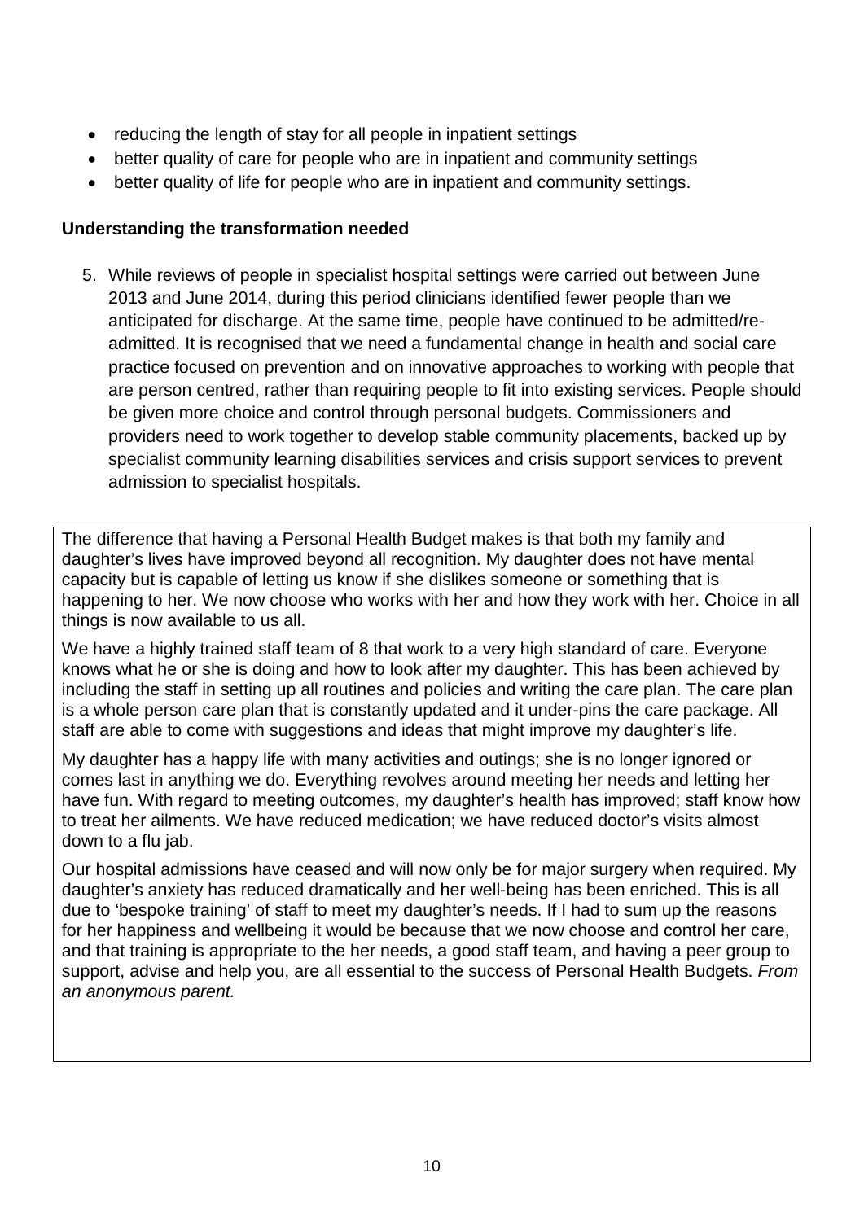- reducing the length of stay for all people in inpatient settings
- better quality of care for people who are in inpatient and community settings
- better quality of life for people who are in inpatient and community settings.

**Understanding the transformation needed**

5. While reviews of people in specialist hospital settings were carried out between June 2013 and June 2014, during this period clinicians identified fewer people than we anticipated for discharge. At the same time, people have continued to be admitted/re-admitted. It is recognised that we need a fundamental change in health and social care practice focused on prevention and on innovative approaches to working with people that are person centred, rather than requiring people to fit into existing services. People should be given more choice and control through personal budgets. Commissioners and providers need to work together to develop stable community placements, backed up by specialist community learning disabilities services and crisis support services to prevent admission to specialist hospitals.

> The difference that having a Personal Health Budget makes is that both my family and daughter's lives have improved beyond all recognition. My daughter does not have mental capacity but is capable of letting us know if she dislikes someone or something that is happening to her. We now choose who works with her and how they work with her. Choice in all things is now available to us all.
>
> We have a highly trained staff team of 8 that work to a very high standard of care. Everyone knows what he or she is doing and how to look after my daughter. This has been achieved by including the staff in setting up all routines and policies and writing the care plan. The care plan is a whole person care plan that is constantly updated and it under-pins the care package. All staff are able to come with suggestions and ideas that might improve my daughter's life.
>
> My daughter has a happy life with many activities and outings; she is no longer ignored or comes last in anything we do. Everything revolves around meeting her needs and letting her have fun. With regard to meeting outcomes, my daughter's health has improved; staff know how to treat her ailments. We have reduced medication; we have reduced doctor's visits almost down to a flu jab.
>
> Our hospital admissions have ceased and will now only be for major surgery when required. My daughter's anxiety has reduced dramatically and her well-being has been enriched. This is all due to 'bespoke training' of staff to meet my daughter's needs. If I had to sum up the reasons for her happiness and wellbeing it would be because that we now choose and control her care, and that training is appropriate to the her needs, a good staff team, and having a peer group to support, advise and help you, are all essential to the success of Personal Health Budgets. *From an anonymous parent.*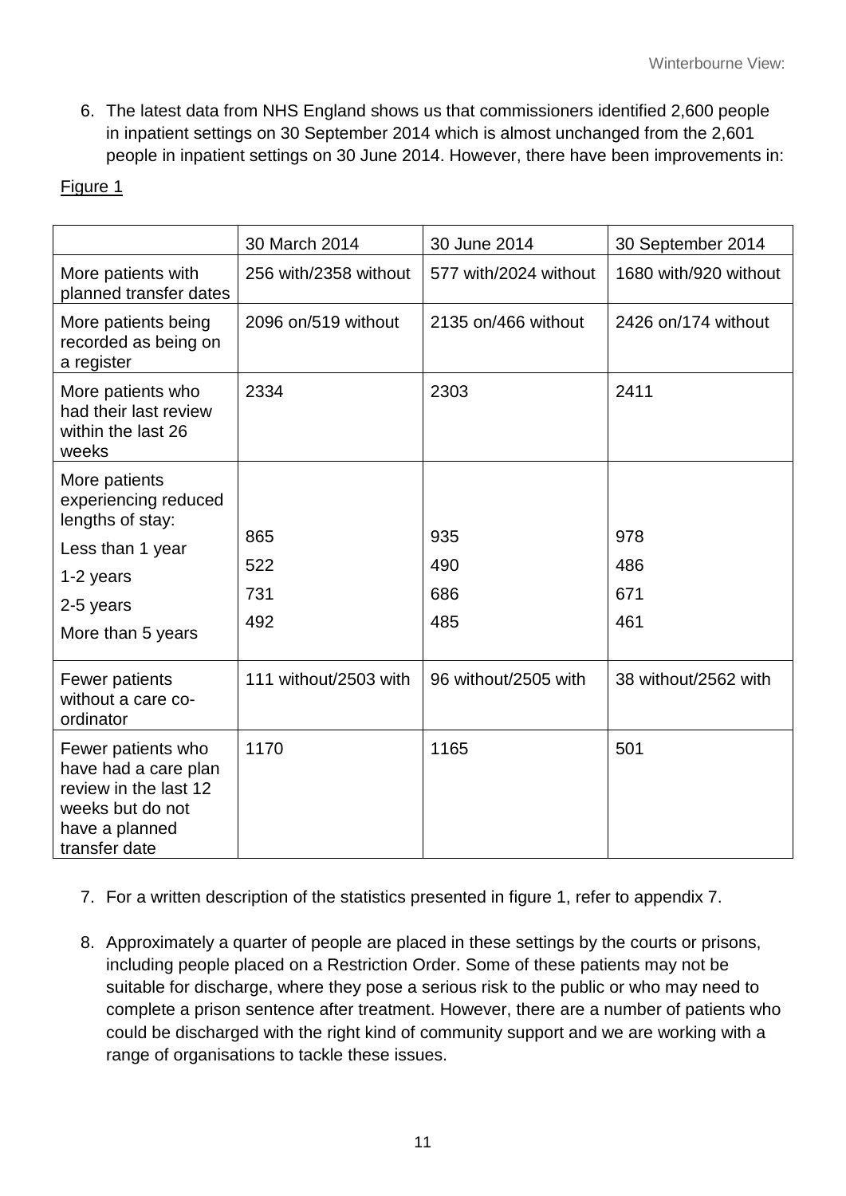6. The latest data from NHS England shows us that commissioners identified 2,600 people in inpatient settings on 30 September 2014 which is almost unchanged from the 2,601 people in inpatient settings on 30 June 2014. However, there have been improvements in:

Figure 1

| | 30 March 2014 | 30 June 2014 | 30 September 2014 |
|---|---|---|---|
| More patients with planned transfer dates | 256 with/2358 without | 577 with/2024 without | 1680 with/920 without |
| More patients being recorded as being on a register | 2096 on/519 without | 2135 on/466 without | 2426 on/174 without |
| More patients who had their last review within the last 26 weeks | 2334 | 2303 | 2411 |
| More patients experiencing reduced lengths of stay: | | | |
| Less than 1 year | 865 | 935 | 978 |
| 1-2 years | 522 | 490 | 486 |
| 2-5 years | 731 | 686 | 671 |
| More than 5 years | 492 | 485 | 461 |
| Fewer patients without a care co-ordinator | 111 without/2503 with | 96 without/2505 with | 38 without/2562 with |
| Fewer patients who have had a care plan review in the last 12 weeks but do not have a planned transfer date | 1170 | 1165 | 501 |

7. For a written description of the statistics presented in figure 1, refer to appendix 7.

8. Approximately a quarter of people are placed in these settings by the courts or prisons, including people placed on a Restriction Order. Some of these patients may not be suitable for discharge, where they pose a serious risk to the public or who may need to complete a prison sentence after treatment. However, there are a number of patients who could be discharged with the right kind of community support and we are working with a range of organisations to tackle these issues.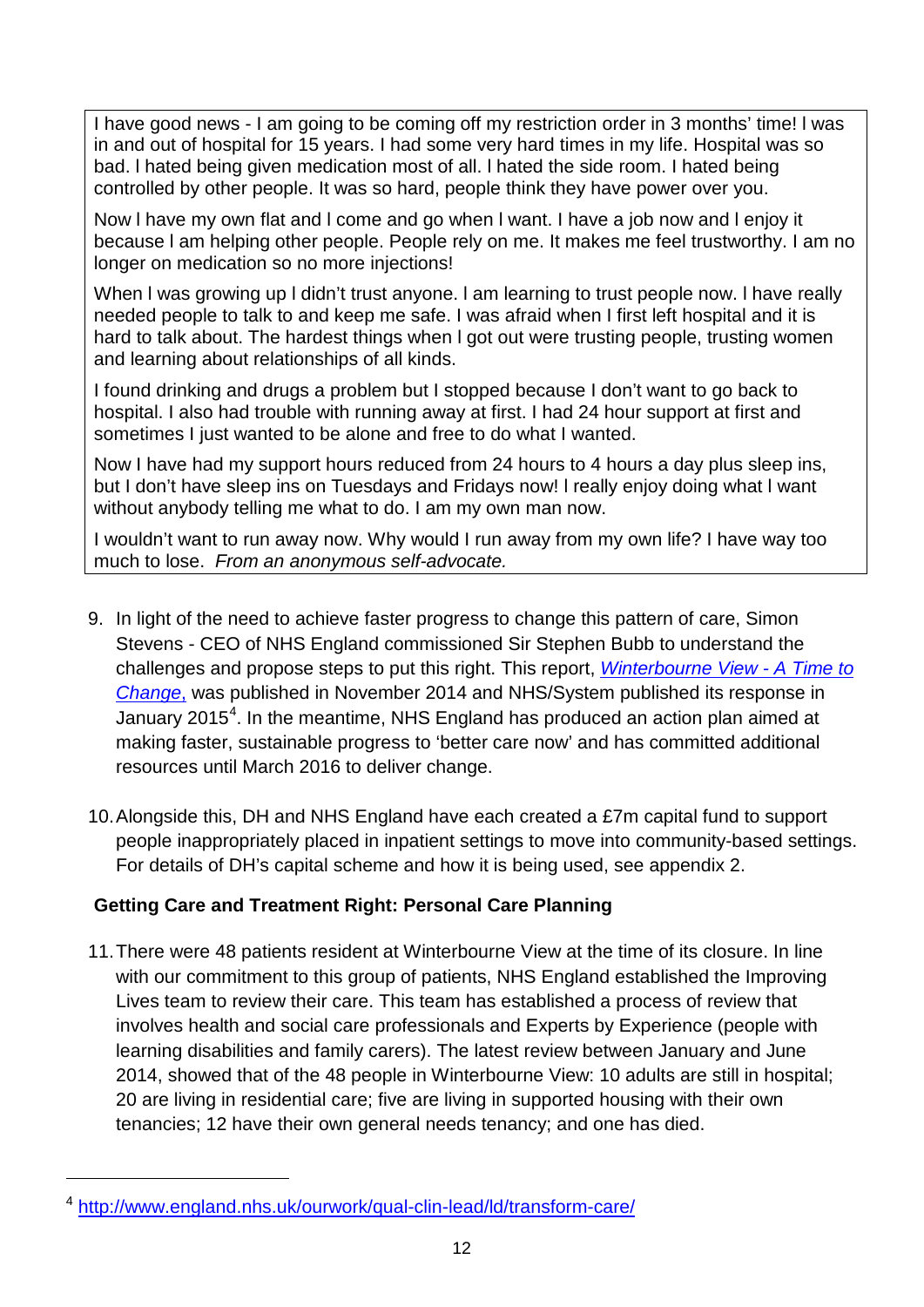> I have good news - I am going to be coming off my restriction order in 3 months' time! I was in and out of hospital for 15 years. I had some very hard times in my life. Hospital was so bad. I hated being given medication most of all. I hated the side room. I hated being controlled by other people. It was so hard, people think they have power over you.
>
> Now I have my own flat and I come and go when I want. I have a job now and I enjoy it because I am helping other people. People rely on me. It makes me feel trustworthy. I am no longer on medication so no more injections!
>
> When I was growing up I didn't trust anyone. I am learning to trust people now. I have really needed people to talk to and keep me safe. I was afraid when I first left hospital and it is hard to talk about. The hardest things when I got out were trusting people, trusting women and learning about relationships of all kinds.
>
> I found drinking and drugs a problem but I stopped because I don't want to go back to hospital. I also had trouble with running away at first. I had 24 hour support at first and sometimes I just wanted to be alone and free to do what I wanted.
>
> Now I have had my support hours reduced from 24 hours to 4 hours a day plus sleep ins, but I don't have sleep ins on Tuesdays and Fridays now! I really enjoy doing what I want without anybody telling me what to do. I am my own man now.
>
> I wouldn't want to run away now. Why would I run away from my own life? I have way too much to lose. *From an anonymous self-advocate.*

9. In light of the need to achieve faster progress to change this pattern of care, Simon Stevens - CEO of NHS England commissioned Sir Stephen Bubb to understand the challenges and propose steps to put this right. This report, [*Winterbourne View - A Time to Change*,](#) was published in November 2014 and NHS/System published its response in January 2015[4]. In the meantime, NHS England has produced an action plan aimed at making faster, sustainable progress to 'better care now' and has committed additional resources until March 2016 to deliver change.

10. Alongside this, DH and NHS England have each created a £7m capital fund to support people inappropriately placed in inpatient settings to move into community-based settings. For details of DH's capital scheme and how it is being used, see appendix 2.

**Getting Care and Treatment Right: Personal Care Planning**

11. There were 48 patients resident at Winterbourne View at the time of its closure. In line with our commitment to this group of patients, NHS England established the Improving Lives team to review their care. This team has established a process of review that involves health and social care professionals and Experts by Experience (people with learning disabilities and family carers). The latest review between January and June 2014, showed that of the 48 people in Winterbourne View: 10 adults are still in hospital; 20 are living in residential care; five are living in supported housing with their own tenancies; 12 have their own general needs tenancy; and one has died.

---

[4] http://www.england.nhs.uk/ourwork/qual-clin-lead/ld/transform-care/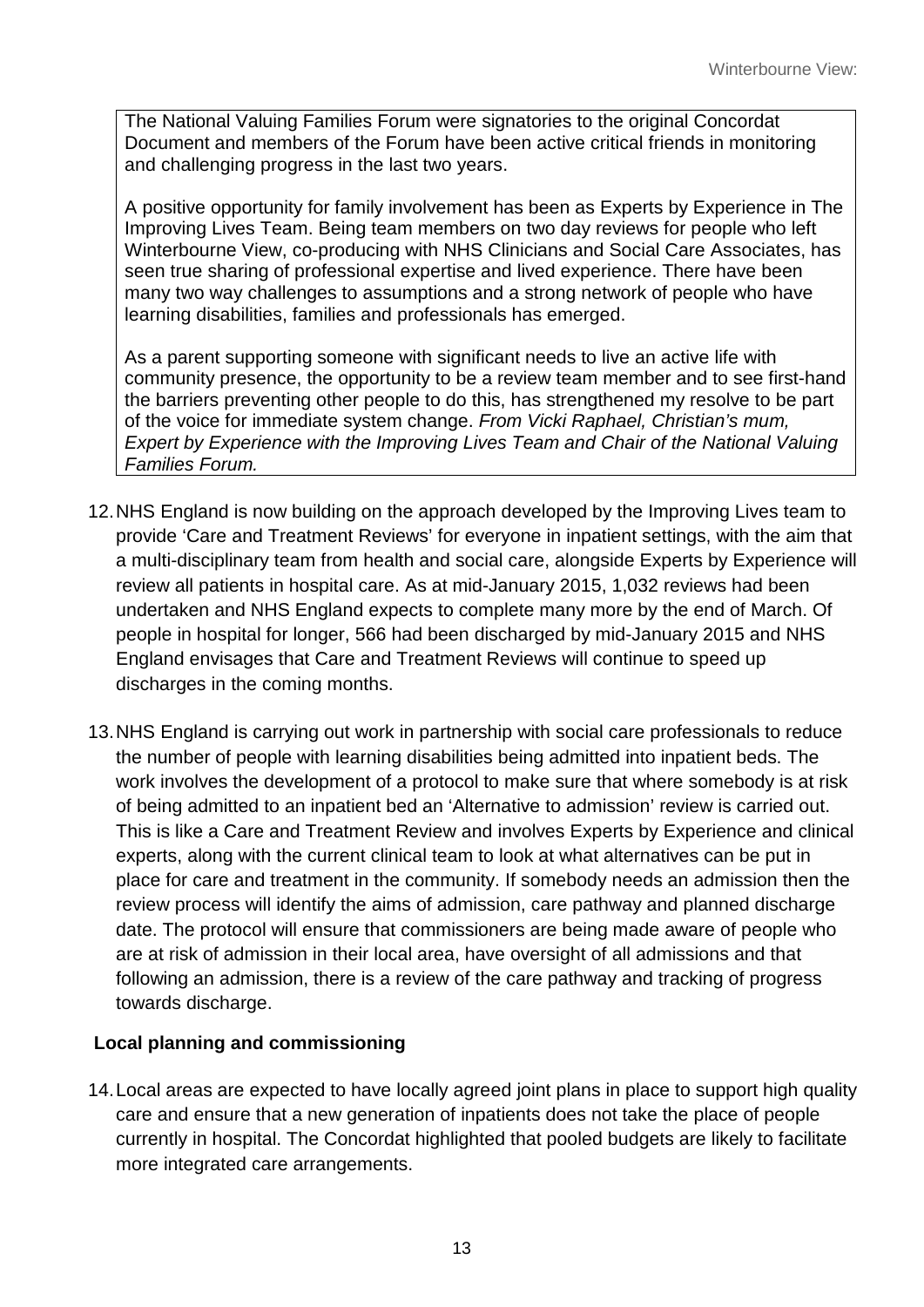The National Valuing Families Forum were signatories to the original Concordat Document and members of the Forum have been active critical friends in monitoring and challenging progress in the last two years.

A positive opportunity for family involvement has been as Experts by Experience in The Improving Lives Team. Being team members on two day reviews for people who left Winterbourne View, co-producing with NHS Clinicians and Social Care Associates, has seen true sharing of professional expertise and lived experience. There have been many two way challenges to assumptions and a strong network of people who have learning disabilities, families and professionals has emerged.

As a parent supporting someone with significant needs to live an active life with community presence, the opportunity to be a review team member and to see first-hand the barriers preventing other people to do this, has strengthened my resolve to be part of the voice for immediate system change. *From Vicki Raphael, Christian's mum, Expert by Experience with the Improving Lives Team and Chair of the National Valuing Families Forum.*

12. NHS England is now building on the approach developed by the Improving Lives team to provide 'Care and Treatment Reviews' for everyone in inpatient settings, with the aim that a multi-disciplinary team from health and social care, alongside Experts by Experience will review all patients in hospital care. As at mid-January 2015, 1,032 reviews had been undertaken and NHS England expects to complete many more by the end of March. Of people in hospital for longer, 566 had been discharged by mid-January 2015 and NHS England envisages that Care and Treatment Reviews will continue to speed up discharges in the coming months.

13. NHS England is carrying out work in partnership with social care professionals to reduce the number of people with learning disabilities being admitted into inpatient beds. The work involves the development of a protocol to make sure that where somebody is at risk of being admitted to an inpatient bed an 'Alternative to admission' review is carried out. This is like a Care and Treatment Review and involves Experts by Experience and clinical experts, along with the current clinical team to look at what alternatives can be put in place for care and treatment in the community. If somebody needs an admission then the review process will identify the aims of admission, care pathway and planned discharge date. The protocol will ensure that commissioners are being made aware of people who are at risk of admission in their local area, have oversight of all admissions and that following an admission, there is a review of the care pathway and tracking of progress towards discharge.

**Local planning and commissioning**

14. Local areas are expected to have locally agreed joint plans in place to support high quality care and ensure that a new generation of inpatients does not take the place of people currently in hospital. The Concordat highlighted that pooled budgets are likely to facilitate more integrated care arrangements.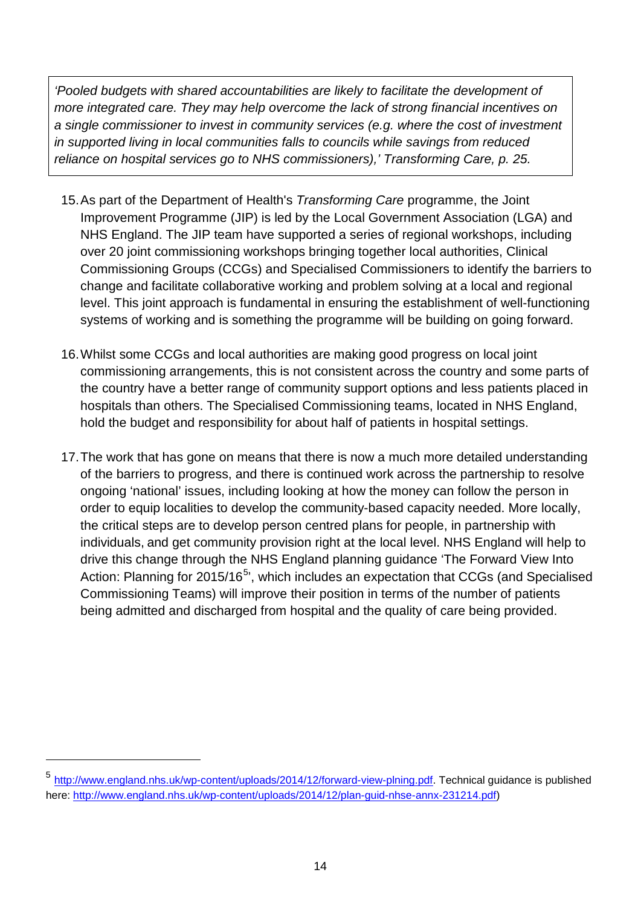> *'Pooled budgets with shared accountabilities are likely to facilitate the development of more integrated care. They may help overcome the lack of strong financial incentives on a single commissioner to invest in community services (e.g. where the cost of investment in supported living in local communities falls to councils while savings from reduced reliance on hospital services go to NHS commissioners),' Transforming Care, p. 25.*

15. As part of the Department of Health's *Transforming Care* programme, the Joint Improvement Programme (JIP) is led by the Local Government Association (LGA) and NHS England. The JIP team have supported a series of regional workshops, including over 20 joint commissioning workshops bringing together local authorities, Clinical Commissioning Groups (CCGs) and Specialised Commissioners to identify the barriers to change and facilitate collaborative working and problem solving at a local and regional level. This joint approach is fundamental in ensuring the establishment of well-functioning systems of working and is something the programme will be building on going forward.

16. Whilst some CCGs and local authorities are making good progress on local joint commissioning arrangements, this is not consistent across the country and some parts of the country have a better range of community support options and less patients placed in hospitals than others. The Specialised Commissioning teams, located in NHS England, hold the budget and responsibility for about half of patients in hospital settings.

17. The work that has gone on means that there is now a much more detailed understanding of the barriers to progress, and there is continued work across the partnership to resolve ongoing 'national' issues, including looking at how the money can follow the person in order to equip localities to develop the community-based capacity needed. More locally, the critical steps are to develop person centred plans for people, in partnership with individuals, and get community provision right at the local level. NHS England will help to drive this change through the NHS England planning guidance 'The Forward View Into Action: Planning for 2015/16[5]', which includes an expectation that CCGs (and Specialised Commissioning Teams) will improve their position in terms of the number of patients being admitted and discharged from hospital and the quality of care being provided.

---

[5] http://www.england.nhs.uk/wp-content/uploads/2014/12/forward-view-plning.pdf. Technical guidance is published here: http://www.england.nhs.uk/wp-content/uploads/2014/12/plan-guid-nhse-annx-231214.pdf)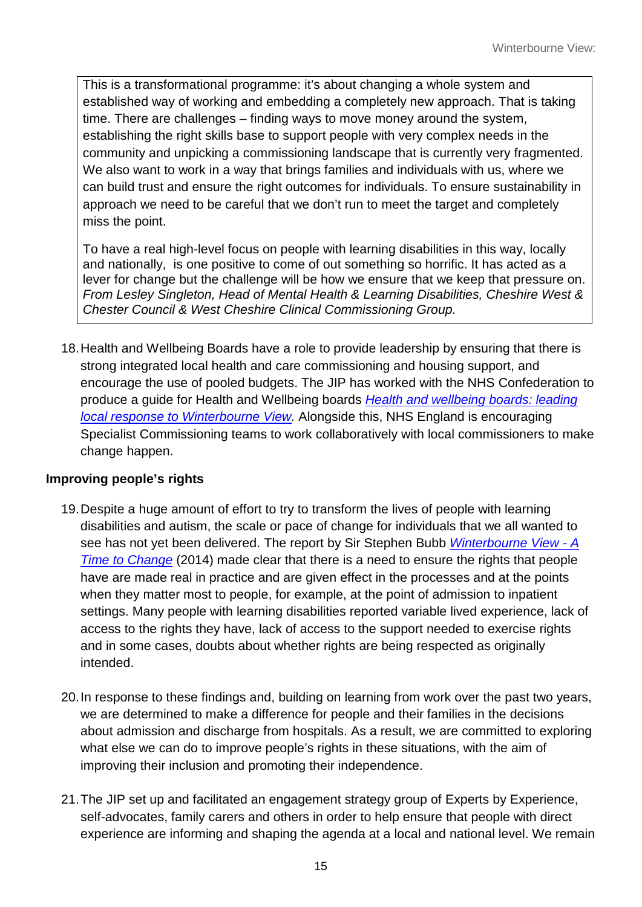> This is a transformational programme: it's about changing a whole system and established way of working and embedding a completely new approach. That is taking time. There are challenges – finding ways to move money around the system, establishing the right skills base to support people with very complex needs in the community and unpicking a commissioning landscape that is currently very fragmented. We also want to work in a way that brings families and individuals with us, where we can build trust and ensure the right outcomes for individuals. To ensure sustainability in approach we need to be careful that we don't run to meet the target and completely miss the point.
>
> To have a real high-level focus on people with learning disabilities in this way, locally and nationally, is one positive to come of out something so horrific. It has acted as a lever for change but the challenge will be how we ensure that we keep that pressure on. *From Lesley Singleton, Head of Mental Health & Learning Disabilities, Cheshire West & Chester Council & West Cheshire Clinical Commissioning Group.*

18. Health and Wellbeing Boards have a role to provide leadership by ensuring that there is strong integrated local health and care commissioning and housing support, and encourage the use of pooled budgets. The JIP has worked with the NHS Confederation to produce a guide for Health and Wellbeing boards *Health and wellbeing boards: leading local response to Winterbourne View.* Alongside this, NHS England is encouraging Specialist Commissioning teams to work collaboratively with local commissioners to make change happen.

**Improving people's rights**

19. Despite a huge amount of effort to try to transform the lives of people with learning disabilities and autism, the scale or pace of change for individuals that we all wanted to see has not yet been delivered. The report by Sir Stephen Bubb *Winterbourne View - A Time to Change* (2014) made clear that there is a need to ensure the rights that people have are made real in practice and are given effect in the processes and at the points when they matter most to people, for example, at the point of admission to inpatient settings. Many people with learning disabilities reported variable lived experience, lack of access to the rights they have, lack of access to the support needed to exercise rights and in some cases, doubts about whether rights are being respected as originally intended.

20. In response to these findings and, building on learning from work over the past two years, we are determined to make a difference for people and their families in the decisions about admission and discharge from hospitals. As a result, we are committed to exploring what else we can do to improve people's rights in these situations, with the aim of improving their inclusion and promoting their independence.

21. The JIP set up and facilitated an engagement strategy group of Experts by Experience, self-advocates, family carers and others in order to help ensure that people with direct experience are informing and shaping the agenda at a local and national level. We remain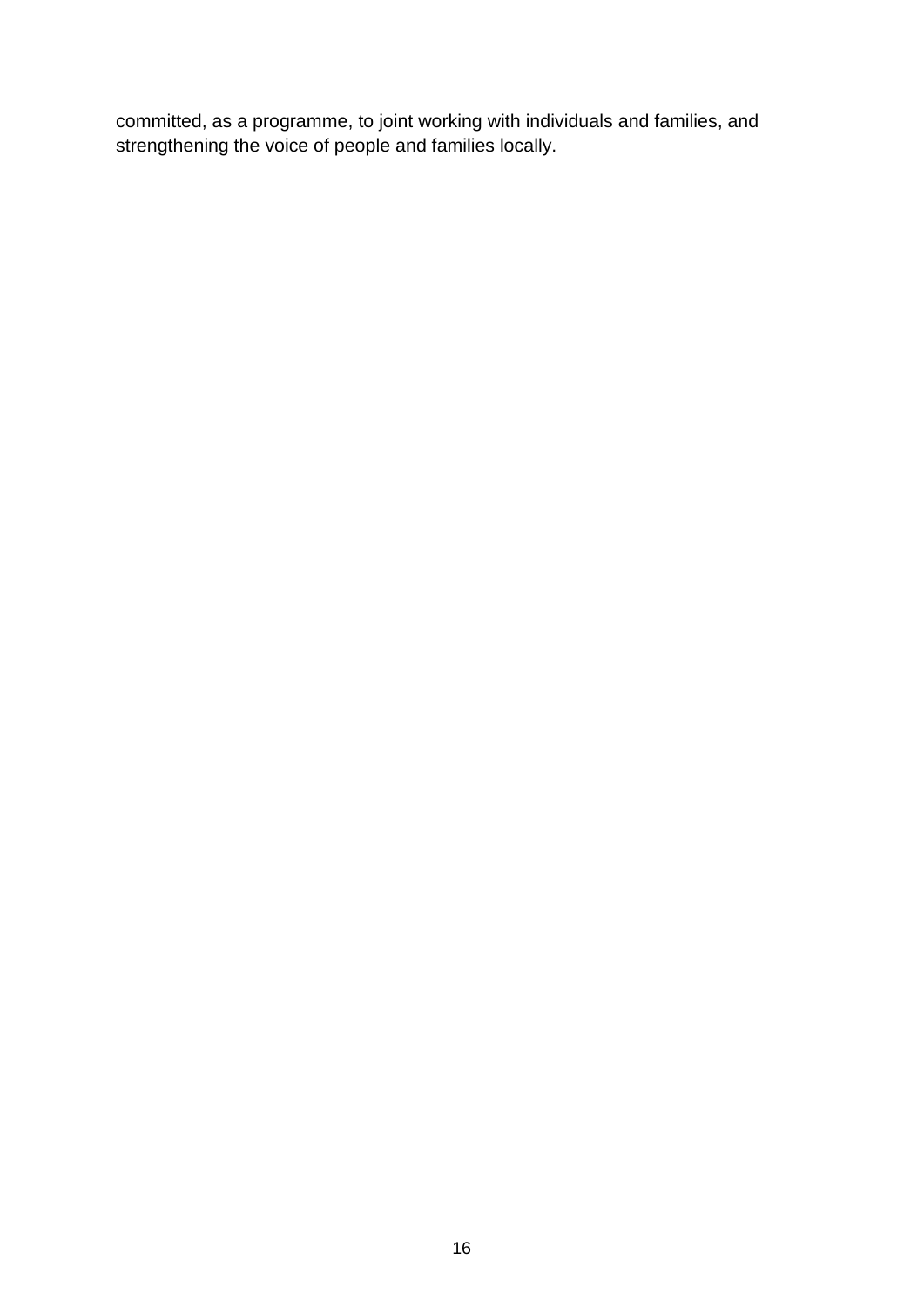committed, as a programme, to joint working with individuals and families, and strengthening the voice of people and families locally.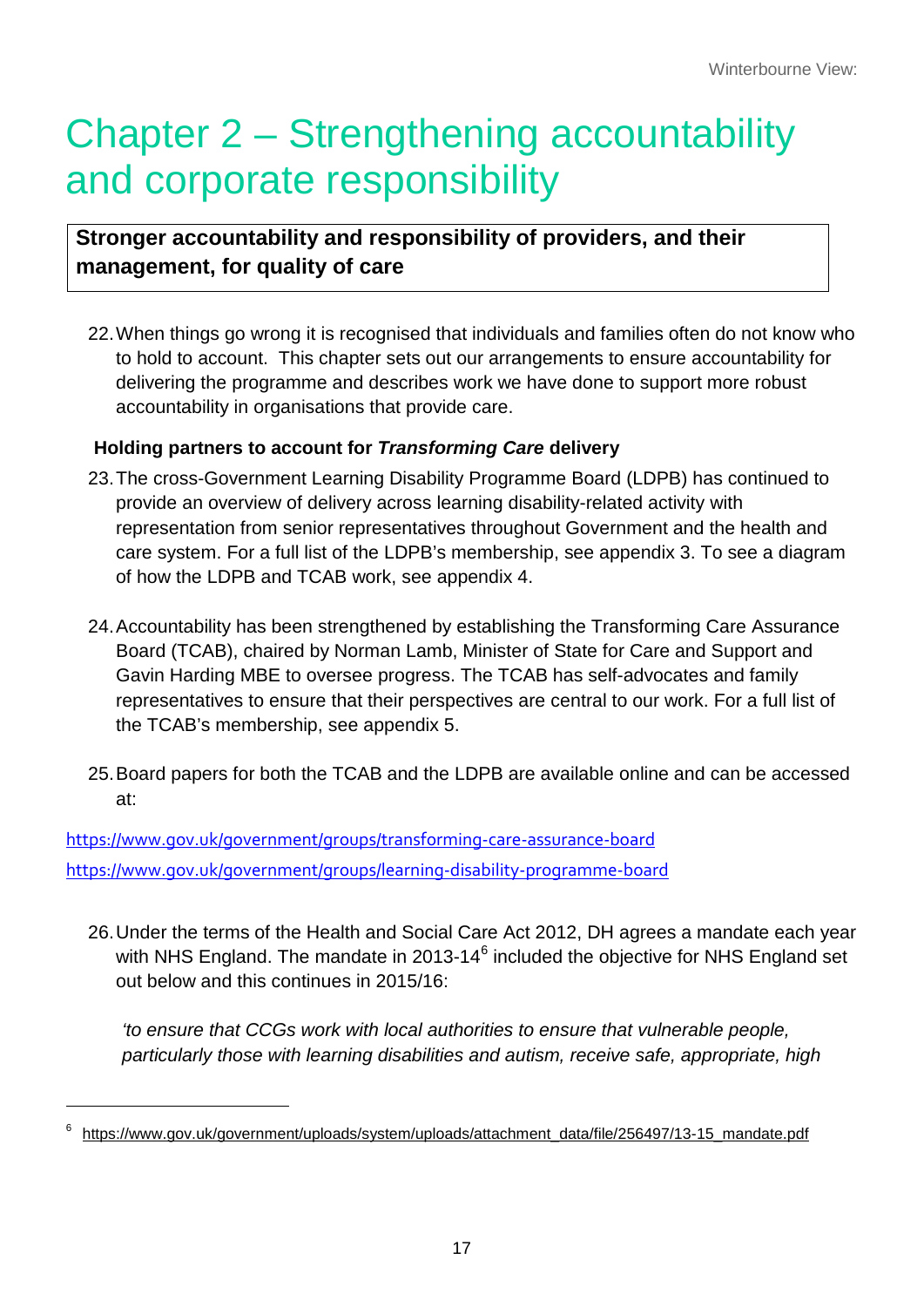# Chapter 2 – Strengthening accountability and corporate responsibility

**Stronger accountability and responsibility of providers, and their management, for quality of care**

22. When things go wrong it is recognised that individuals and families often do not know who to hold to account. This chapter sets out our arrangements to ensure accountability for delivering the programme and describes work we have done to support more robust accountability in organisations that provide care.

**Holding partners to account for *Transforming Care* delivery**

23. The cross-Government Learning Disability Programme Board (LDPB) has continued to provide an overview of delivery across learning disability-related activity with representation from senior representatives throughout Government and the health and care system. For a full list of the LDPB's membership, see appendix 3. To see a diagram of how the LDPB and TCAB work, see appendix 4.

24. Accountability has been strengthened by establishing the Transforming Care Assurance Board (TCAB), chaired by Norman Lamb, Minister of State for Care and Support and Gavin Harding MBE to oversee progress. The TCAB has self-advocates and family representatives to ensure that their perspectives are central to our work. For a full list of the TCAB's membership, see appendix 5.

25. Board papers for both the TCAB and the LDPB are available online and can be accessed at:

https://www.gov.uk/government/groups/transforming-care-assurance-board
https://www.gov.uk/government/groups/learning-disability-programme-board

26. Under the terms of the Health and Social Care Act 2012, DH agrees a mandate each year with NHS England. The mandate in 2013-14[6] included the objective for NHS England set out below and this continues in 2015/16:

*'to ensure that CCGs work with local authorities to ensure that vulnerable people, particularly those with learning disabilities and autism, receive safe, appropriate, high*

---

[6] https://www.gov.uk/government/uploads/system/uploads/attachment_data/file/256497/13-15_mandate.pdf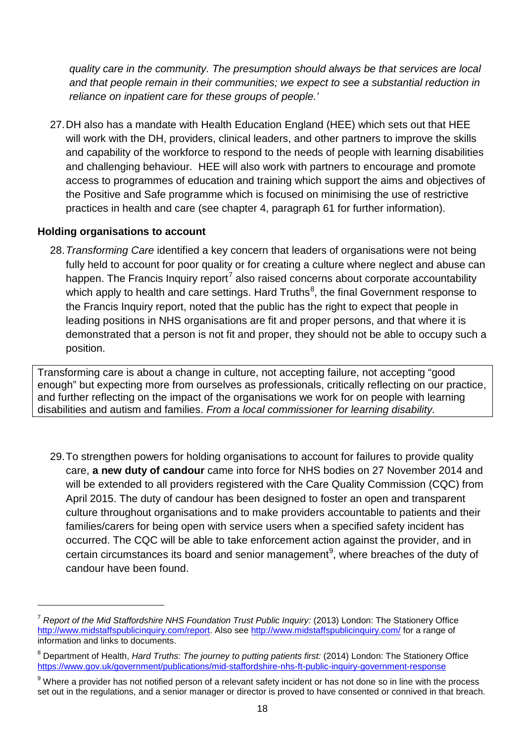*quality care in the community. The presumption should always be that services are local and that people remain in their communities; we expect to see a substantial reduction in reliance on inpatient care for these groups of people.'*

27. DH also has a mandate with Health Education England (HEE) which sets out that HEE will work with the DH, providers, clinical leaders, and other partners to improve the skills and capability of the workforce to respond to the needs of people with learning disabilities and challenging behaviour. HEE will also work with partners to encourage and promote access to programmes of education and training which support the aims and objectives of the Positive and Safe programme which is focused on minimising the use of restrictive practices in health and care (see chapter 4, paragraph 61 for further information).

**Holding organisations to account**

28. *Transforming Care* identified a key concern that leaders of organisations were not being fully held to account for poor quality or for creating a culture where neglect and abuse can happen. The Francis Inquiry report[7] also raised concerns about corporate accountability which apply to health and care settings. Hard Truths[8], the final Government response to the Francis Inquiry report, noted that the public has the right to expect that people in leading positions in NHS organisations are fit and proper persons, and that where it is demonstrated that a person is not fit and proper, they should not be able to occupy such a position.

> Transforming care is about a change in culture, not accepting failure, not accepting "good enough" but expecting more from ourselves as professionals, critically reflecting on our practice, and further reflecting on the impact of the organisations we work for on people with learning disabilities and autism and families. *From a local commissioner for learning disability.*

29. To strengthen powers for holding organisations to account for failures to provide quality care, **a new duty of candour** came into force for NHS bodies on 27 November 2014 and will be extended to all providers registered with the Care Quality Commission (CQC) from April 2015. The duty of candour has been designed to foster an open and transparent culture throughout organisations and to make providers accountable to patients and their families/carers for being open with service users when a specified safety incident has occurred. The CQC will be able to take enforcement action against the provider, and in certain circumstances its board and senior management[9], where breaches of the duty of candour have been found.

---

[7] *Report of the Mid Staffordshire NHS Foundation Trust Public Inquiry:* (2013) London: The Stationery Office http://www.midstaffspublicinquiry.com/report. Also see http://www.midstaffspublicinquiry.com/ for a range of information and links to documents.

[8] Department of Health, *Hard Truths: The journey to putting patients first:* (2014) London: The Stationery Office https://www.gov.uk/government/publications/mid-staffordshire-nhs-ft-public-inquiry-government-response

[9] Where a provider has not notified person of a relevant safety incident or has not done so in line with the process set out in the regulations, and a senior manager or director is proved to have consented or connived in that breach.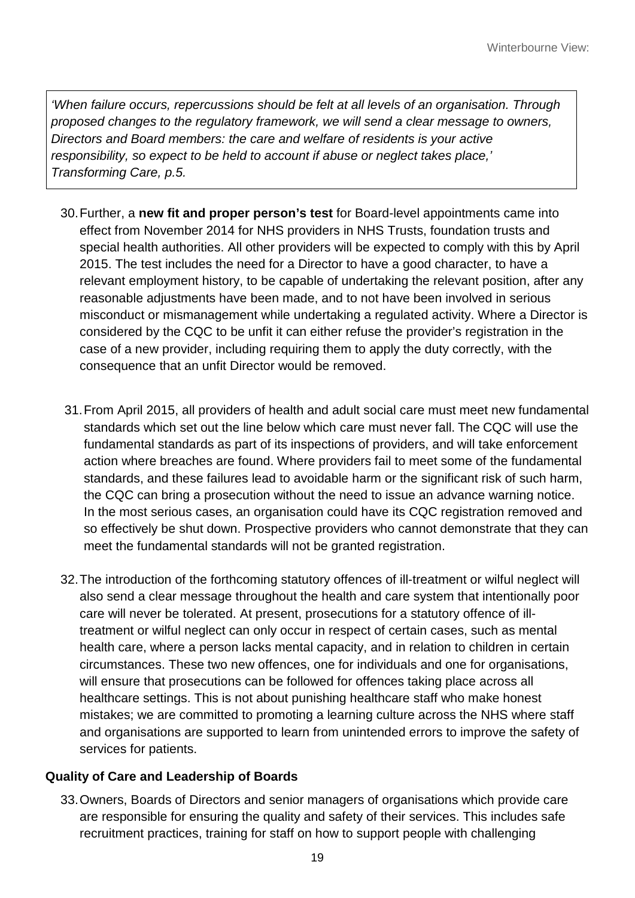*'When failure occurs, repercussions should be felt at all levels of an organisation. Through proposed changes to the regulatory framework, we will send a clear message to owners, Directors and Board members: the care and welfare of residents is your active responsibility, so expect to be held to account if abuse or neglect takes place,' Transforming Care, p.5.*

30. Further, a **new fit and proper person's test** for Board-level appointments came into effect from November 2014 for NHS providers in NHS Trusts, foundation trusts and special health authorities. All other providers will be expected to comply with this by April 2015. The test includes the need for a Director to have a good character, to have a relevant employment history, to be capable of undertaking the relevant position, after any reasonable adjustments have been made, and to not have been involved in serious misconduct or mismanagement while undertaking a regulated activity. Where a Director is considered by the CQC to be unfit it can either refuse the provider's registration in the case of a new provider, including requiring them to apply the duty correctly, with the consequence that an unfit Director would be removed.

31. From April 2015, all providers of health and adult social care must meet new fundamental standards which set out the line below which care must never fall. The CQC will use the fundamental standards as part of its inspections of providers, and will take enforcement action where breaches are found. Where providers fail to meet some of the fundamental standards, and these failures lead to avoidable harm or the significant risk of such harm, the CQC can bring a prosecution without the need to issue an advance warning notice. In the most serious cases, an organisation could have its CQC registration removed and so effectively be shut down. Prospective providers who cannot demonstrate that they can meet the fundamental standards will not be granted registration.

32. The introduction of the forthcoming statutory offences of ill-treatment or wilful neglect will also send a clear message throughout the health and care system that intentionally poor care will never be tolerated. At present, prosecutions for a statutory offence of ill-treatment or wilful neglect can only occur in respect of certain cases, such as mental health care, where a person lacks mental capacity, and in relation to children in certain circumstances. These two new offences, one for individuals and one for organisations, will ensure that prosecutions can be followed for offences taking place across all healthcare settings. This is not about punishing healthcare staff who make honest mistakes; we are committed to promoting a learning culture across the NHS where staff and organisations are supported to learn from unintended errors to improve the safety of services for patients.

### Quality of Care and Leadership of Boards

33. Owners, Boards of Directors and senior managers of organisations which provide care are responsible for ensuring the quality and safety of their services. This includes safe recruitment practices, training for staff on how to support people with challenging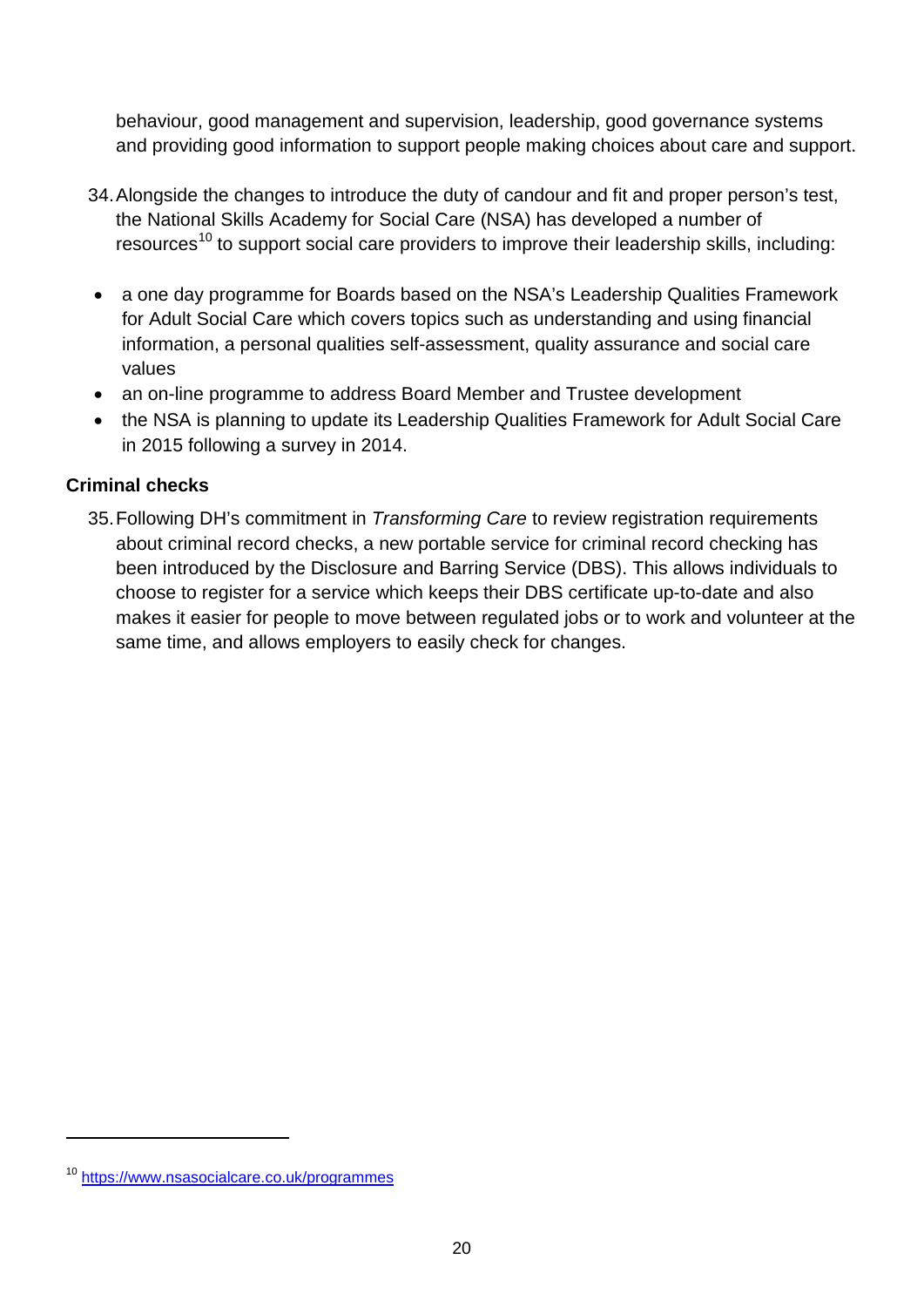behaviour, good management and supervision, leadership, good governance systems and providing good information to support people making choices about care and support.

34. Alongside the changes to introduce the duty of candour and fit and proper person's test, the National Skills Academy for Social Care (NSA) has developed a number of resources[10] to support social care providers to improve their leadership skills, including:

- a one day programme for Boards based on the NSA's Leadership Qualities Framework for Adult Social Care which covers topics such as understanding and using financial information, a personal qualities self-assessment, quality assurance and social care values
- an on-line programme to address Board Member and Trustee development
- the NSA is planning to update its Leadership Qualities Framework for Adult Social Care in 2015 following a survey in 2014.

**Criminal checks**

35. Following DH's commitment in *Transforming Care* to review registration requirements about criminal record checks, a new portable service for criminal record checking has been introduced by the Disclosure and Barring Service (DBS). This allows individuals to choose to register for a service which keeps their DBS certificate up-to-date and also makes it easier for people to move between regulated jobs or to work and volunteer at the same time, and allows employers to easily check for changes.

[10] https://www.nsasocialcare.co.uk/programmes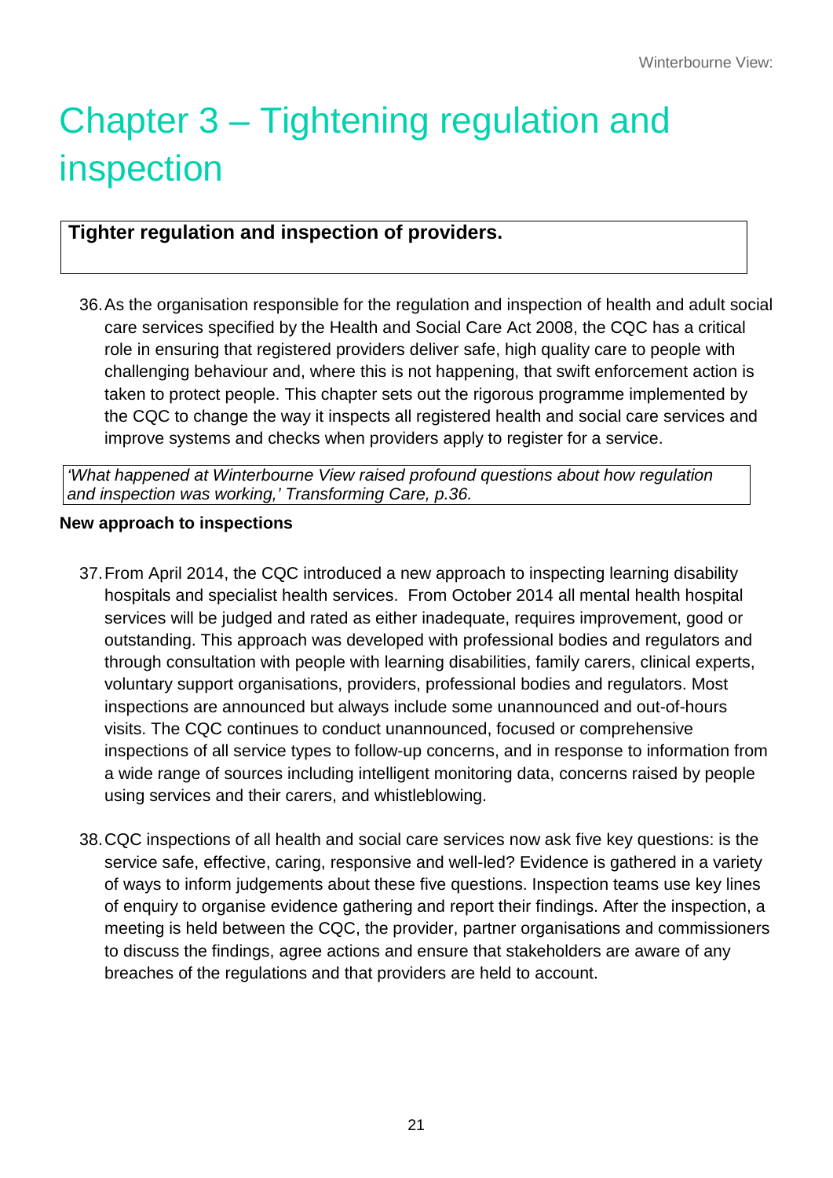# Chapter 3 – Tightening regulation and inspection

**Tighter regulation and inspection of providers.**

36. As the organisation responsible for the regulation and inspection of health and adult social care services specified by the Health and Social Care Act 2008, the CQC has a critical role in ensuring that registered providers deliver safe, high quality care to people with challenging behaviour and, where this is not happening, that swift enforcement action is taken to protect people. This chapter sets out the rigorous programme implemented by the CQC to change the way it inspects all registered health and social care services and improve systems and checks when providers apply to register for a service.

*'What happened at Winterbourne View raised profound questions about how regulation and inspection was working,' Transforming Care, p.36.*

**New approach to inspections**

37. From April 2014, the CQC introduced a new approach to inspecting learning disability hospitals and specialist health services. From October 2014 all mental health hospital services will be judged and rated as either inadequate, requires improvement, good or outstanding. This approach was developed with professional bodies and regulators and through consultation with people with learning disabilities, family carers, clinical experts, voluntary support organisations, providers, professional bodies and regulators. Most inspections are announced but always include some unannounced and out-of-hours visits. The CQC continues to conduct unannounced, focused or comprehensive inspections of all service types to follow-up concerns, and in response to information from a wide range of sources including intelligent monitoring data, concerns raised by people using services and their carers, and whistleblowing.

38. CQC inspections of all health and social care services now ask five key questions: is the service safe, effective, caring, responsive and well-led? Evidence is gathered in a variety of ways to inform judgements about these five questions. Inspection teams use key lines of enquiry to organise evidence gathering and report their findings. After the inspection, a meeting is held between the CQC, the provider, partner organisations and commissioners to discuss the findings, agree actions and ensure that stakeholders are aware of any breaches of the regulations and that providers are held to account.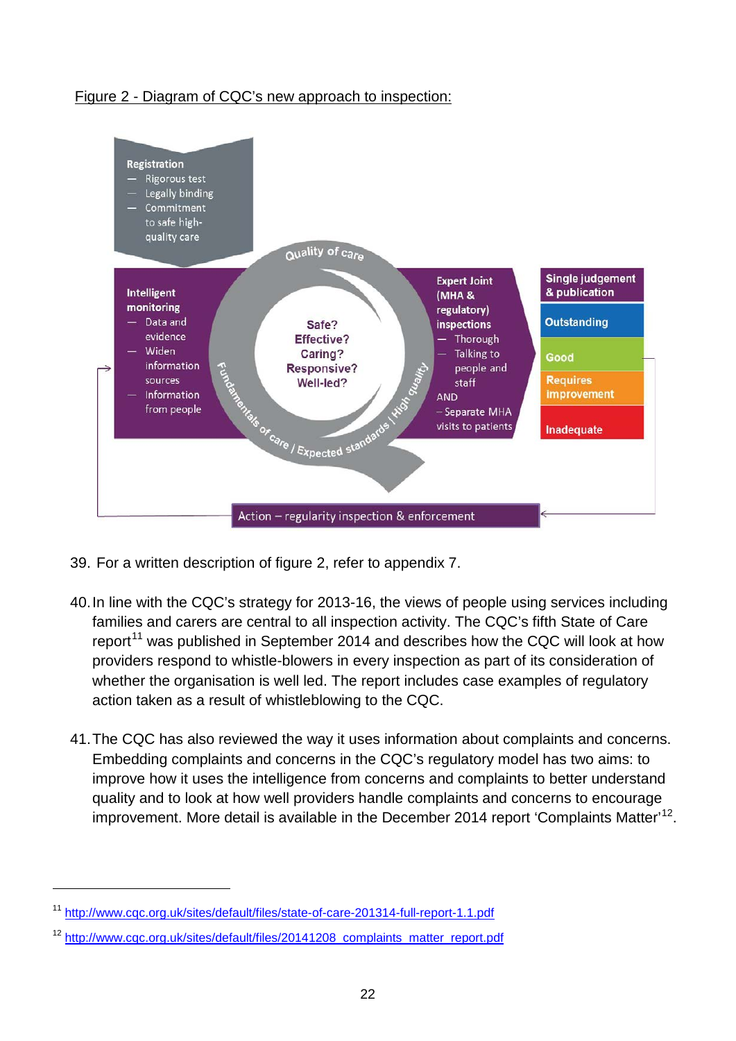Figure 2 - Diagram of CQC's new approach to inspection:

**Registration**
- Rigorous test
- Legally binding
- Commitment to safe high-quality care

**Intelligent monitoring**
- Data and evidence
- Widen information sources
- Information from people

Quality of care

Safe?
Effective?
Caring?
Responsive?
Well-led?

Fundamentals of care / Expected standards / High quality

**Expert Joint (MHA & regulatory) inspections**
- Thorough
- Talking to people and staff

AND
- Separate MHA visits to patients

**Single judgement & publication**
- Outstanding
- Good
- Requires improvement
- Inadequate

Action – regularity inspection & enforcement

39. For a written description of figure 2, refer to appendix 7.

40. In line with the CQC's strategy for 2013-16, the views of people using services including families and carers are central to all inspection activity. The CQC's fifth State of Care report[11] was published in September 2014 and describes how the CQC will look at how providers respond to whistle-blowers in every inspection as part of its consideration of whether the organisation is well led. The report includes case examples of regulatory action taken as a result of whistleblowing to the CQC.

41. The CQC has also reviewed the way it uses information about complaints and concerns. Embedding complaints and concerns in the CQC's regulatory model has two aims: to improve how it uses the intelligence from concerns and complaints to better understand quality and to look at how well providers handle complaints and concerns to encourage improvement. More detail is available in the December 2014 report 'Complaints Matter'[12].

---

[11] http://www.cqc.org.uk/sites/default/files/state-of-care-201314-full-report-1.1.pdf

[12] http://www.cqc.org.uk/sites/default/files/20141208_complaints_matter_report.pdf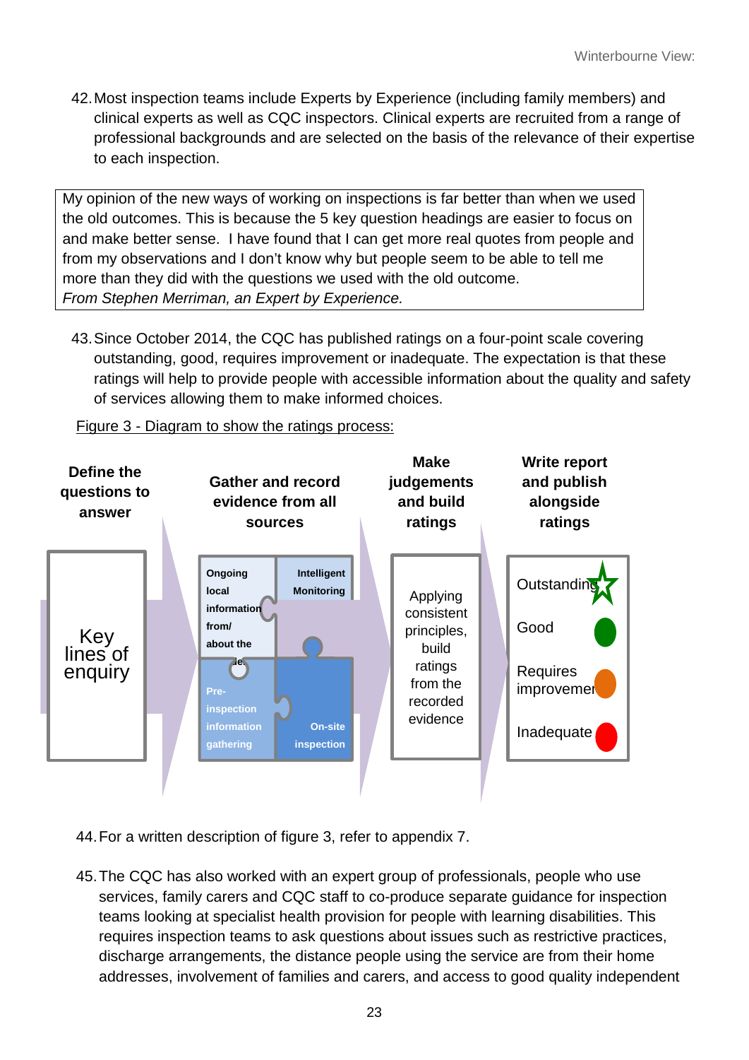42. Most inspection teams include Experts by Experience (including family members) and clinical experts as well as CQC inspectors. Clinical experts are recruited from a range of professional backgrounds and are selected on the basis of the relevance of their expertise to each inspection.

> My opinion of the new ways of working on inspections is far better than when we used the old outcomes. This is because the 5 key question headings are easier to focus on and make better sense. I have found that I can get more real quotes from people and from my observations and I don't know why but people seem to be able to tell me more than they did with the questions we used with the old outcome.
> *From Stephen Merriman, an Expert by Experience.*

43. Since October 2014, the CQC has published ratings on a four-point scale covering outstanding, good, requires improvement or inadequate. The expectation is that these ratings will help to provide people with accessible information about the quality and safety of services allowing them to make informed choices.

Figure 3 - Diagram to show the ratings process:

| Define the questions to answer | Gather and record evidence from all sources | Make judgements and build ratings | Write report and publish alongside ratings |
|---|---|---|---|
| Key lines of enquiry | Ongoing local information from/about the provider; Intelligent Monitoring; Pre-inspection information gathering; On-site inspection | Applying consistent principles, build ratings from the recorded evidence | Outstanding; Good; Requires improvement; Inadequate |

44. For a written description of figure 3, refer to appendix 7.

45. The CQC has also worked with an expert group of professionals, people who use services, family carers and CQC staff to co-produce separate guidance for inspection teams looking at specialist health provision for people with learning disabilities. This requires inspection teams to ask questions about issues such as restrictive practices, discharge arrangements, the distance people using the service are from their home addresses, involvement of families and carers, and access to good quality independent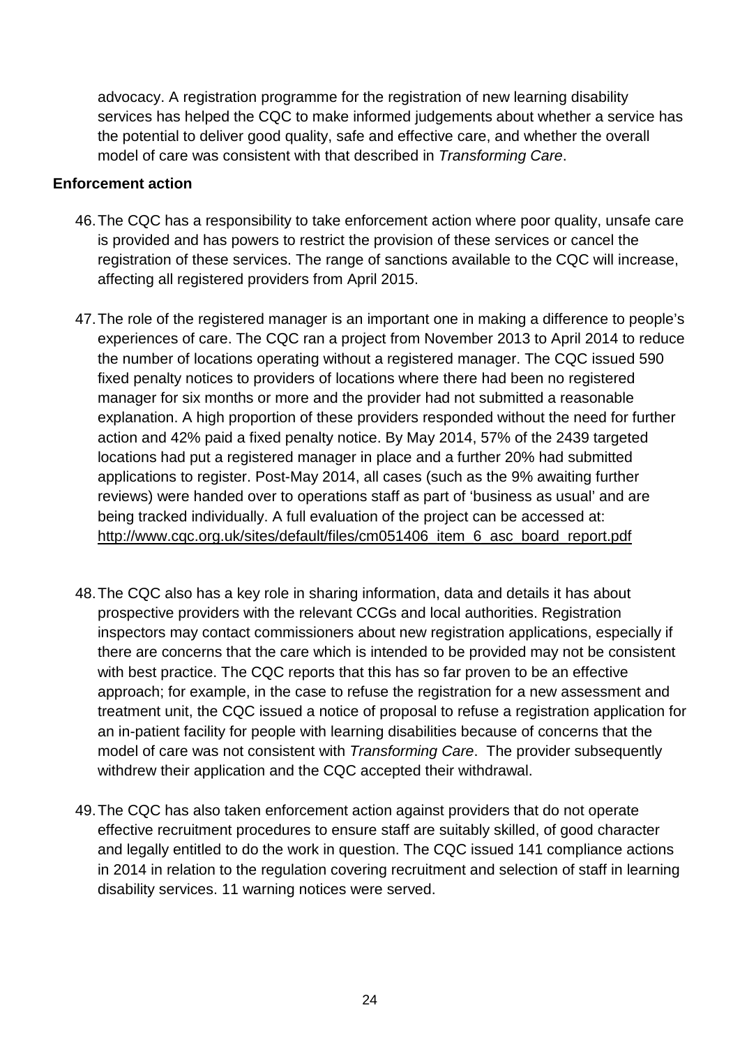advocacy. A registration programme for the registration of new learning disability services has helped the CQC to make informed judgements about whether a service has the potential to deliver good quality, safe and effective care, and whether the overall model of care was consistent with that described in *Transforming Care*.

**Enforcement action**

46. The CQC has a responsibility to take enforcement action where poor quality, unsafe care is provided and has powers to restrict the provision of these services or cancel the registration of these services. The range of sanctions available to the CQC will increase, affecting all registered providers from April 2015.

47. The role of the registered manager is an important one in making a difference to people's experiences of care. The CQC ran a project from November 2013 to April 2014 to reduce the number of locations operating without a registered manager. The CQC issued 590 fixed penalty notices to providers of locations where there had been no registered manager for six months or more and the provider had not submitted a reasonable explanation. A high proportion of these providers responded without the need for further action and 42% paid a fixed penalty notice. By May 2014, 57% of the 2439 targeted locations had put a registered manager in place and a further 20% had submitted applications to register. Post-May 2014, all cases (such as the 9% awaiting further reviews) were handed over to operations staff as part of 'business as usual' and are being tracked individually. A full evaluation of the project can be accessed at: http://www.cqc.org.uk/sites/default/files/cm051406_item_6_asc_board_report.pdf

48. The CQC also has a key role in sharing information, data and details it has about prospective providers with the relevant CCGs and local authorities. Registration inspectors may contact commissioners about new registration applications, especially if there are concerns that the care which is intended to be provided may not be consistent with best practice. The CQC reports that this has so far proven to be an effective approach; for example, in the case to refuse the registration for a new assessment and treatment unit, the CQC issued a notice of proposal to refuse a registration application for an in-patient facility for people with learning disabilities because of concerns that the model of care was not consistent with *Transforming Care*. The provider subsequently withdrew their application and the CQC accepted their withdrawal.

49. The CQC has also taken enforcement action against providers that do not operate effective recruitment procedures to ensure staff are suitably skilled, of good character and legally entitled to do the work in question. The CQC issued 141 compliance actions in 2014 in relation to the regulation covering recruitment and selection of staff in learning disability services. 11 warning notices were served.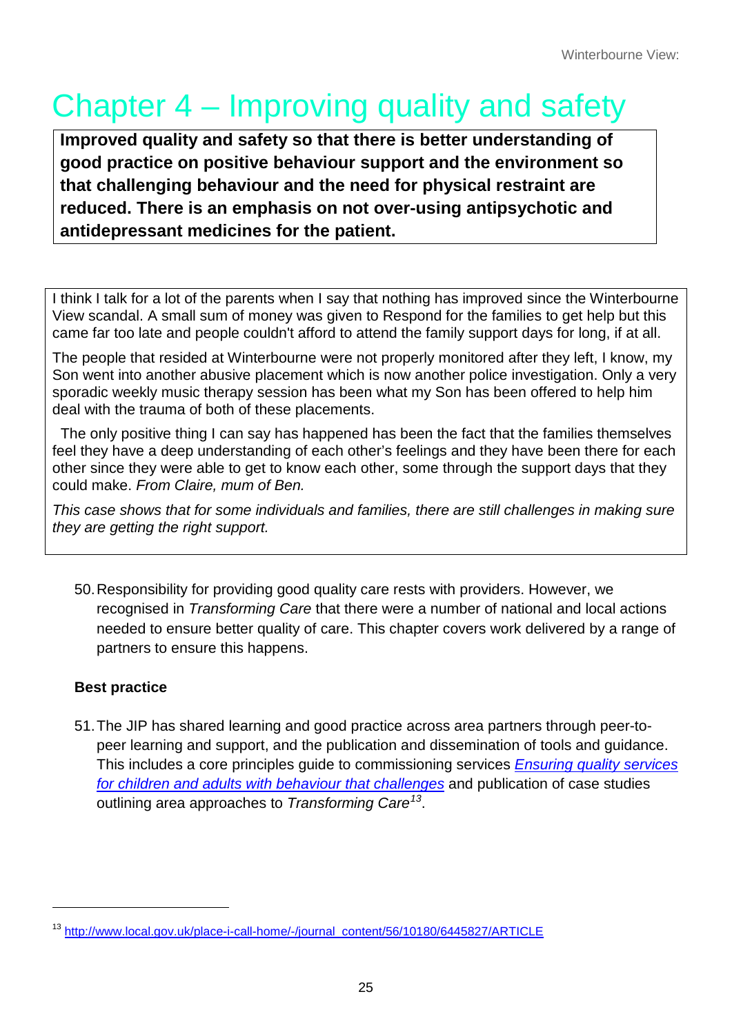# Chapter 4 – Improving quality and safety

**Improved quality and safety so that there is better understanding of good practice on positive behaviour support and the environment so that challenging behaviour and the need for physical restraint are reduced. There is an emphasis on not over-using antipsychotic and antidepressant medicines for the patient.**

I think I talk for a lot of the parents when I say that nothing has improved since the Winterbourne View scandal. A small sum of money was given to Respond for the families to get help but this came far too late and people couldn't afford to attend the family support days for long, if at all.

The people that resided at Winterbourne were not properly monitored after they left, I know, my Son went into another abusive placement which is now another police investigation. Only a very sporadic weekly music therapy session has been what my Son has been offered to help him deal with the trauma of both of these placements.

The only positive thing I can say has happened has been the fact that the families themselves feel they have a deep understanding of each other's feelings and they have been there for each other since they were able to get to know each other, some through the support days that they could make. *From Claire, mum of Ben.*

*This case shows that for some individuals and families, there are still challenges in making sure they are getting the right support.*

50. Responsibility for providing good quality care rests with providers. However, we recognised in *Transforming Care* that there were a number of national and local actions needed to ensure better quality of care. This chapter covers work delivered by a range of partners to ensure this happens.

**Best practice**

51. The JIP has shared learning and good practice across area partners through peer-to-peer learning and support, and the publication and dissemination of tools and guidance. This includes a core principles guide to commissioning services *Ensuring quality services for children and adults with behaviour that challenges* and publication of case studies outlining area approaches to *Transforming Care*[13].

[13] http://www.local.gov.uk/place-i-call-home/-/journal_content/56/10180/6445827/ARTICLE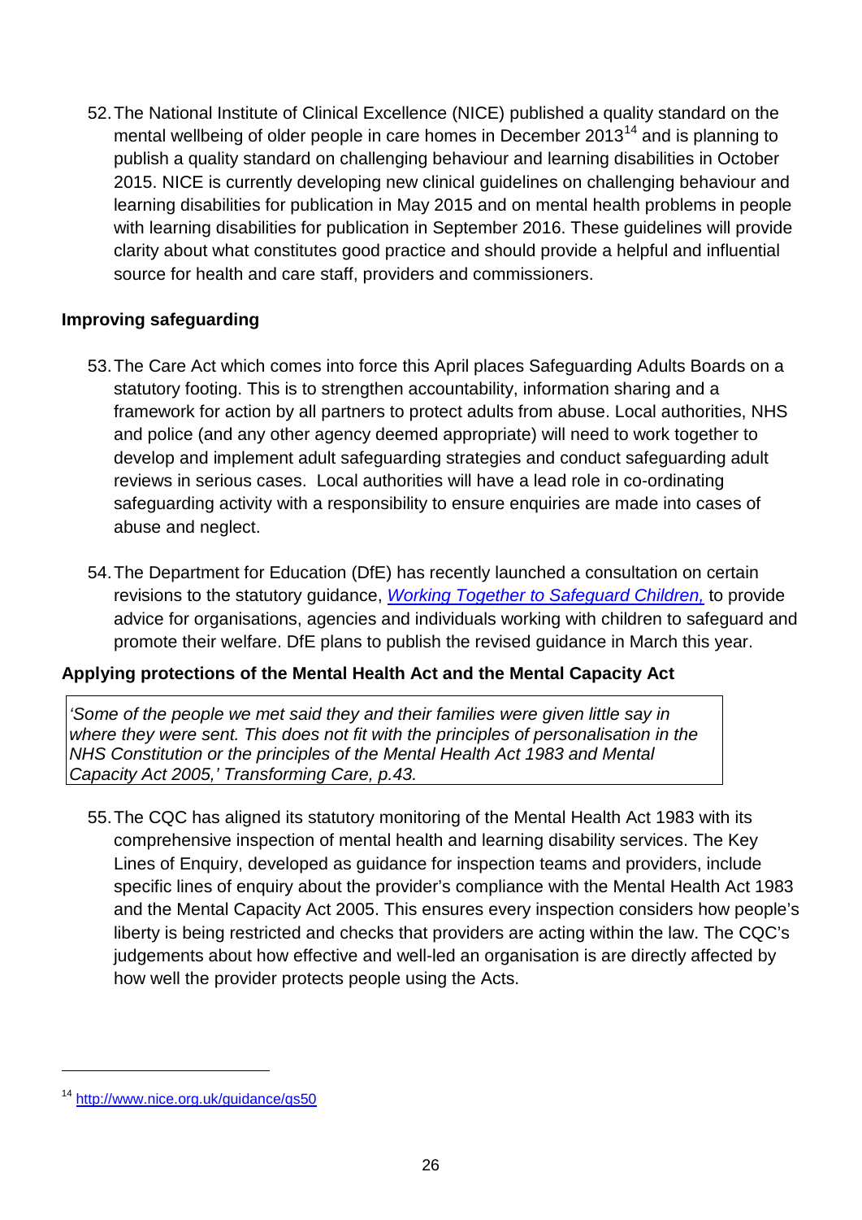52. The National Institute of Clinical Excellence (NICE) published a quality standard on the mental wellbeing of older people in care homes in December 2013[14] and is planning to publish a quality standard on challenging behaviour and learning disabilities in October 2015. NICE is currently developing new clinical guidelines on challenging behaviour and learning disabilities for publication in May 2015 and on mental health problems in people with learning disabilities for publication in September 2016. These guidelines will provide clarity about what constitutes good practice and should provide a helpful and influential source for health and care staff, providers and commissioners.

**Improving safeguarding**

53. The Care Act which comes into force this April places Safeguarding Adults Boards on a statutory footing. This is to strengthen accountability, information sharing and a framework for action by all partners to protect adults from abuse. Local authorities, NHS and police (and any other agency deemed appropriate) will need to work together to develop and implement adult safeguarding strategies and conduct safeguarding adult reviews in serious cases. Local authorities will have a lead role in co-ordinating safeguarding activity with a responsibility to ensure enquiries are made into cases of abuse and neglect.

54. The Department for Education (DfE) has recently launched a consultation on certain revisions to the statutory guidance, *Working Together to Safeguard Children,* to provide advice for organisations, agencies and individuals working with children to safeguard and promote their welfare. DfE plans to publish the revised guidance in March this year.

**Applying protections of the Mental Health Act and the Mental Capacity Act**

> *'Some of the people we met said they and their families were given little say in where they were sent. This does not fit with the principles of personalisation in the NHS Constitution or the principles of the Mental Health Act 1983 and Mental Capacity Act 2005,' Transforming Care, p.43.*

55. The CQC has aligned its statutory monitoring of the Mental Health Act 1983 with its comprehensive inspection of mental health and learning disability services. The Key Lines of Enquiry, developed as guidance for inspection teams and providers, include specific lines of enquiry about the provider's compliance with the Mental Health Act 1983 and the Mental Capacity Act 2005. This ensures every inspection considers how people's liberty is being restricted and checks that providers are acting within the law. The CQC's judgements about how effective and well-led an organisation is are directly affected by how well the provider protects people using the Acts.

---

[14] http://www.nice.org.uk/guidance/qs50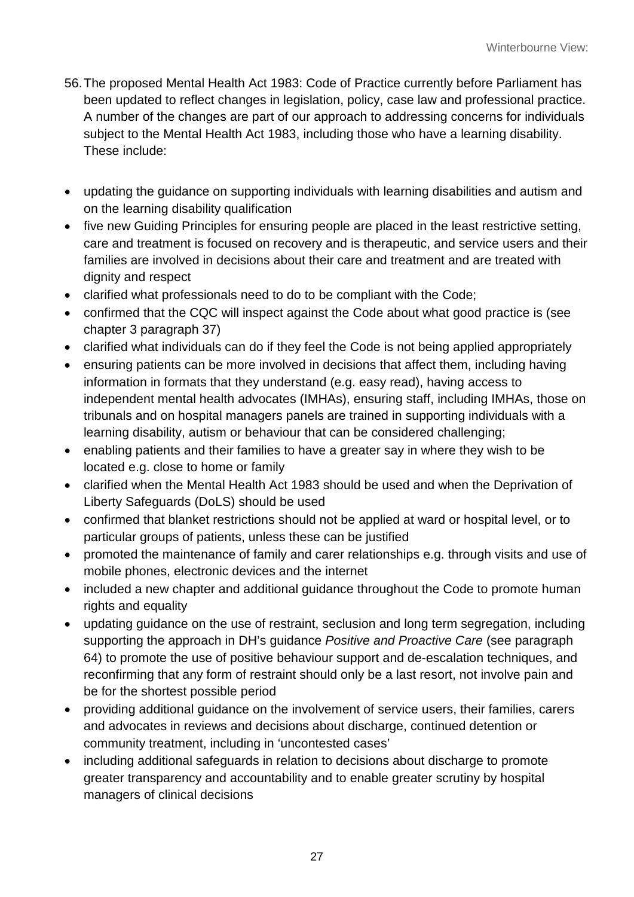56. The proposed Mental Health Act 1983: Code of Practice currently before Parliament has been updated to reflect changes in legislation, policy, case law and professional practice. A number of the changes are part of our approach to addressing concerns for individuals subject to the Mental Health Act 1983, including those who have a learning disability. These include:

- updating the guidance on supporting individuals with learning disabilities and autism and on the learning disability qualification
- five new Guiding Principles for ensuring people are placed in the least restrictive setting, care and treatment is focused on recovery and is therapeutic, and service users and their families are involved in decisions about their care and treatment and are treated with dignity and respect
- clarified what professionals need to do to be compliant with the Code;
- confirmed that the CQC will inspect against the Code about what good practice is (see chapter 3 paragraph 37)
- clarified what individuals can do if they feel the Code is not being applied appropriately
- ensuring patients can be more involved in decisions that affect them, including having information in formats that they understand (e.g. easy read), having access to independent mental health advocates (IMHAs), ensuring staff, including IMHAs, those on tribunals and on hospital managers panels are trained in supporting individuals with a learning disability, autism or behaviour that can be considered challenging;
- enabling patients and their families to have a greater say in where they wish to be located e.g. close to home or family
- clarified when the Mental Health Act 1983 should be used and when the Deprivation of Liberty Safeguards (DoLS) should be used
- confirmed that blanket restrictions should not be applied at ward or hospital level, or to particular groups of patients, unless these can be justified
- promoted the maintenance of family and carer relationships e.g. through visits and use of mobile phones, electronic devices and the internet
- included a new chapter and additional guidance throughout the Code to promote human rights and equality
- updating guidance on the use of restraint, seclusion and long term segregation, including supporting the approach in DH's guidance *Positive and Proactive Care* (see paragraph 64) to promote the use of positive behaviour support and de-escalation techniques, and reconfirming that any form of restraint should only be a last resort, not involve pain and be for the shortest possible period
- providing additional guidance on the involvement of service users, their families, carers and advocates in reviews and decisions about discharge, continued detention or community treatment, including in 'uncontested cases'
- including additional safeguards in relation to decisions about discharge to promote greater transparency and accountability and to enable greater scrutiny by hospital managers of clinical decisions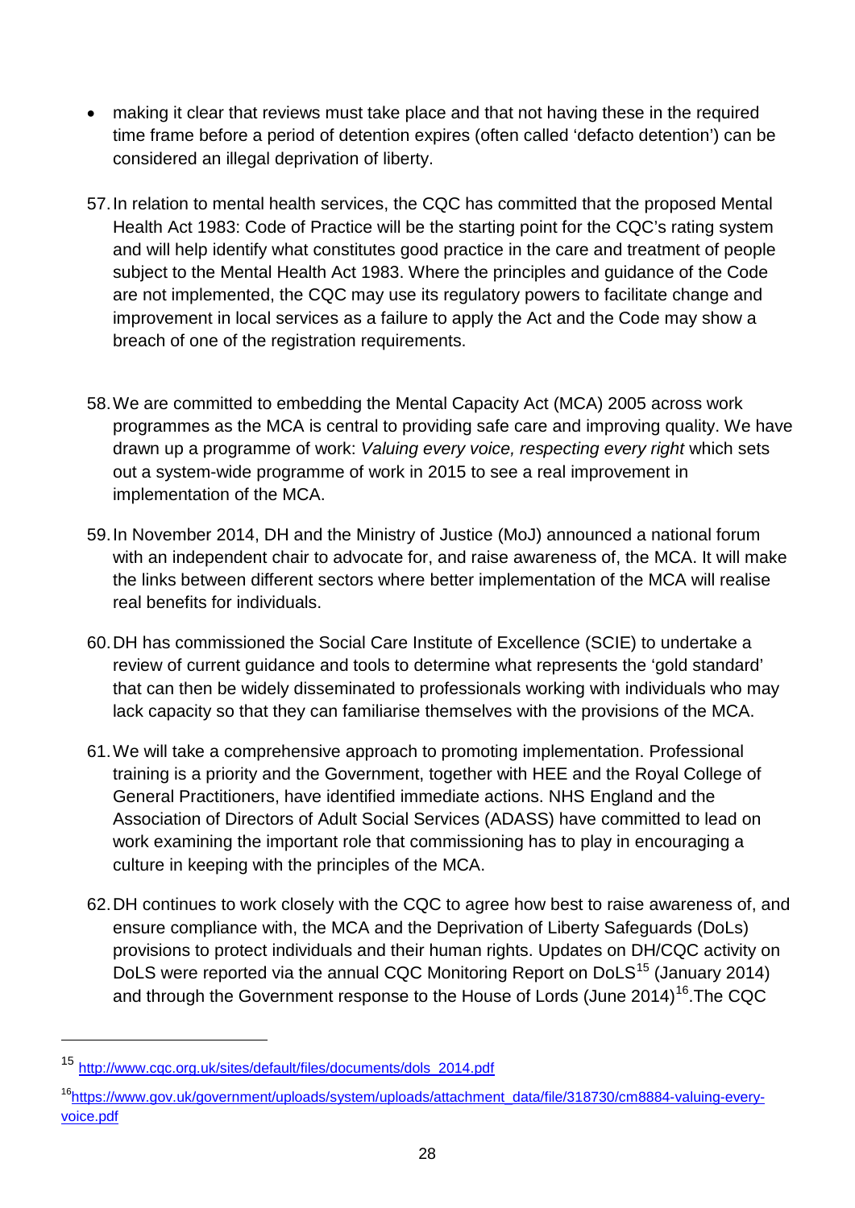- making it clear that reviews must take place and that not having these in the required time frame before a period of detention expires (often called 'defacto detention') can be considered an illegal deprivation of liberty.

57. In relation to mental health services, the CQC has committed that the proposed Mental Health Act 1983: Code of Practice will be the starting point for the CQC's rating system and will help identify what constitutes good practice in the care and treatment of people subject to the Mental Health Act 1983. Where the principles and guidance of the Code are not implemented, the CQC may use its regulatory powers to facilitate change and improvement in local services as a failure to apply the Act and the Code may show a breach of one of the registration requirements.

58. We are committed to embedding the Mental Capacity Act (MCA) 2005 across work programmes as the MCA is central to providing safe care and improving quality. We have drawn up a programme of work: *Valuing every voice, respecting every right* which sets out a system-wide programme of work in 2015 to see a real improvement in implementation of the MCA.

59. In November 2014, DH and the Ministry of Justice (MoJ) announced a national forum with an independent chair to advocate for, and raise awareness of, the MCA. It will make the links between different sectors where better implementation of the MCA will realise real benefits for individuals.

60. DH has commissioned the Social Care Institute of Excellence (SCIE) to undertake a review of current guidance and tools to determine what represents the 'gold standard' that can then be widely disseminated to professionals working with individuals who may lack capacity so that they can familiarise themselves with the provisions of the MCA.

61. We will take a comprehensive approach to promoting implementation. Professional training is a priority and the Government, together with HEE and the Royal College of General Practitioners, have identified immediate actions. NHS England and the Association of Directors of Adult Social Services (ADASS) have committed to lead on work examining the important role that commissioning has to play in encouraging a culture in keeping with the principles of the MCA.

62. DH continues to work closely with the CQC to agree how best to raise awareness of, and ensure compliance with, the MCA and the Deprivation of Liberty Safeguards (DoLs) provisions to protect individuals and their human rights. Updates on DH/CQC activity on DoLS were reported via the annual CQC Monitoring Report on DoLS[15] (January 2014) and through the Government response to the House of Lords (June 2014)[16].The CQC

---

[15] http://www.cqc.org.uk/sites/default/files/documents/dols_2014.pdf

[16] https://www.gov.uk/government/uploads/system/uploads/attachment_data/file/318730/cm8884-valuing-every-voice.pdf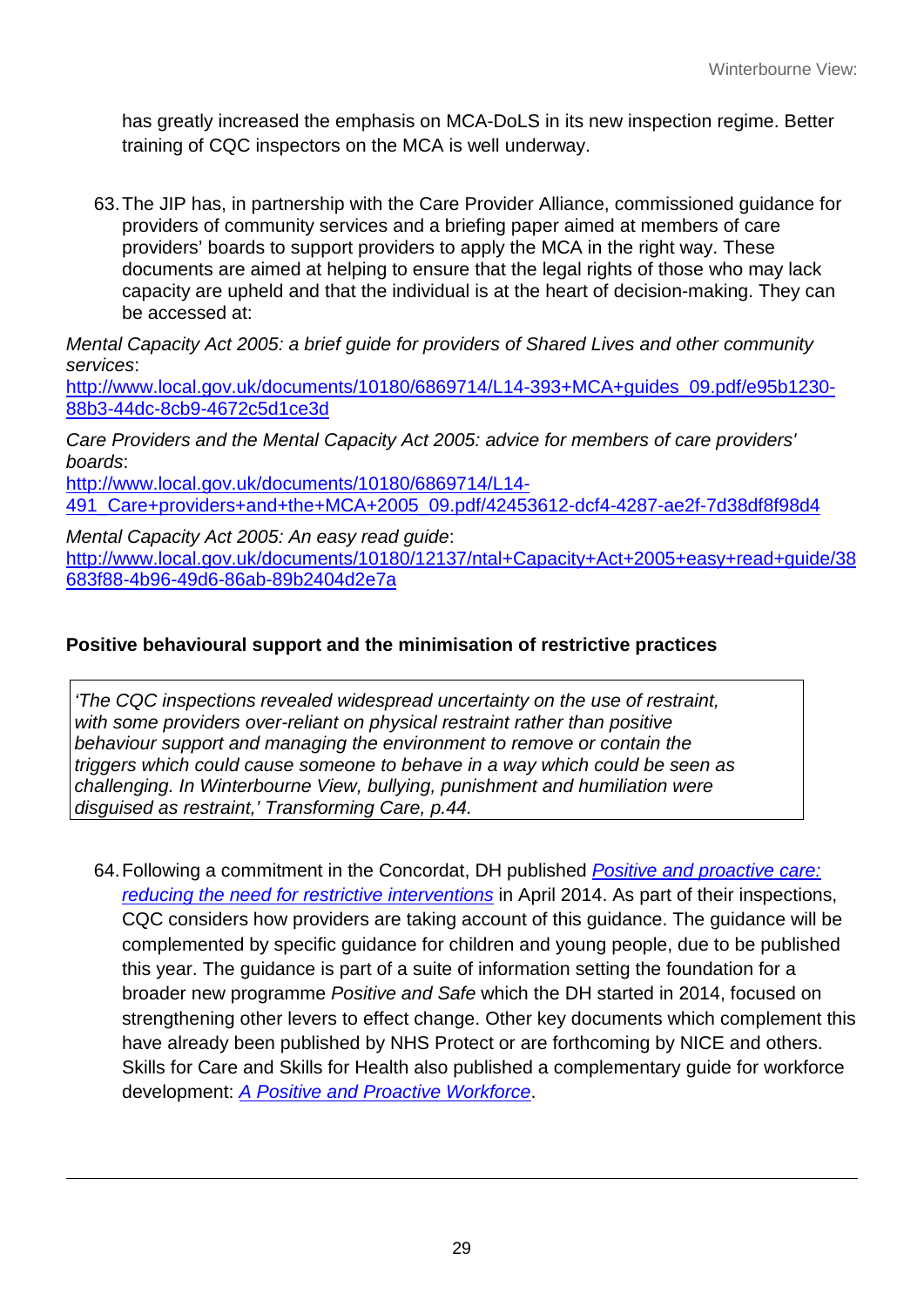has greatly increased the emphasis on MCA-DoLS in its new inspection regime. Better training of CQC inspectors on the MCA is well underway.

63. The JIP has, in partnership with the Care Provider Alliance, commissioned guidance for providers of community services and a briefing paper aimed at members of care providers' boards to support providers to apply the MCA in the right way. These documents are aimed at helping to ensure that the legal rights of those who may lack capacity are upheld and that the individual is at the heart of decision-making. They can be accessed at:

*Mental Capacity Act 2005: a brief guide for providers of Shared Lives and other community services*:
http://www.local.gov.uk/documents/10180/6869714/L14-393+MCA+guides_09.pdf/e95b1230-88b3-44dc-8cb9-4672c5d1ce3d

*Care Providers and the Mental Capacity Act 2005: advice for members of care providers' boards*:
http://www.local.gov.uk/documents/10180/6869714/L14-491_Care+providers+and+the+MCA+2005_09.pdf/42453612-dcf4-4287-ae2f-7d38df8f98d4

*Mental Capacity Act 2005: An easy read guide*:
http://www.local.gov.uk/documents/10180/12137/ntal+Capacity+Act+2005+easy+read+guide/38683f88-4b96-49d6-86ab-89b2404d2e7a

**Positive behavioural support and the minimisation of restrictive practices**

> *'The CQC inspections revealed widespread uncertainty on the use of restraint, with some providers over-reliant on physical restraint rather than positive behaviour support and managing the environment to remove or contain the triggers which could cause someone to behave in a way which could be seen as challenging. In Winterbourne View, bullying, punishment and humiliation were disguised as restraint,' Transforming Care, p.44.*

64. Following a commitment in the Concordat, DH published *Positive and proactive care: reducing the need for restrictive interventions* in April 2014. As part of their inspections, CQC considers how providers are taking account of this guidance. The guidance will be complemented by specific guidance for children and young people, due to be published this year. The guidance is part of a suite of information setting the foundation for a broader new programme *Positive and Safe* which the DH started in 2014, focused on strengthening other levers to effect change. Other key documents which complement this have already been published by NHS Protect or are forthcoming by NICE and others. Skills for Care and Skills for Health also published a complementary guide for workforce development: *A Positive and Proactive Workforce*.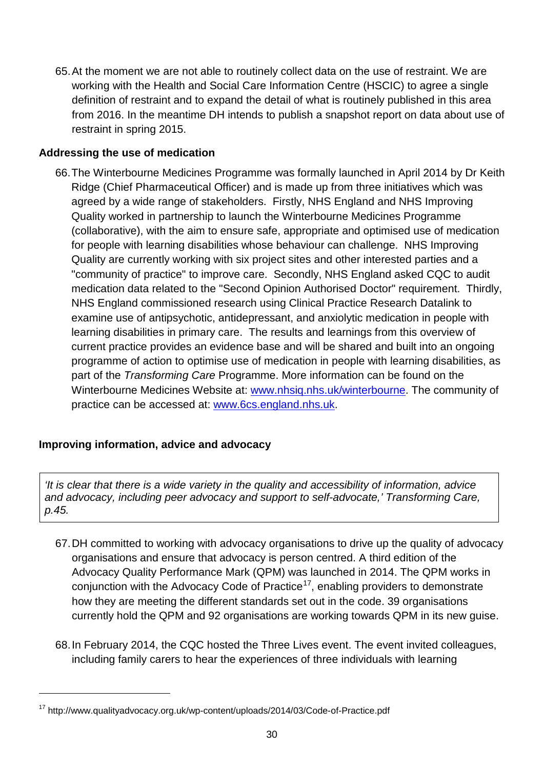65. At the moment we are not able to routinely collect data on the use of restraint. We are working with the Health and Social Care Information Centre (HSCIC) to agree a single definition of restraint and to expand the detail of what is routinely published in this area from 2016. In the meantime DH intends to publish a snapshot report on data about use of restraint in spring 2015.

**Addressing the use of medication**

66. The Winterbourne Medicines Programme was formally launched in April 2014 by Dr Keith Ridge (Chief Pharmaceutical Officer) and is made up from three initiatives which was agreed by a wide range of stakeholders. Firstly, NHS England and NHS Improving Quality worked in partnership to launch the Winterbourne Medicines Programme (collaborative), with the aim to ensure safe, appropriate and optimised use of medication for people with learning disabilities whose behaviour can challenge. NHS Improving Quality are currently working with six project sites and other interested parties and a "community of practice" to improve care. Secondly, NHS England asked CQC to audit medication data related to the "Second Opinion Authorised Doctor" requirement. Thirdly, NHS England commissioned research using Clinical Practice Research Datalink to examine use of antipsychotic, antidepressant, and anxiolytic medication in people with learning disabilities in primary care. The results and learnings from this overview of current practice provides an evidence base and will be shared and built into an ongoing programme of action to optimise use of medication in people with learning disabilities, as part of the *Transforming Care* Programme. More information can be found on the Winterbourne Medicines Website at: www.nhsiq.nhs.uk/winterbourne. The community of practice can be accessed at: www.6cs.england.nhs.uk.

**Improving information, advice and advocacy**

> *'It is clear that there is a wide variety in the quality and accessibility of information, advice and advocacy, including peer advocacy and support to self-advocate,' Transforming Care, p.45.*

67. DH committed to working with advocacy organisations to drive up the quality of advocacy organisations and ensure that advocacy is person centred. A third edition of the Advocacy Quality Performance Mark (QPM) was launched in 2014. The QPM works in conjunction with the Advocacy Code of Practice[17], enabling providers to demonstrate how they are meeting the different standards set out in the code. 39 organisations currently hold the QPM and 92 organisations are working towards QPM in its new guise.

68. In February 2014, the CQC hosted the Three Lives event. The event invited colleagues, including family carers to hear the experiences of three individuals with learning

[17] http://www.qualityadvocacy.org.uk/wp-content/uploads/2014/03/Code-of-Practice.pdf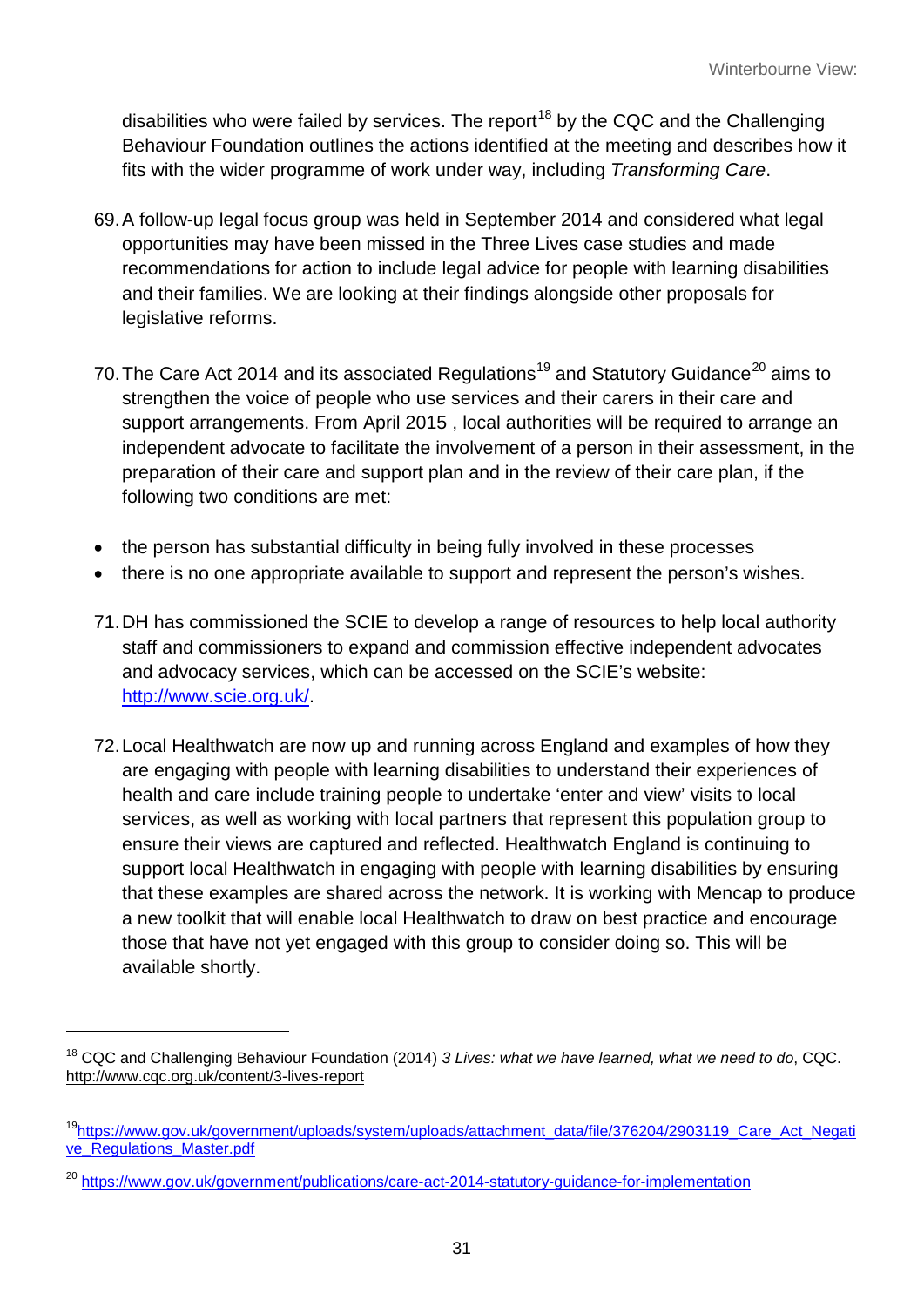disabilities who were failed by services. The report[18] by the CQC and the Challenging Behaviour Foundation outlines the actions identified at the meeting and describes how it fits with the wider programme of work under way, including *Transforming Care*.

69. A follow-up legal focus group was held in September 2014 and considered what legal opportunities may have been missed in the Three Lives case studies and made recommendations for action to include legal advice for people with learning disabilities and their families. We are looking at their findings alongside other proposals for legislative reforms.

70. The Care Act 2014 and its associated Regulations[19] and Statutory Guidance[20] aims to strengthen the voice of people who use services and their carers in their care and support arrangements. From April 2015 , local authorities will be required to arrange an independent advocate to facilitate the involvement of a person in their assessment, in the preparation of their care and support plan and in the review of their care plan, if the following two conditions are met:

- the person has substantial difficulty in being fully involved in these processes
- there is no one appropriate available to support and represent the person's wishes.

71. DH has commissioned the SCIE to develop a range of resources to help local authority staff and commissioners to expand and commission effective independent advocates and advocacy services, which can be accessed on the SCIE's website: http://www.scie.org.uk/.

72. Local Healthwatch are now up and running across England and examples of how they are engaging with people with learning disabilities to understand their experiences of health and care include training people to undertake 'enter and view' visits to local services, as well as working with local partners that represent this population group to ensure their views are captured and reflected. Healthwatch England is continuing to support local Healthwatch in engaging with people with learning disabilities by ensuring that these examples are shared across the network. It is working with Mencap to produce a new toolkit that will enable local Healthwatch to draw on best practice and encourage those that have not yet engaged with this group to consider doing so. This will be available shortly.

---

[18] CQC and Challenging Behaviour Foundation (2014) *3 Lives: what we have learned, what we need to do*, CQC. http://www.cqc.org.uk/content/3-lives-report

[19] https://www.gov.uk/government/uploads/system/uploads/attachment_data/file/376204/2903119_Care_Act_Negative_Regulations_Master.pdf

[20] https://www.gov.uk/government/publications/care-act-2014-statutory-guidance-for-implementation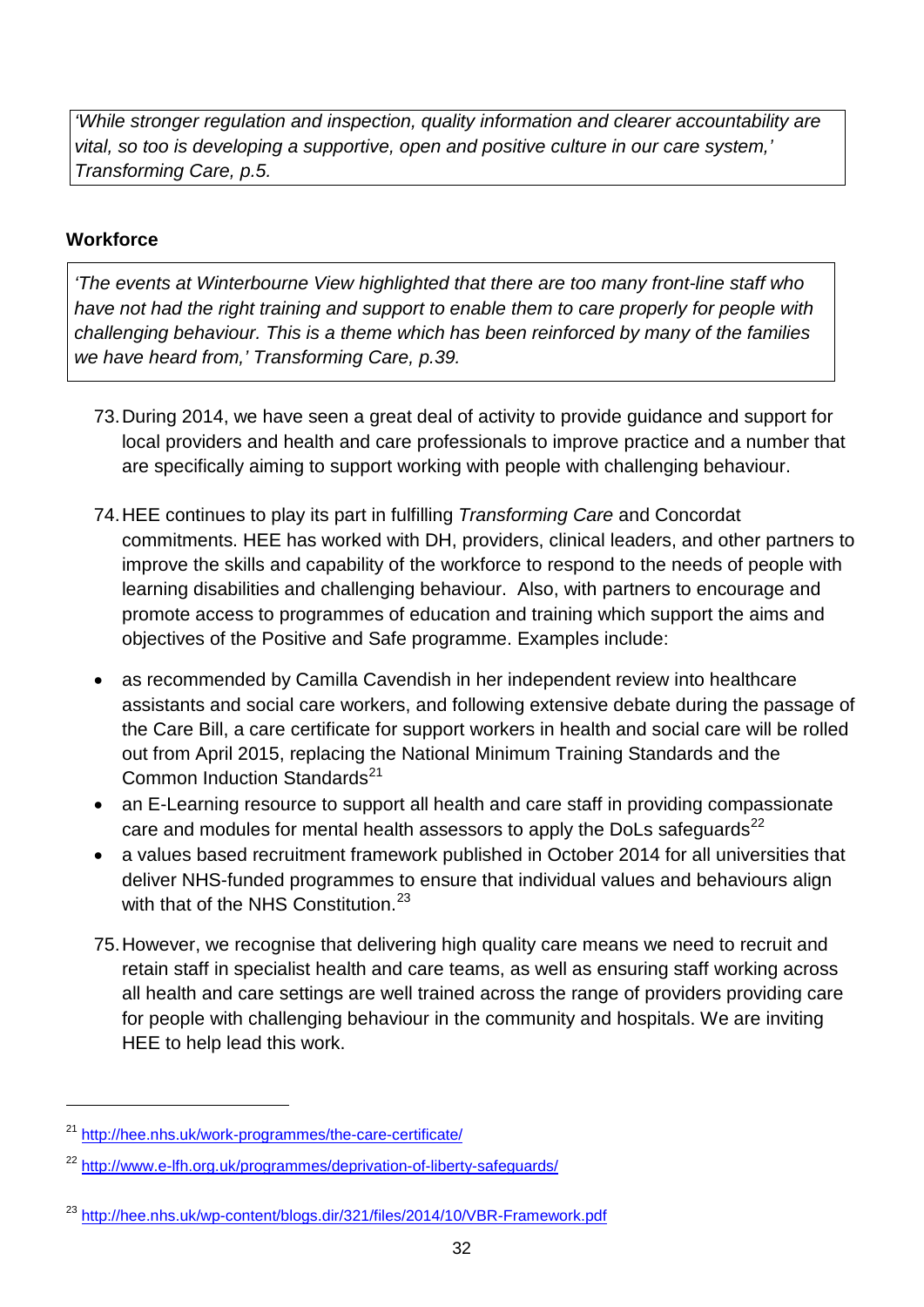*'While stronger regulation and inspection, quality information and clearer accountability are vital, so too is developing a supportive, open and positive culture in our care system,' Transforming Care, p.5.*

**Workforce**

*'The events at Winterbourne View highlighted that there are too many front-line staff who have not had the right training and support to enable them to care properly for people with challenging behaviour. This is a theme which has been reinforced by many of the families we have heard from,' Transforming Care, p.39.*

73. During 2014, we have seen a great deal of activity to provide guidance and support for local providers and health and care professionals to improve practice and a number that are specifically aiming to support working with people with challenging behaviour.

74. HEE continues to play its part in fulfilling *Transforming Care* and Concordat commitments. HEE has worked with DH, providers, clinical leaders, and other partners to improve the skills and capability of the workforce to respond to the needs of people with learning disabilities and challenging behaviour. Also, with partners to encourage and promote access to programmes of education and training which support the aims and objectives of the Positive and Safe programme. Examples include:

- as recommended by Camilla Cavendish in her independent review into healthcare assistants and social care workers, and following extensive debate during the passage of the Care Bill, a care certificate for support workers in health and social care will be rolled out from April 2015, replacing the National Minimum Training Standards and the Common Induction Standards[21]
- an E-Learning resource to support all health and care staff in providing compassionate care and modules for mental health assessors to apply the DoLs safeguards[22]
- a values based recruitment framework published in October 2014 for all universities that deliver NHS-funded programmes to ensure that individual values and behaviours align with that of the NHS Constitution.[23]

75. However, we recognise that delivering high quality care means we need to recruit and retain staff in specialist health and care teams, as well as ensuring staff working across all health and care settings are well trained across the range of providers providing care for people with challenging behaviour in the community and hospitals. We are inviting HEE to help lead this work.

---

[21] http://hee.nhs.uk/work-programmes/the-care-certificate/

[22] http://www.e-lfh.org.uk/programmes/deprivation-of-liberty-safeguards/

[23] http://hee.nhs.uk/wp-content/blogs.dir/321/files/2014/10/VBR-Framework.pdf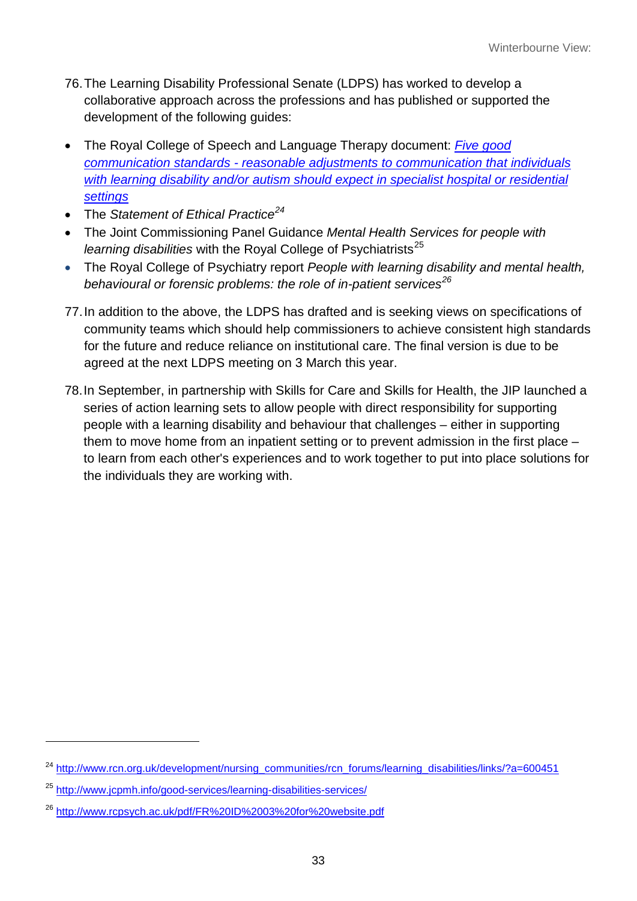76. The Learning Disability Professional Senate (LDPS) has worked to develop a collaborative approach across the professions and has published or supported the development of the following guides:

- The Royal College of Speech and Language Therapy document: *Five good communication standards - reasonable adjustments to communication that individuals with learning disability and/or autism should expect in specialist hospital or residential settings*
- The *Statement of Ethical Practice*[24]
- The Joint Commissioning Panel Guidance *Mental Health Services for people with learning disabilities* with the Royal College of Psychiatrists[25]
- The Royal College of Psychiatry report *People with learning disability and mental health, behavioural or forensic problems: the role of in-patient services*[26]

77. In addition to the above, the LDPS has drafted and is seeking views on specifications of community teams which should help commissioners to achieve consistent high standards for the future and reduce reliance on institutional care. The final version is due to be agreed at the next LDPS meeting on 3 March this year.

78. In September, in partnership with Skills for Care and Skills for Health, the JIP launched a series of action learning sets to allow people with direct responsibility for supporting people with a learning disability and behaviour that challenges – either in supporting them to move home from an inpatient setting or to prevent admission in the first place – to learn from each other's experiences and to work together to put into place solutions for the individuals they are working with.

---

[24] http://www.rcn.org.uk/development/nursing_communities/rcn_forums/learning_disabilities/links/?a=600451

[25] http://www.jcpmh.info/good-services/learning-disabilities-services/

[26] http://www.rcpsych.ac.uk/pdf/FR%20ID%2003%20for%20website.pdf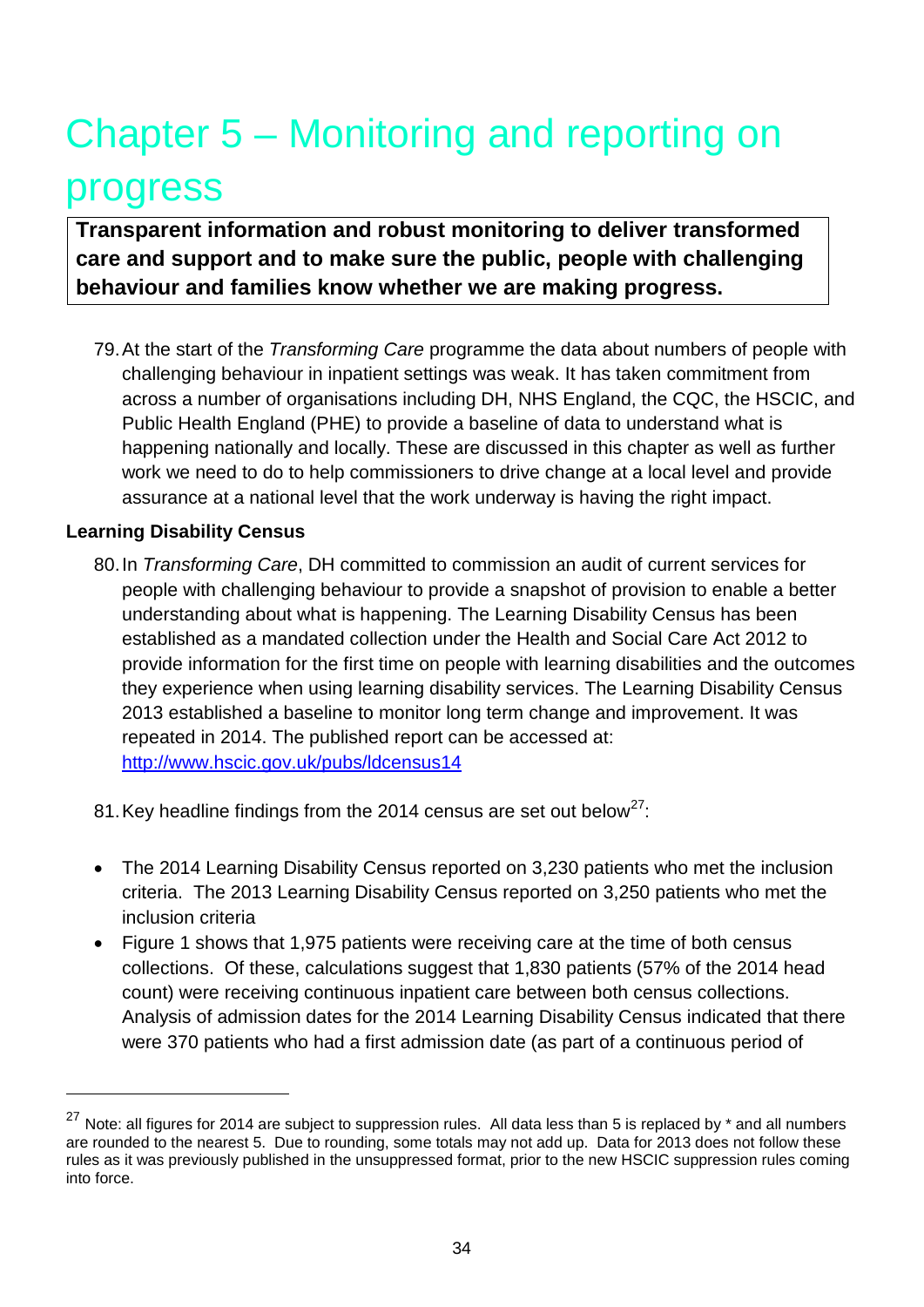# Chapter 5 – Monitoring and reporting on progress

**Transparent information and robust monitoring to deliver transformed care and support and to make sure the public, people with challenging behaviour and families know whether we are making progress.**

79. At the start of the *Transforming Care* programme the data about numbers of people with challenging behaviour in inpatient settings was weak. It has taken commitment from across a number of organisations including DH, NHS England, the CQC, the HSCIC, and Public Health England (PHE) to provide a baseline of data to understand what is happening nationally and locally. These are discussed in this chapter as well as further work we need to do to help commissioners to drive change at a local level and provide assurance at a national level that the work underway is having the right impact.

**Learning Disability Census**

80. In *Transforming Care*, DH committed to commission an audit of current services for people with challenging behaviour to provide a snapshot of provision to enable a better understanding about what is happening. The Learning Disability Census has been established as a mandated collection under the Health and Social Care Act 2012 to provide information for the first time on people with learning disabilities and the outcomes they experience when using learning disability services. The Learning Disability Census 2013 established a baseline to monitor long term change and improvement. It was repeated in 2014. The published report can be accessed at: http://www.hscic.gov.uk/pubs/ldcensus14

81. Key headline findings from the 2014 census are set out below[27]:

- The 2014 Learning Disability Census reported on 3,230 patients who met the inclusion criteria. The 2013 Learning Disability Census reported on 3,250 patients who met the inclusion criteria
- Figure 1 shows that 1,975 patients were receiving care at the time of both census collections. Of these, calculations suggest that 1,830 patients (57% of the 2014 head count) were receiving continuous inpatient care between both census collections. Analysis of admission dates for the 2014 Learning Disability Census indicated that there were 370 patients who had a first admission date (as part of a continuous period of

[27] Note: all figures for 2014 are subject to suppression rules. All data less than 5 is replaced by * and all numbers are rounded to the nearest 5. Due to rounding, some totals may not add up. Data for 2013 does not follow these rules as it was previously published in the unsuppressed format, prior to the new HSCIC suppression rules coming into force.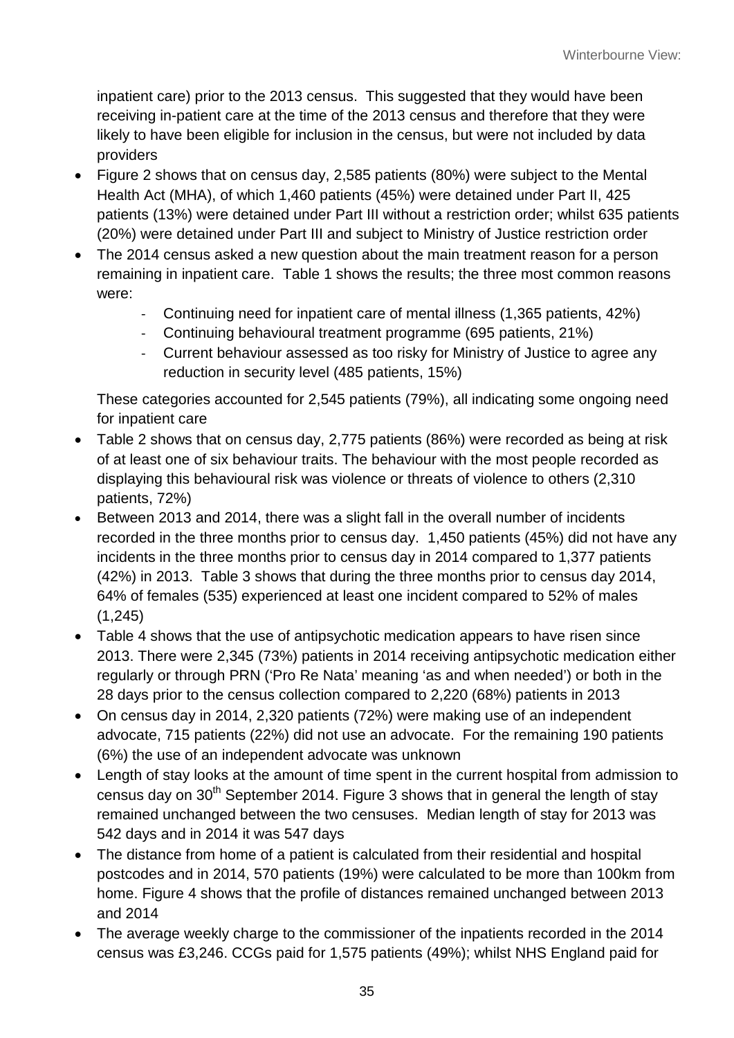inpatient care) prior to the 2013 census. This suggested that they would have been receiving in-patient care at the time of the 2013 census and therefore that they were likely to have been eligible for inclusion in the census, but were not included by data providers

- Figure 2 shows that on census day, 2,585 patients (80%) were subject to the Mental Health Act (MHA), of which 1,460 patients (45%) were detained under Part II, 425 patients (13%) were detained under Part III without a restriction order; whilst 635 patients (20%) were detained under Part III and subject to Ministry of Justice restriction order
- The 2014 census asked a new question about the main treatment reason for a person remaining in inpatient care. Table 1 shows the results; the three most common reasons were:
  - Continuing need for inpatient care of mental illness (1,365 patients, 42%)
  - Continuing behavioural treatment programme (695 patients, 21%)
  - Current behaviour assessed as too risky for Ministry of Justice to agree any reduction in security level (485 patients, 15%)

  These categories accounted for 2,545 patients (79%), all indicating some ongoing need for inpatient care
- Table 2 shows that on census day, 2,775 patients (86%) were recorded as being at risk of at least one of six behaviour traits. The behaviour with the most people recorded as displaying this behavioural risk was violence or threats of violence to others (2,310 patients, 72%)
- Between 2013 and 2014, there was a slight fall in the overall number of incidents recorded in the three months prior to census day. 1,450 patients (45%) did not have any incidents in the three months prior to census day in 2014 compared to 1,377 patients (42%) in 2013. Table 3 shows that during the three months prior to census day 2014, 64% of females (535) experienced at least one incident compared to 52% of males (1,245)
- Table 4 shows that the use of antipsychotic medication appears to have risen since 2013. There were 2,345 (73%) patients in 2014 receiving antipsychotic medication either regularly or through PRN ('Pro Re Nata' meaning 'as and when needed') or both in the 28 days prior to the census collection compared to 2,220 (68%) patients in 2013
- On census day in 2014, 2,320 patients (72%) were making use of an independent advocate, 715 patients (22%) did not use an advocate. For the remaining 190 patients (6%) the use of an independent advocate was unknown
- Length of stay looks at the amount of time spent in the current hospital from admission to census day on 30th September 2014. Figure 3 shows that in general the length of stay remained unchanged between the two censuses. Median length of stay for 2013 was 542 days and in 2014 it was 547 days
- The distance from home of a patient is calculated from their residential and hospital postcodes and in 2014, 570 patients (19%) were calculated to be more than 100km from home. Figure 4 shows that the profile of distances remained unchanged between 2013 and 2014
- The average weekly charge to the commissioner of the inpatients recorded in the 2014 census was £3,246. CCGs paid for 1,575 patients (49%); whilst NHS England paid for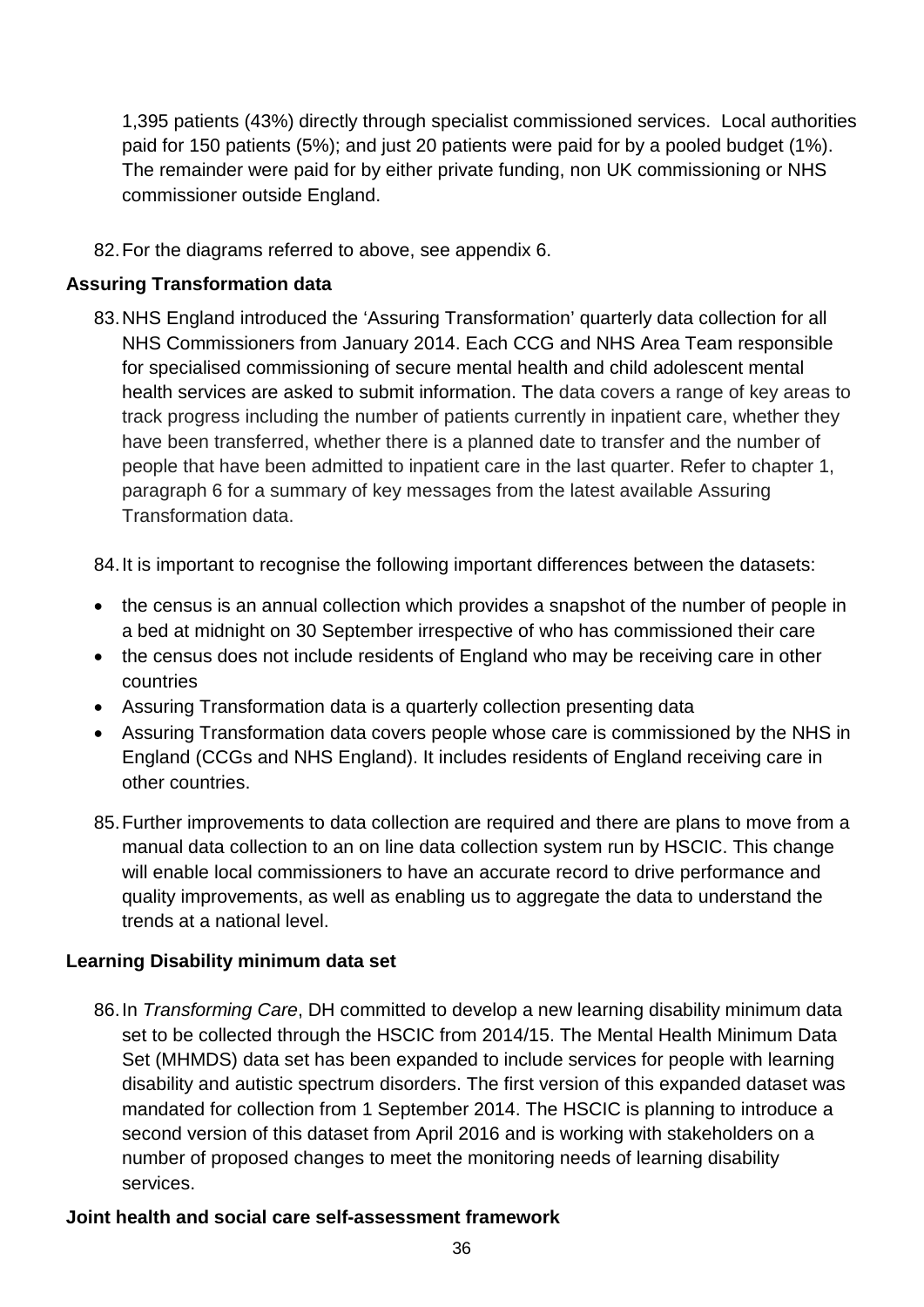1,395 patients (43%) directly through specialist commissioned services. Local authorities paid for 150 patients (5%); and just 20 patients were paid for by a pooled budget (1%). The remainder were paid for by either private funding, non UK commissioning or NHS commissioner outside England.

82. For the diagrams referred to above, see appendix 6.

**Assuring Transformation data**

83. NHS England introduced the 'Assuring Transformation' quarterly data collection for all NHS Commissioners from January 2014. Each CCG and NHS Area Team responsible for specialised commissioning of secure mental health and child adolescent mental health services are asked to submit information. The data covers a range of key areas to track progress including the number of patients currently in inpatient care, whether they have been transferred, whether there is a planned date to transfer and the number of people that have been admitted to inpatient care in the last quarter. Refer to chapter 1, paragraph 6 for a summary of key messages from the latest available Assuring Transformation data.

84. It is important to recognise the following important differences between the datasets:

- the census is an annual collection which provides a snapshot of the number of people in a bed at midnight on 30 September irrespective of who has commissioned their care
- the census does not include residents of England who may be receiving care in other countries
- Assuring Transformation data is a quarterly collection presenting data
- Assuring Transformation data covers people whose care is commissioned by the NHS in England (CCGs and NHS England). It includes residents of England receiving care in other countries.

85. Further improvements to data collection are required and there are plans to move from a manual data collection to an on line data collection system run by HSCIC. This change will enable local commissioners to have an accurate record to drive performance and quality improvements, as well as enabling us to aggregate the data to understand the trends at a national level.

**Learning Disability minimum data set**

86. In *Transforming Care*, DH committed to develop a new learning disability minimum data set to be collected through the HSCIC from 2014/15. The Mental Health Minimum Data Set (MHMDS) data set has been expanded to include services for people with learning disability and autistic spectrum disorders. The first version of this expanded dataset was mandated for collection from 1 September 2014. The HSCIC is planning to introduce a second version of this dataset from April 2016 and is working with stakeholders on a number of proposed changes to meet the monitoring needs of learning disability services.

**Joint health and social care self-assessment framework**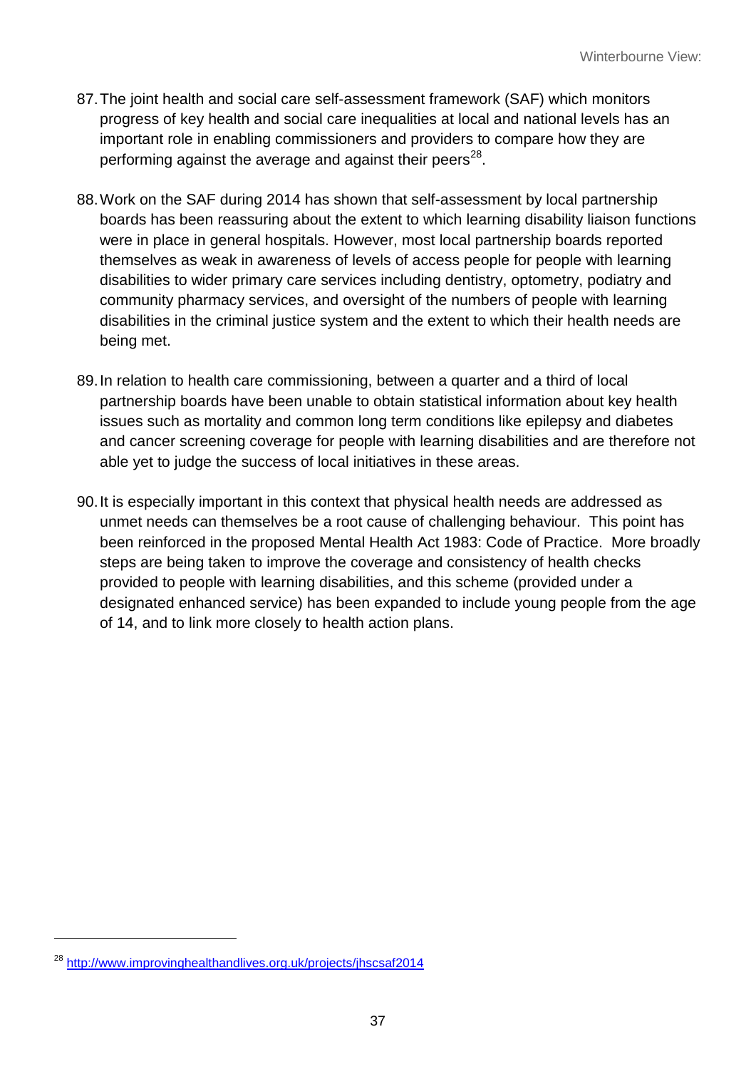87. The joint health and social care self-assessment framework (SAF) which monitors progress of key health and social care inequalities at local and national levels has an important role in enabling commissioners and providers to compare how they are performing against the average and against their peers[28].

88. Work on the SAF during 2014 has shown that self-assessment by local partnership boards has been reassuring about the extent to which learning disability liaison functions were in place in general hospitals. However, most local partnership boards reported themselves as weak in awareness of levels of access people for people with learning disabilities to wider primary care services including dentistry, optometry, podiatry and community pharmacy services, and oversight of the numbers of people with learning disabilities in the criminal justice system and the extent to which their health needs are being met.

89. In relation to health care commissioning, between a quarter and a third of local partnership boards have been unable to obtain statistical information about key health issues such as mortality and common long term conditions like epilepsy and diabetes and cancer screening coverage for people with learning disabilities and are therefore not able yet to judge the success of local initiatives in these areas.

90. It is especially important in this context that physical health needs are addressed as unmet needs can themselves be a root cause of challenging behaviour. This point has been reinforced in the proposed Mental Health Act 1983: Code of Practice. More broadly steps are being taken to improve the coverage and consistency of health checks provided to people with learning disabilities, and this scheme (provided under a designated enhanced service) has been expanded to include young people from the age of 14, and to link more closely to health action plans.

---

[28] http://www.improvinghealthandlives.org.uk/projects/jhscsaf2014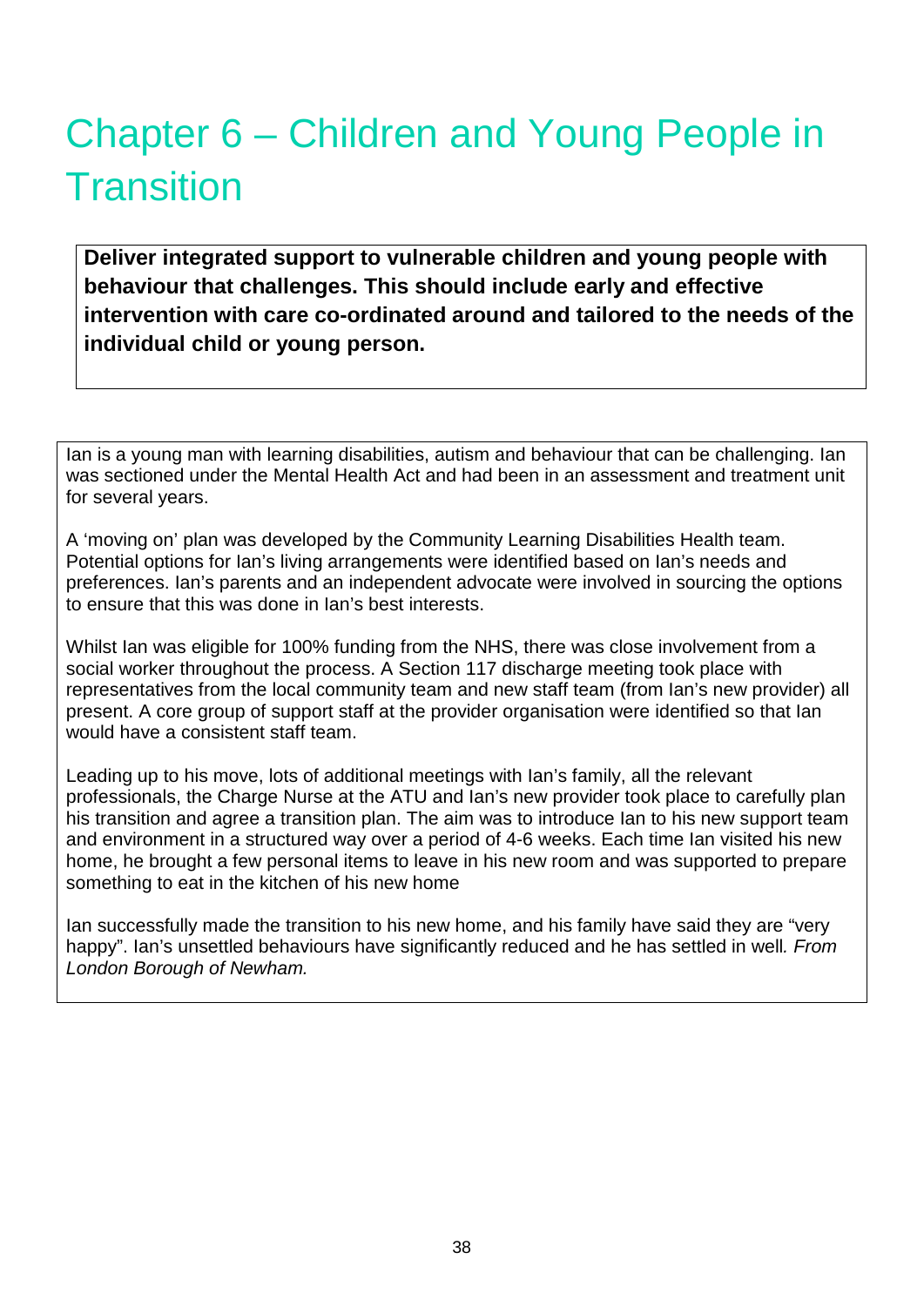# Chapter 6 – Children and Young People in Transition

**Deliver integrated support to vulnerable children and young people with behaviour that challenges. This should include early and effective intervention with care co-ordinated around and tailored to the needs of the individual child or young person.**

Ian is a young man with learning disabilities, autism and behaviour that can be challenging. Ian was sectioned under the Mental Health Act and had been in an assessment and treatment unit for several years.

A 'moving on' plan was developed by the Community Learning Disabilities Health team. Potential options for Ian's living arrangements were identified based on Ian's needs and preferences. Ian's parents and an independent advocate were involved in sourcing the options to ensure that this was done in Ian's best interests.

Whilst Ian was eligible for 100% funding from the NHS, there was close involvement from a social worker throughout the process. A Section 117 discharge meeting took place with representatives from the local community team and new staff team (from Ian's new provider) all present. A core group of support staff at the provider organisation were identified so that Ian would have a consistent staff team.

Leading up to his move, lots of additional meetings with Ian's family, all the relevant professionals, the Charge Nurse at the ATU and Ian's new provider took place to carefully plan his transition and agree a transition plan. The aim was to introduce Ian to his new support team and environment in a structured way over a period of 4-6 weeks. Each time Ian visited his new home, he brought a few personal items to leave in his new room and was supported to prepare something to eat in the kitchen of his new home

Ian successfully made the transition to his new home, and his family have said they are "very happy". Ian's unsettled behaviours have significantly reduced and he has settled in well. *From London Borough of Newham.*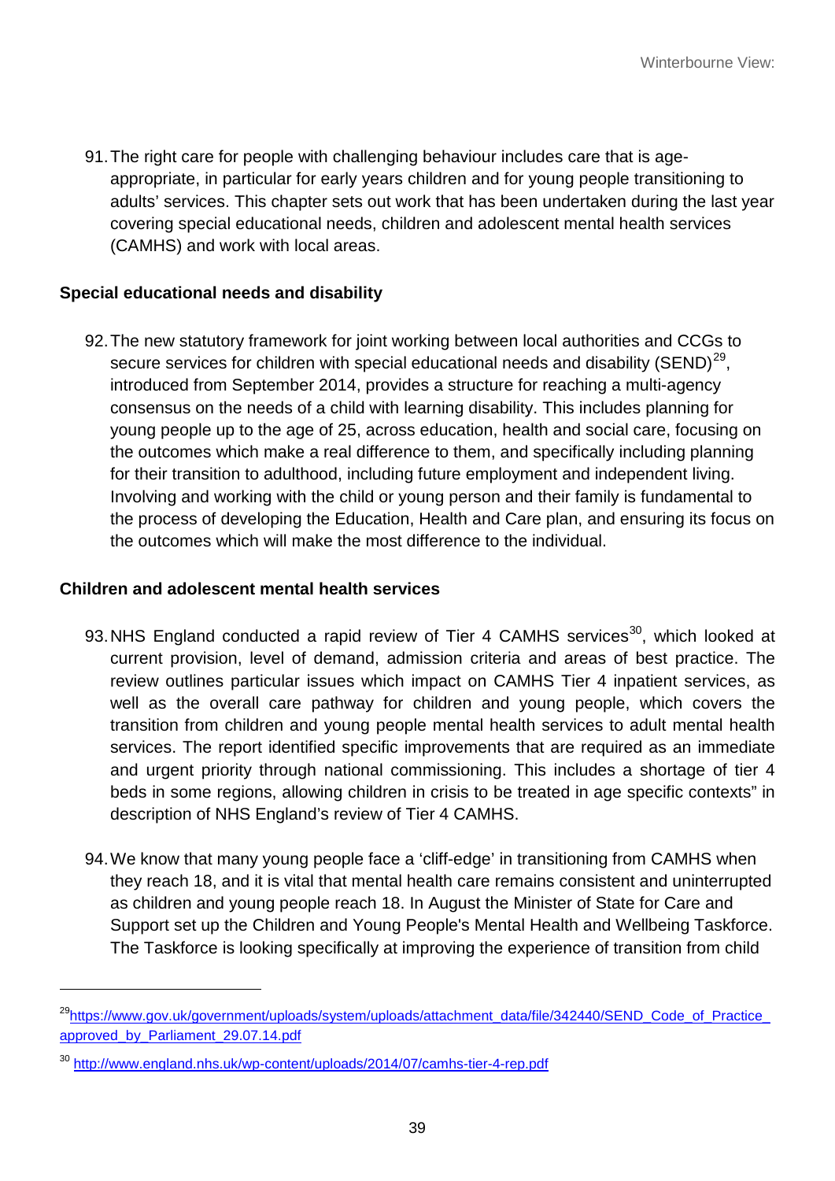91. The right care for people with challenging behaviour includes care that is age-appropriate, in particular for early years children and for young people transitioning to adults' services. This chapter sets out work that has been undertaken during the last year covering special educational needs, children and adolescent mental health services (CAMHS) and work with local areas.

**Special educational needs and disability**

92. The new statutory framework for joint working between local authorities and CCGs to secure services for children with special educational needs and disability (SEND)[29], introduced from September 2014, provides a structure for reaching a multi-agency consensus on the needs of a child with learning disability. This includes planning for young people up to the age of 25, across education, health and social care, focusing on the outcomes which make a real difference to them, and specifically including planning for their transition to adulthood, including future employment and independent living. Involving and working with the child or young person and their family is fundamental to the process of developing the Education, Health and Care plan, and ensuring its focus on the outcomes which will make the most difference to the individual.

**Children and adolescent mental health services**

93. NHS England conducted a rapid review of Tier 4 CAMHS services[30], which looked at current provision, level of demand, admission criteria and areas of best practice. The review outlines particular issues which impact on CAMHS Tier 4 inpatient services, as well as the overall care pathway for children and young people, which covers the transition from children and young people mental health services to adult mental health services. The report identified specific improvements that are required as an immediate and urgent priority through national commissioning. This includes a shortage of tier 4 beds in some regions, allowing children in crisis to be treated in age specific contexts" in description of NHS England's review of Tier 4 CAMHS.

94. We know that many young people face a 'cliff-edge' in transitioning from CAMHS when they reach 18, and it is vital that mental health care remains consistent and uninterrupted as children and young people reach 18. In August the Minister of State for Care and Support set up the Children and Young People's Mental Health and Wellbeing Taskforce. The Taskforce is looking specifically at improving the experience of transition from child

---

[29] https://www.gov.uk/government/uploads/system/uploads/attachment_data/file/342440/SEND_Code_of_Practice_approved_by_Parliament_29.07.14.pdf

[30] http://www.england.nhs.uk/wp-content/uploads/2014/07/camhs-tier-4-rep.pdf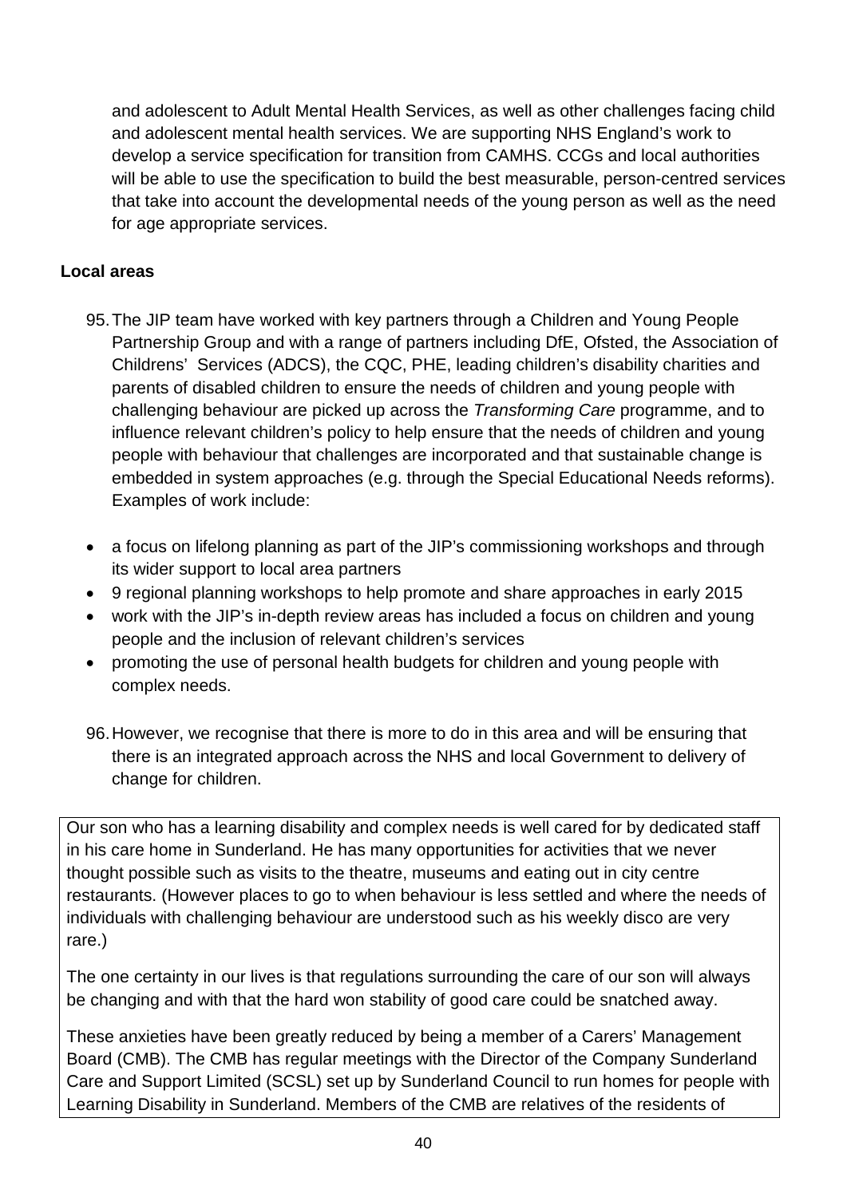and adolescent to Adult Mental Health Services, as well as other challenges facing child and adolescent mental health services. We are supporting NHS England's work to develop a service specification for transition from CAMHS. CCGs and local authorities will be able to use the specification to build the best measurable, person-centred services that take into account the developmental needs of the young person as well as the need for age appropriate services.

**Local areas**

95. The JIP team have worked with key partners through a Children and Young People Partnership Group and with a range of partners including DfE, Ofsted, the Association of Childrens' Services (ADCS), the CQC, PHE, leading children's disability charities and parents of disabled children to ensure the needs of children and young people with challenging behaviour are picked up across the *Transforming Care* programme, and to influence relevant children's policy to help ensure that the needs of children and young people with behaviour that challenges are incorporated and that sustainable change is embedded in system approaches (e.g. through the Special Educational Needs reforms). Examples of work include:

- a focus on lifelong planning as part of the JIP's commissioning workshops and through its wider support to local area partners
- 9 regional planning workshops to help promote and share approaches in early 2015
- work with the JIP's in-depth review areas has included a focus on children and young people and the inclusion of relevant children's services
- promoting the use of personal health budgets for children and young people with complex needs.

96. However, we recognise that there is more to do in this area and will be ensuring that there is an integrated approach across the NHS and local Government to delivery of change for children.

Our son who has a learning disability and complex needs is well cared for by dedicated staff in his care home in Sunderland. He has many opportunities for activities that we never thought possible such as visits to the theatre, museums and eating out in city centre restaurants. (However places to go to when behaviour is less settled and where the needs of individuals with challenging behaviour are understood such as his weekly disco are very rare.)

The one certainty in our lives is that regulations surrounding the care of our son will always be changing and with that the hard won stability of good care could be snatched away.

These anxieties have been greatly reduced by being a member of a Carers' Management Board (CMB). The CMB has regular meetings with the Director of the Company Sunderland Care and Support Limited (SCSL) set up by Sunderland Council to run homes for people with Learning Disability in Sunderland. Members of the CMB are relatives of the residents of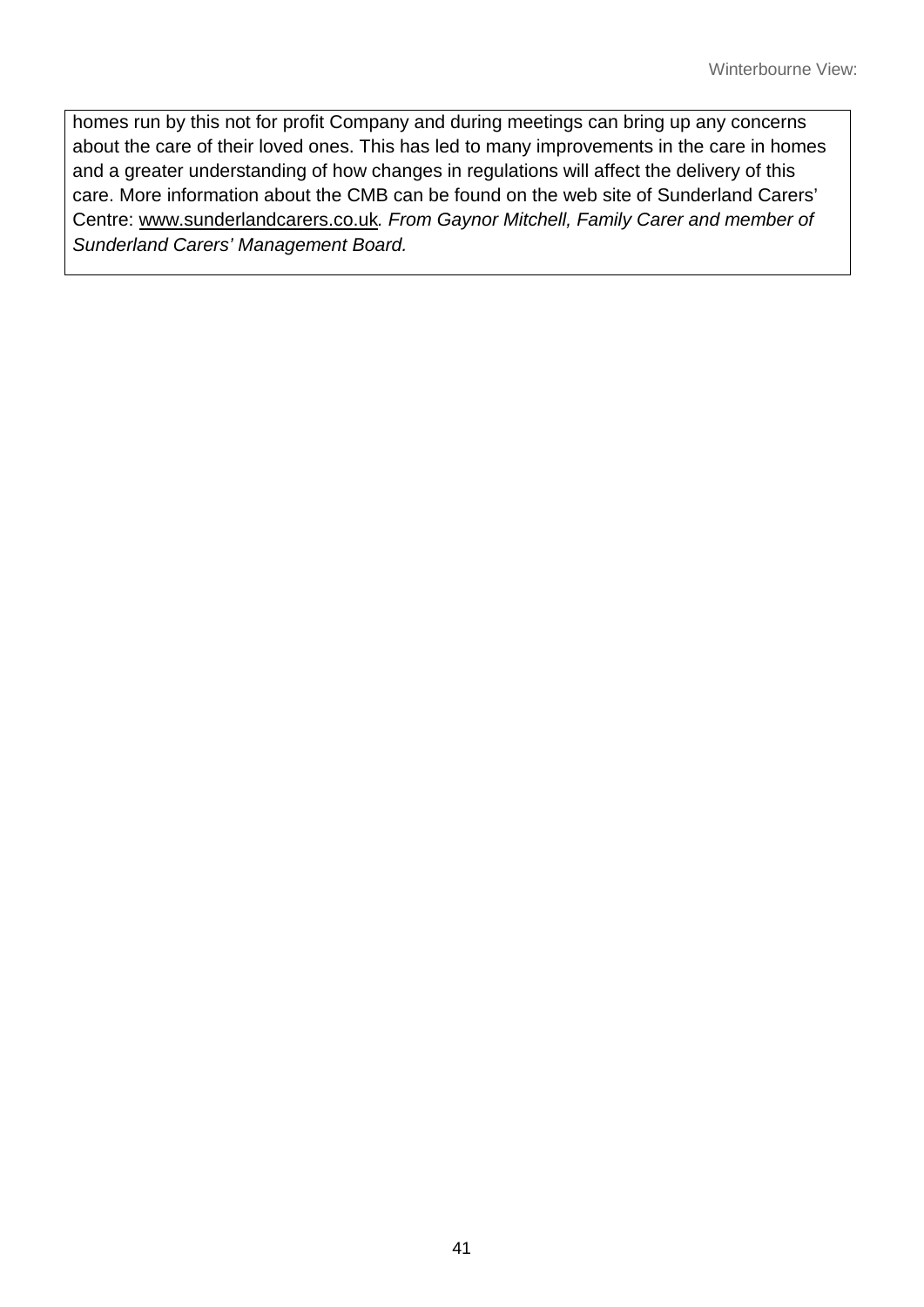homes run by this not for profit Company and during meetings can bring up any concerns about the care of their loved ones. This has led to many improvements in the care in homes and a greater understanding of how changes in regulations will affect the delivery of this care. More information about the CMB can be found on the web site of Sunderland Carers' Centre: www.sunderlandcarers.co.uk. *From Gaynor Mitchell, Family Carer and member of Sunderland Carers' Management Board.*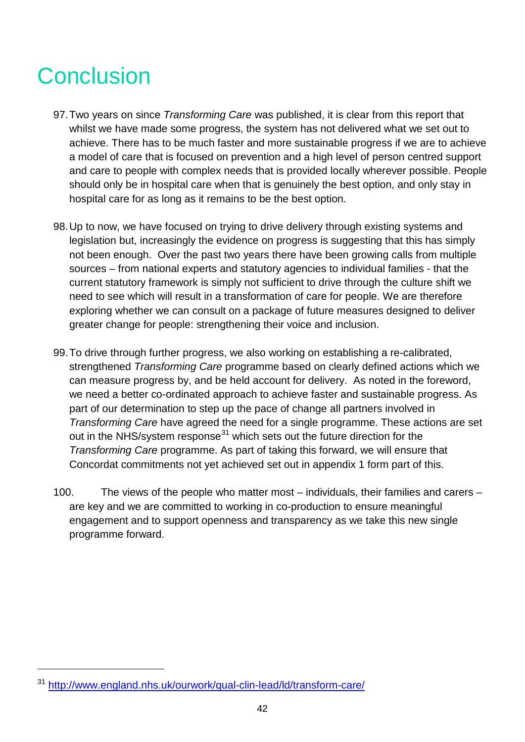# Conclusion

97. Two years on since *Transforming Care* was published, it is clear from this report that whilst we have made some progress, the system has not delivered what we set out to achieve. There has to be much faster and more sustainable progress if we are to achieve a model of care that is focused on prevention and a high level of person centred support and care to people with complex needs that is provided locally wherever possible. People should only be in hospital care when that is genuinely the best option, and only stay in hospital care for as long as it remains to be the best option.

98. Up to now, we have focused on trying to drive delivery through existing systems and legislation but, increasingly the evidence on progress is suggesting that this has simply not been enough. Over the past two years there have been growing calls from multiple sources – from national experts and statutory agencies to individual families - that the current statutory framework is simply not sufficient to drive through the culture shift we need to see which will result in a transformation of care for people. We are therefore exploring whether we can consult on a package of future measures designed to deliver greater change for people: strengthening their voice and inclusion.

99. To drive through further progress, we also working on establishing a re-calibrated, strengthened *Transforming Care* programme based on clearly defined actions which we can measure progress by, and be held account for delivery. As noted in the foreword, we need a better co-ordinated approach to achieve faster and sustainable progress. As part of our determination to step up the pace of change all partners involved in *Transforming Care* have agreed the need for a single programme. These actions are set out in the NHS/system response[31] which sets out the future direction for the *Transforming Care* programme. As part of taking this forward, we will ensure that Concordat commitments not yet achieved set out in appendix 1 form part of this.

100. The views of the people who matter most – individuals, their families and carers – are key and we are committed to working in co-production to ensure meaningful engagement and to support openness and transparency as we take this new single programme forward.

[31] http://www.england.nhs.uk/ourwork/qual-clin-lead/ld/transform-care/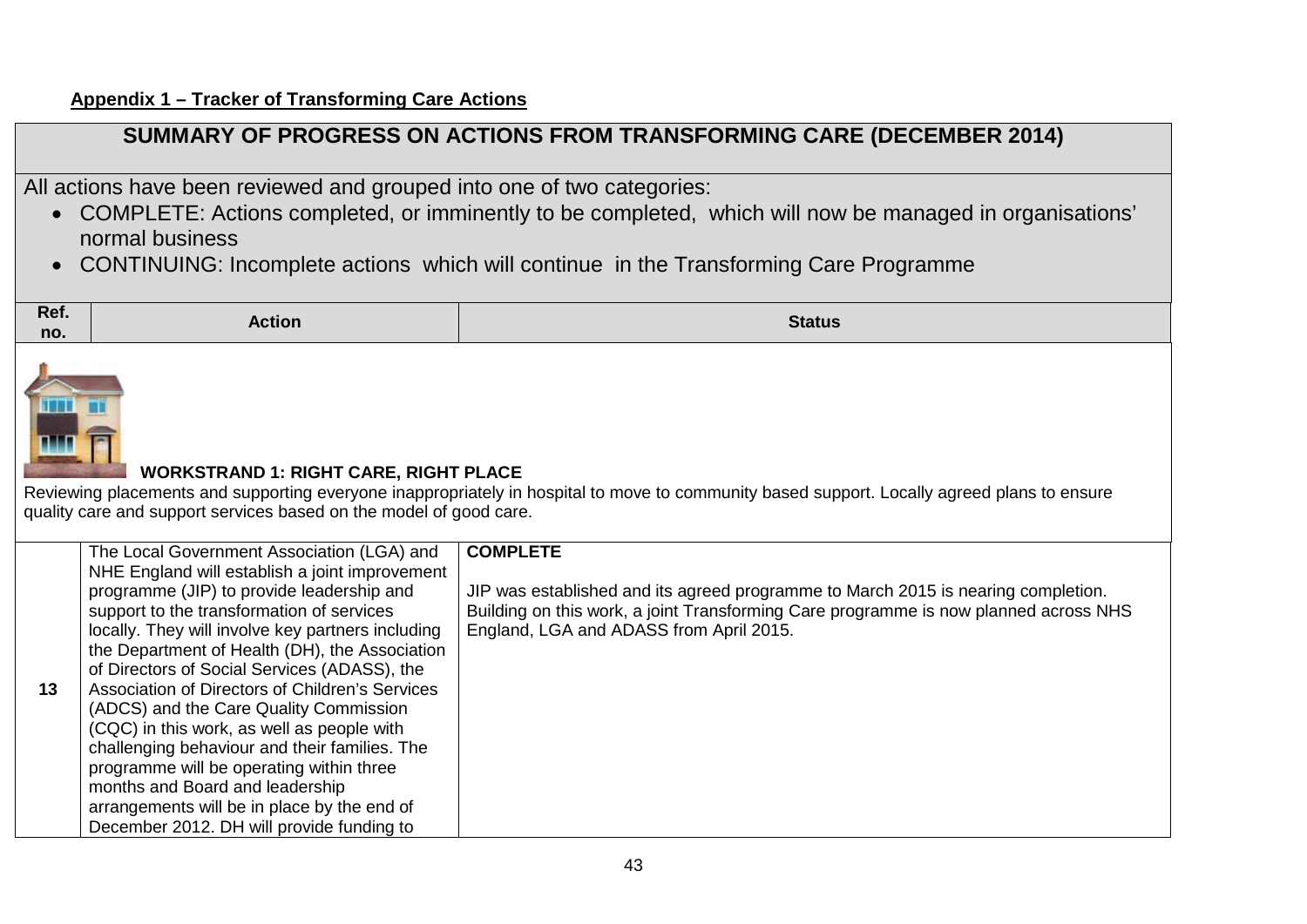**Appendix 1 – Tracker of Transforming Care Actions**

## SUMMARY OF PROGRESS ON ACTIONS FROM TRANSFORMING CARE (DECEMBER 2014)

All actions have been reviewed and grouped into one of two categories:

- COMPLETE: Actions completed, or imminently to be completed, which will now be managed in organisations' normal business
- CONTINUING: Incomplete actions which will continue in the Transforming Care Programme

| Ref. no. | Action | Status |
|---|---|---|
| **WORKSTRAND 1: RIGHT CARE, RIGHT PLACE** Reviewing placements and supporting everyone inappropriately in hospital to move to community based support. Locally agreed plans to ensure quality care and support services based on the model of good care. | | |
| **13** | The Local Government Association (LGA) and NHE England will establish a joint improvement programme (JIP) to provide leadership and support to the transformation of services locally. They will involve key partners including the Department of Health (DH), the Association of Directors of Social Services (ADASS), the Association of Directors of Children's Services (ADCS) and the Care Quality Commission (CQC) in this work, as well as people with challenging behaviour and their families. The programme will be operating within three months and Board and leadership arrangements will be in place by the end of December 2012. DH will provide funding to | **COMPLETE**<br><br>JIP was established and its agreed programme to March 2015 is nearing completion. Building on this work, a joint Transforming Care programme is now planned across NHS England, LGA and ADASS from April 2015. |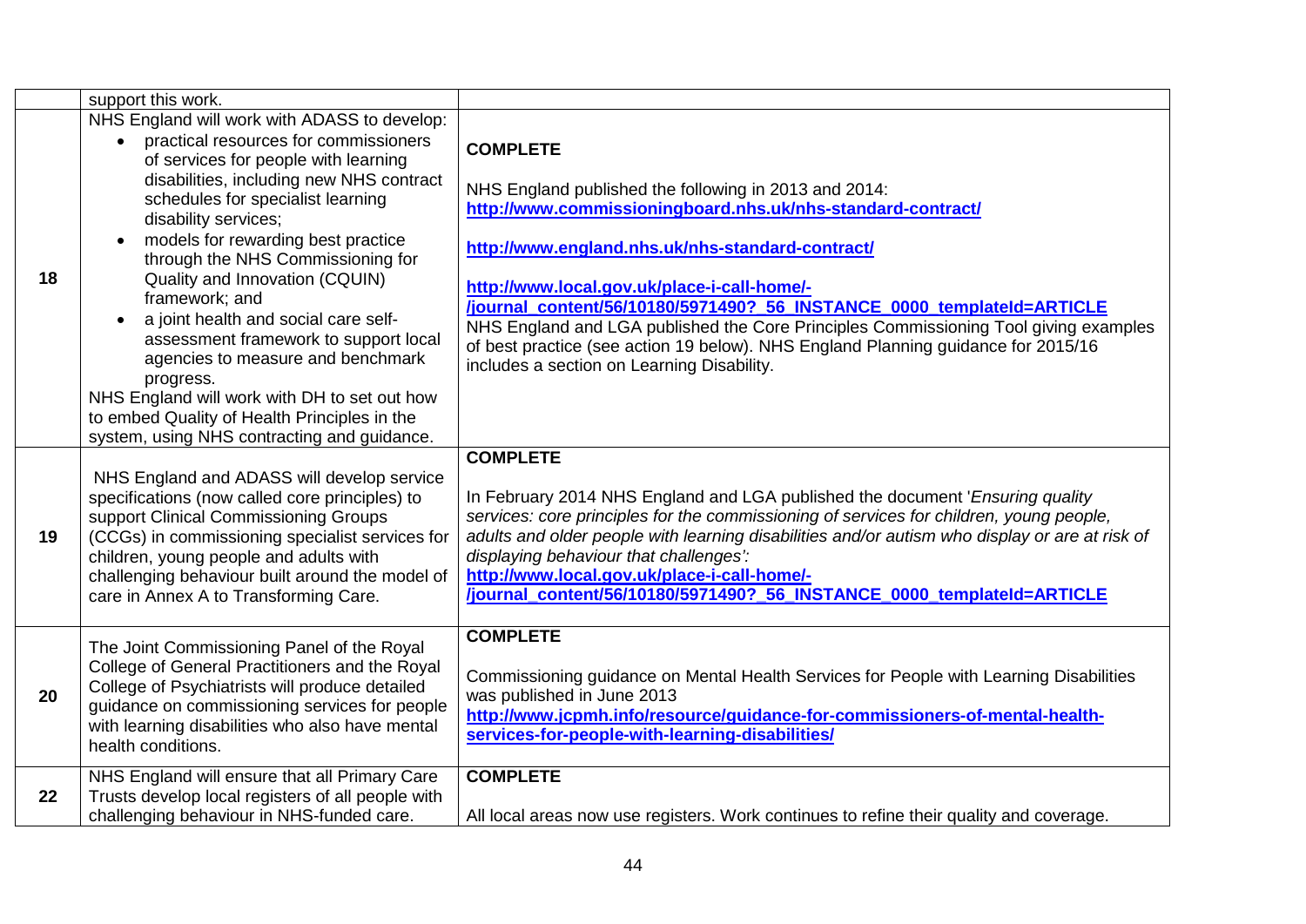| | | |
|---|---|---|
| | support this work. | |
| 18 | NHS England will work with ADASS to develop:<br>• practical resources for commissioners of services for people with learning disabilities, including new NHS contract schedules for specialist learning disability services;<br>• models for rewarding best practice through the NHS Commissioning for Quality and Innovation (CQUIN) framework; and<br>• a joint health and social care self-assessment framework to support local agencies to measure and benchmark progress.<br>NHS England will work with DH to set out how to embed Quality of Health Principles in the system, using NHS contracting and guidance. | **COMPLETE**<br><br>NHS England published the following in 2013 and 2014:<br>**http://www.commissioningboard.nhs.uk/nhs-standard-contract/**<br><br>**http://www.england.nhs.uk/nhs-standard-contract/**<br><br>**http://www.local.gov.uk/place-i-call-home/-/journal_content/56/10180/5971490?_56_INSTANCE_0000_templateId=ARTICLE**<br>NHS England and LGA published the Core Principles Commissioning Tool giving examples of best practice (see action 19 below). NHS England Planning guidance for 2015/16 includes a section on Learning Disability. |
| 19 | NHS England and ADASS will develop service specifications (now called core principles) to support Clinical Commissioning Groups (CCGs) in commissioning specialist services for children, young people and adults with challenging behaviour built around the model of care in Annex A to Transforming Care. | **COMPLETE**<br><br>In February 2014 NHS England and LGA published the document '*Ensuring quality services: core principles for the commissioning of services for children, young people, adults and older people with learning disabilities and/or autism who display or are at risk of displaying behaviour that challenges'*:<br>**http://www.local.gov.uk/place-i-call-home/-/journal_content/56/10180/5971490?_56_INSTANCE_0000_templateId=ARTICLE** |
| 20 | The Joint Commissioning Panel of the Royal College of General Practitioners and the Royal College of Psychiatrists will produce detailed guidance on commissioning services for people with learning disabilities who also have mental health conditions. | **COMPLETE**<br><br>Commissioning guidance on Mental Health Services for People with Learning Disabilities was published in June 2013<br>**http://www.jcpmh.info/resource/guidance-for-commissioners-of-mental-health-services-for-people-with-learning-disabilities/** |
| 22 | NHS England will ensure that all Primary Care Trusts develop local registers of all people with challenging behaviour in NHS-funded care. | **COMPLETE**<br><br>All local areas now use registers. Work continues to refine their quality and coverage. |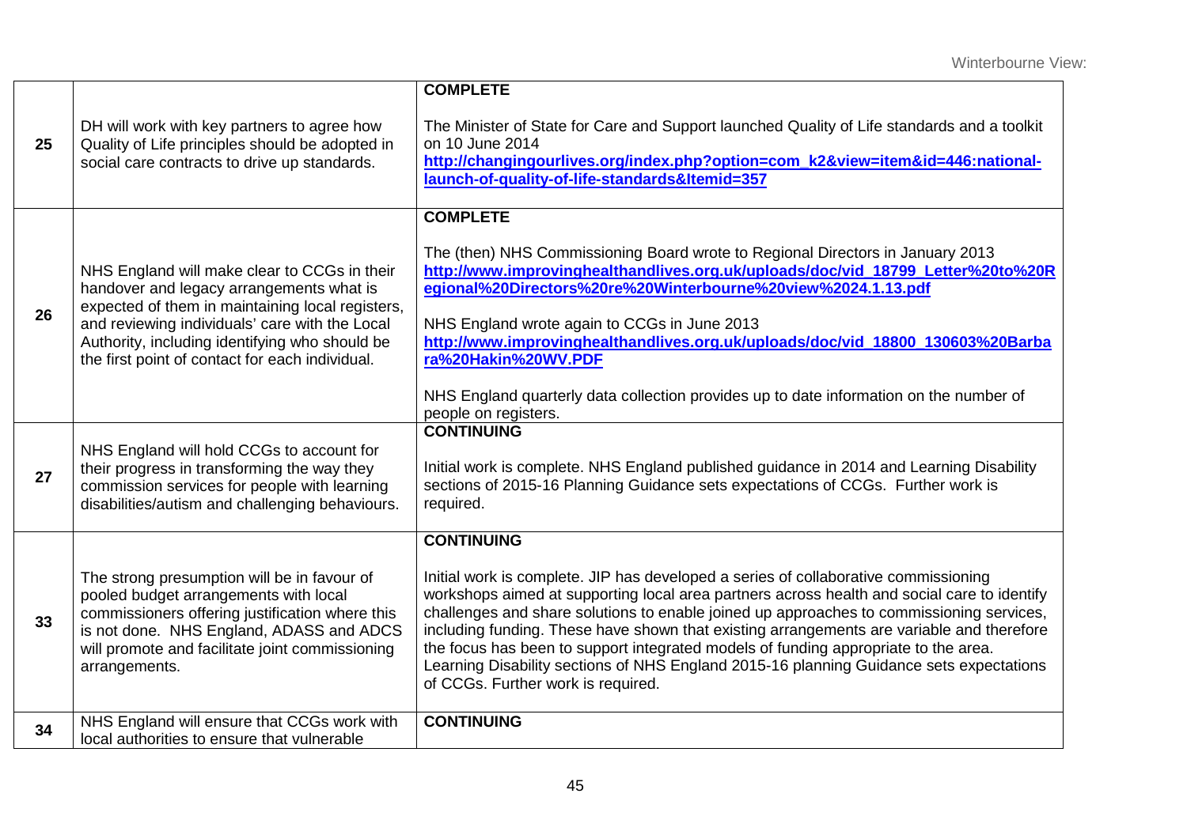| | | |
|---|---|---|
| **25** | DH will work with key partners to agree how Quality of Life principles should be adopted in social care contracts to drive up standards. | **COMPLETE**<br><br>The Minister of State for Care and Support launched Quality of Life standards and a toolkit on 10 June 2014<br>**http://changingourlives.org/index.php?option=com_k2&view=item&id=446:national-launch-of-quality-of-life-standards&Itemid=357** |
| **26** | NHS England will make clear to CCGs in their handover and legacy arrangements what is expected of them in maintaining local registers, and reviewing individuals' care with the Local Authority, including identifying who should be the first point of contact for each individual. | **COMPLETE**<br><br>The (then) NHS Commissioning Board wrote to Regional Directors in January 2013<br>**http://www.improvinghealthandlives.org.uk/uploads/doc/vid_18799_Letter%20to%20Regional%20Directors%20re%20Winterbourne%20view%2024.1.13.pdf**<br><br>NHS England wrote again to CCGs in June 2013<br>**http://www.improvinghealthandlives.org.uk/uploads/doc/vid_18800_130603%20Barbara%20Hakin%20WV.PDF**<br><br>NHS England quarterly data collection provides up to date information on the number of people on registers. |
| **27** | NHS England will hold CCGs to account for their progress in transforming the way they commission services for people with learning disabilities/autism and challenging behaviours. | **CONTINUING**<br><br>Initial work is complete. NHS England published guidance in 2014 and Learning Disability sections of 2015-16 Planning Guidance sets expectations of CCGs. Further work is required. |
| **33** | The strong presumption will be in favour of pooled budget arrangements with local commissioners offering justification where this is not done. NHS England, ADASS and ADCS will promote and facilitate joint commissioning arrangements. | **CONTINUING**<br><br>Initial work is complete. JIP has developed a series of collaborative commissioning workshops aimed at supporting local area partners across health and social care to identify challenges and share solutions to enable joined up approaches to commissioning services, including funding. These have shown that existing arrangements are variable and therefore the focus has been to support integrated models of funding appropriate to the area. Learning Disability sections of NHS England 2015-16 planning Guidance sets expectations of CCGs. Further work is required. |
| **34** | NHS England will ensure that CCGs work with local authorities to ensure that vulnerable | **CONTINUING** |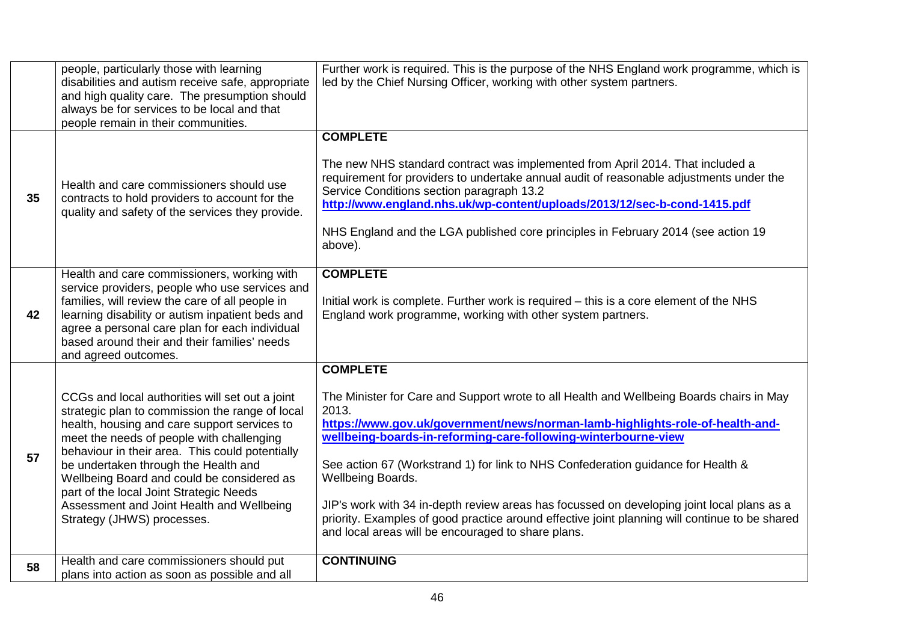|  |  |  |
|---|---|---|
|  | people, particularly those with learning disabilities and autism receive safe, appropriate and high quality care. The presumption should always be for services to be local and that people remain in their communities. | Further work is required. This is the purpose of the NHS England work programme, which is led by the Chief Nursing Officer, working with other system partners. |
| **35** | Health and care commissioners should use contracts to hold providers to account for the quality and safety of the services they provide. | **COMPLETE**<br><br>The new NHS standard contract was implemented from April 2014. That included a requirement for providers to undertake annual audit of reasonable adjustments under the Service Conditions section paragraph 13.2<br>**http://www.england.nhs.uk/wp-content/uploads/2013/12/sec-b-cond-1415.pdf**<br><br>NHS England and the LGA published core principles in February 2014 (see action 19 above). |
| **42** | Health and care commissioners, working with service providers, people who use services and families, will review the care of all people in learning disability or autism inpatient beds and agree a personal care plan for each individual based around their and their families' needs and agreed outcomes. | **COMPLETE**<br><br>Initial work is complete. Further work is required – this is a core element of the NHS England work programme, working with other system partners. |
| **57** | CCGs and local authorities will set out a joint strategic plan to commission the range of local health, housing and care support services to meet the needs of people with challenging behaviour in their area. This could potentially be undertaken through the Health and Wellbeing Board and could be considered as part of the local Joint Strategic Needs Assessment and Joint Health and Wellbeing Strategy (JHWS) processes. | **COMPLETE**<br><br>The Minister for Care and Support wrote to all Health and Wellbeing Boards chairs in May 2013.<br>**https://www.gov.uk/government/news/norman-lamb-highlights-role-of-health-and-wellbeing-boards-in-reforming-care-following-winterbourne-view**<br><br>See action 67 (Workstrand 1) for link to NHS Confederation guidance for Health & Wellbeing Boards.<br><br>JIP's work with 34 in-depth review areas has focussed on developing joint local plans as a priority. Examples of good practice around effective joint planning will continue to be shared and local areas will be encouraged to share plans. |
| **58** | Health and care commissioners should put plans into action as soon as possible and all | **CONTINUING** |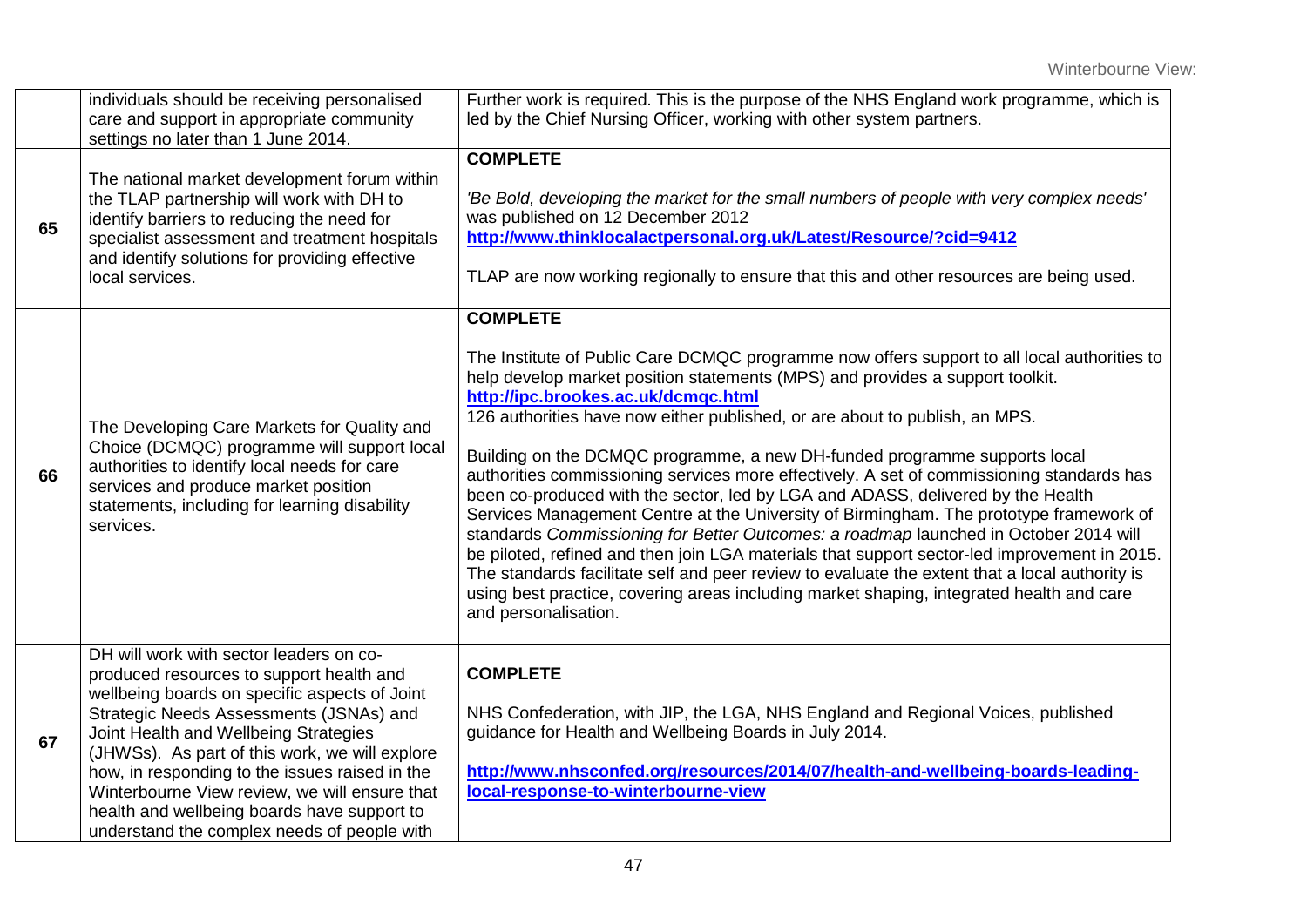| | | |
|---|---|---|
| | individuals should be receiving personalised care and support in appropriate community settings no later than 1 June 2014. | Further work is required. This is the purpose of the NHS England work programme, which is led by the Chief Nursing Officer, working with other system partners. |
| 65 | The national market development forum within the TLAP partnership will work with DH to identify barriers to reducing the need for specialist assessment and treatment hospitals and identify solutions for providing effective local services. | **COMPLETE**<br><br>*'Be Bold, developing the market for the small numbers of people with very complex needs'* was published on 12 December 2012<br>**http://www.thinklocalactpersonal.org.uk/Latest/Resource/?cid=9412**<br><br>TLAP are now working regionally to ensure that this and other resources are being used. |
| 66 | The Developing Care Markets for Quality and Choice (DCMQC) programme will support local authorities to identify local needs for care services and produce market position statements, including for learning disability services. | **COMPLETE**<br><br>The Institute of Public Care DCMQC programme now offers support to all local authorities to help develop market position statements (MPS) and provides a support toolkit.<br>**http://ipc.brookes.ac.uk/dcmqc.html**<br>126 authorities have now either published, or are about to publish, an MPS.<br><br>Building on the DCMQC programme, a new DH-funded programme supports local authorities commissioning services more effectively. A set of commissioning standards has been co-produced with the sector, led by LGA and ADASS, delivered by the Health Services Management Centre at the University of Birmingham. The prototype framework of standards *Commissioning for Better Outcomes: a roadmap* launched in October 2014 will be piloted, refined and then join LGA materials that support sector-led improvement in 2015. The standards facilitate self and peer review to evaluate the extent that a local authority is using best practice, covering areas including market shaping, integrated health and care and personalisation. |
| 67 | DH will work with sector leaders on co-produced resources to support health and wellbeing boards on specific aspects of Joint Strategic Needs Assessments (JSNAs) and Joint Health and Wellbeing Strategies (JHWSs). As part of this work, we will explore how, in responding to the issues raised in the Winterbourne View review, we will ensure that health and wellbeing boards have support to understand the complex needs of people with | **COMPLETE**<br><br>NHS Confederation, with JIP, the LGA, NHS England and Regional Voices, published guidance for Health and Wellbeing Boards in July 2014.<br><br>**http://www.nhsconfed.org/resources/2014/07/health-and-wellbeing-boards-leading-local-response-to-winterbourne-view** |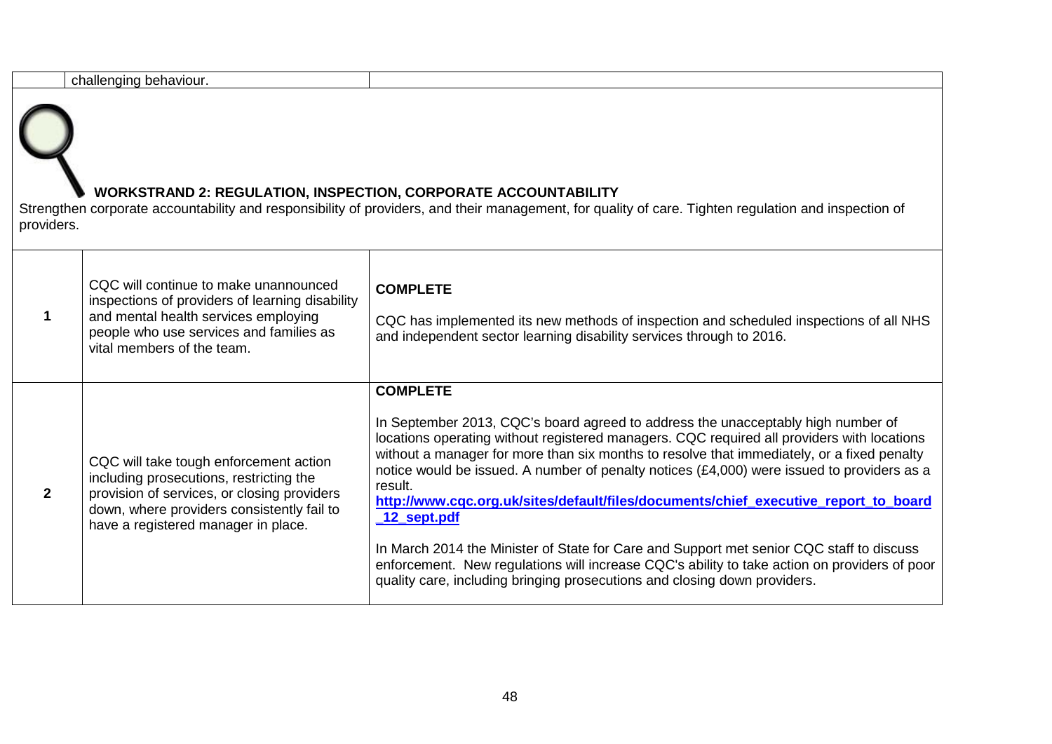| | challenging behaviour. | |
|---|---|---|

## WORKSTRAND 2: REGULATION, INSPECTION, CORPORATE ACCOUNTABILITY

Strengthen corporate accountability and responsibility of providers, and their management, for quality of care. Tighten regulation and inspection of providers.

| | | |
|---|---|---|
| 1 | CQC will continue to make unannounced inspections of providers of learning disability and mental health services employing people who use services and families as vital members of the team. | **COMPLETE**<br><br>CQC has implemented its new methods of inspection and scheduled inspections of all NHS and independent sector learning disability services through to 2016. |
| 2 | CQC will take tough enforcement action including prosecutions, restricting the provision of services, or closing providers down, where providers consistently fail to have a registered manager in place. | **COMPLETE**<br><br>In September 2013, CQC's board agreed to address the unacceptably high number of locations operating without registered managers. CQC required all providers with locations without a manager for more than six months to resolve that immediately, or a fixed penalty notice would be issued. A number of penalty notices (£4,000) were issued to providers as a result.<br>**http://www.cqc.org.uk/sites/default/files/documents/chief_executive_report_to_board_12_sept.pdf**<br><br>In March 2014 the Minister of State for Care and Support met senior CQC staff to discuss enforcement. New regulations will increase CQC's ability to take action on providers of poor quality care, including bringing prosecutions and closing down providers. |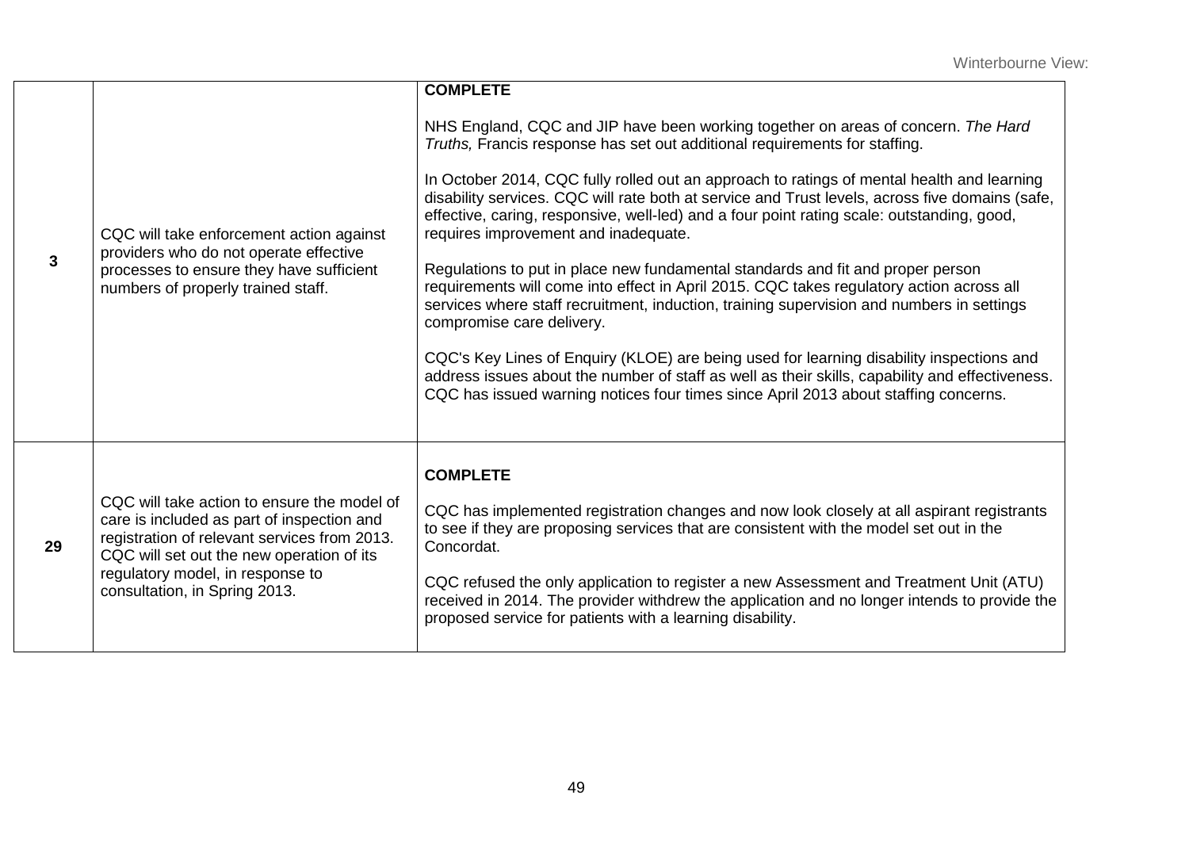| | | |
|---|---|---|
| **3** | CQC will take enforcement action against providers who do not operate effective processes to ensure they have sufficient numbers of properly trained staff. | **COMPLETE**<br><br>NHS England, CQC and JIP have been working together on areas of concern. *The Hard Truths,* Francis response has set out additional requirements for staffing.<br><br>In October 2014, CQC fully rolled out an approach to ratings of mental health and learning disability services. CQC will rate both at service and Trust levels, across five domains (safe, effective, caring, responsive, well-led) and a four point rating scale: outstanding, good, requires improvement and inadequate.<br><br>Regulations to put in place new fundamental standards and fit and proper person requirements will come into effect in April 2015. CQC takes regulatory action across all services where staff recruitment, induction, training supervision and numbers in settings compromise care delivery.<br><br>CQC's Key Lines of Enquiry (KLOE) are being used for learning disability inspections and address issues about the number of staff as well as their skills, capability and effectiveness. CQC has issued warning notices four times since April 2013 about staffing concerns. |
| **29** | CQC will take action to ensure the model of care is included as part of inspection and registration of relevant services from 2013. CQC will set out the new operation of its regulatory model, in response to consultation, in Spring 2013. | **COMPLETE**<br><br>CQC has implemented registration changes and now look closely at all aspirant registrants to see if they are proposing services that are consistent with the model set out in the Concordat.<br><br>CQC refused the only application to register a new Assessment and Treatment Unit (ATU) received in 2014. The provider withdrew the application and no longer intends to provide the proposed service for patients with a learning disability. |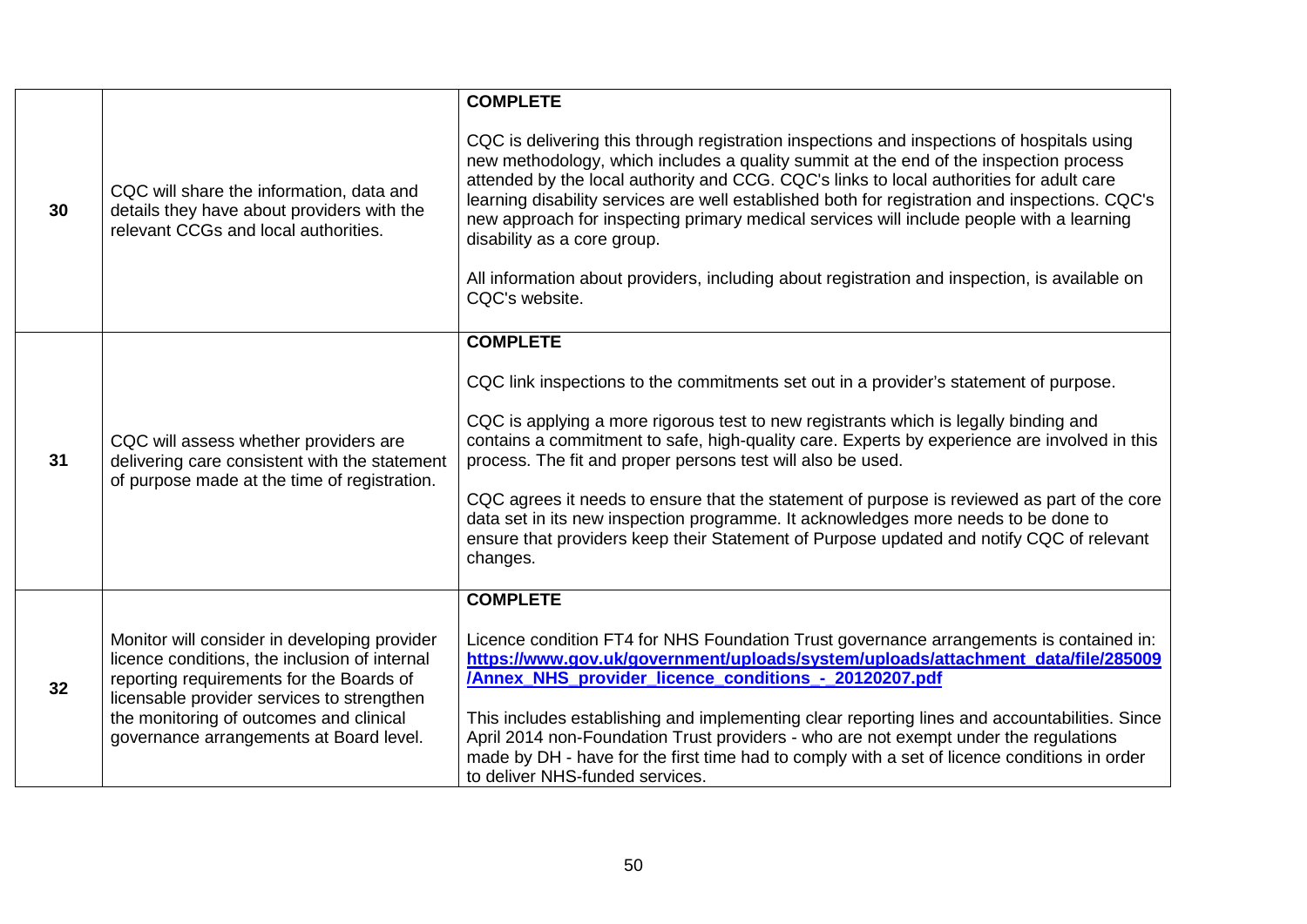| | | |
|---|---|---|
| 30 | CQC will share the information, data and details they have about providers with the relevant CCGs and local authorities. | **COMPLETE**<br><br>CQC is delivering this through registration inspections and inspections of hospitals using new methodology, which includes a quality summit at the end of the inspection process attended by the local authority and CCG. CQC's links to local authorities for adult care learning disability services are well established both for registration and inspections. CQC's new approach for inspecting primary medical services will include people with a learning disability as a core group.<br><br>All information about providers, including about registration and inspection, is available on CQC's website. |
| 31 | CQC will assess whether providers are delivering care consistent with the statement of purpose made at the time of registration. | **COMPLETE**<br><br>CQC link inspections to the commitments set out in a provider's statement of purpose.<br><br>CQC is applying a more rigorous test to new registrants which is legally binding and contains a commitment to safe, high-quality care. Experts by experience are involved in this process. The fit and proper persons test will also be used.<br><br>CQC agrees it needs to ensure that the statement of purpose is reviewed as part of the core data set in its new inspection programme. It acknowledges more needs to be done to ensure that providers keep their Statement of Purpose updated and notify CQC of relevant changes. |
| 32 | Monitor will consider in developing provider licence conditions, the inclusion of internal reporting requirements for the Boards of licensable provider services to strengthen the monitoring of outcomes and clinical governance arrangements at Board level. | **COMPLETE**<br><br>Licence condition FT4 for NHS Foundation Trust governance arrangements is contained in: [https://www.gov.uk/government/uploads/system/uploads/attachment_data/file/285009/Annex_NHS_provider_licence_conditions_-_20120207.pdf](https://www.gov.uk/government/uploads/system/uploads/attachment_data/file/285009/Annex_NHS_provider_licence_conditions_-_20120207.pdf)<br><br>This includes establishing and implementing clear reporting lines and accountabilities. Since April 2014 non-Foundation Trust providers - who are not exempt under the regulations made by DH - have for the first time had to comply with a set of licence conditions in order to deliver NHS-funded services. |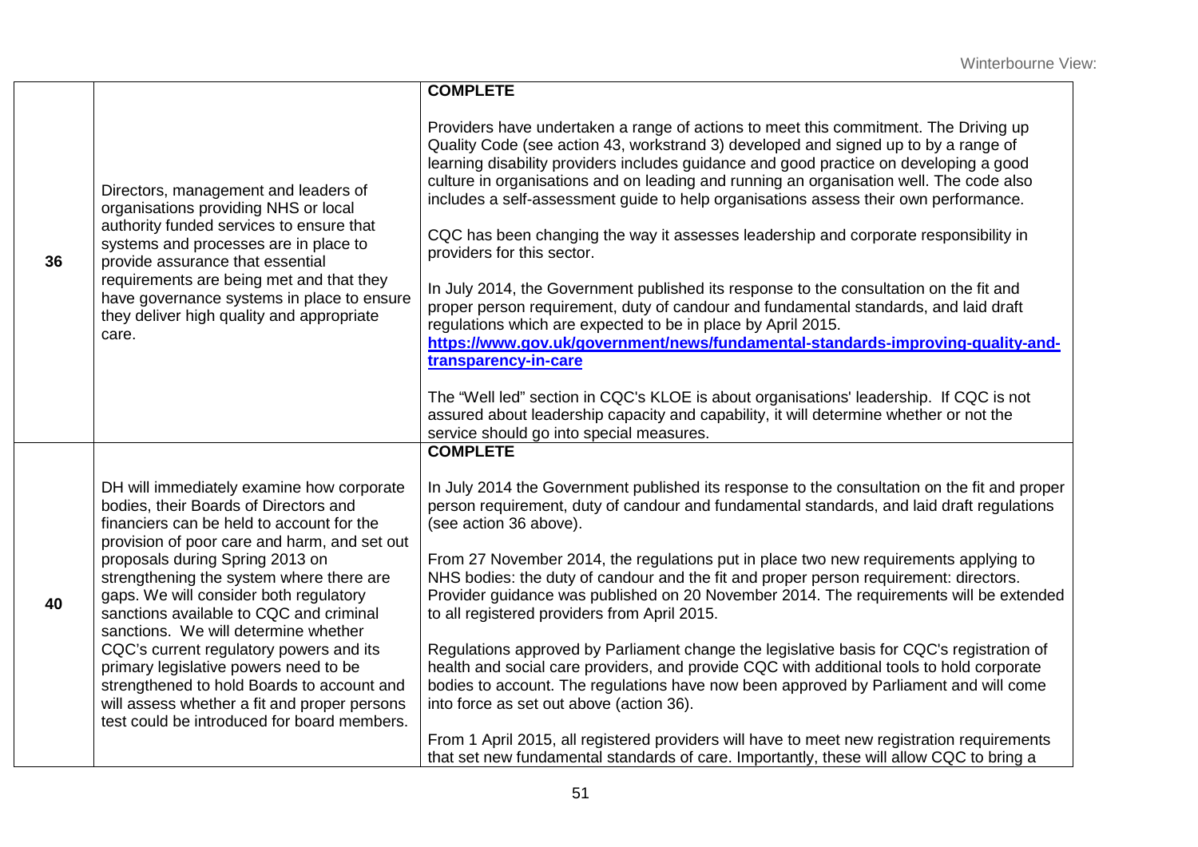| | | |
|---|---|---|
| 36 | Directors, management and leaders of organisations providing NHS or local authority funded services to ensure that systems and processes are in place to provide assurance that essential requirements are being met and that they have governance systems in place to ensure they deliver high quality and appropriate care. | **COMPLETE**<br><br>Providers have undertaken a range of actions to meet this commitment. The Driving up Quality Code (see action 43, workstrand 3) developed and signed up to by a range of learning disability providers includes guidance and good practice on developing a good culture in organisations and on leading and running an organisation well. The code also includes a self-assessment guide to help organisations assess their own performance.<br><br>CQC has been changing the way it assesses leadership and corporate responsibility in providers for this sector.<br><br>In July 2014, the Government published its response to the consultation on the fit and proper person requirement, duty of candour and fundamental standards, and laid draft regulations which are expected to be in place by April 2015.<br>**https://www.gov.uk/government/news/fundamental-standards-improving-quality-and-transparency-in-care**<br><br>The "Well led" section in CQC's KLOE is about organisations' leadership. If CQC is not assured about leadership capacity and capability, it will determine whether or not the service should go into special measures. |
| 40 | DH will immediately examine how corporate bodies, their Boards of Directors and financiers can be held to account for the provision of poor care and harm, and set out proposals during Spring 2013 on strengthening the system where there are gaps. We will consider both regulatory sanctions available to CQC and criminal sanctions. We will determine whether CQC's current regulatory powers and its primary legislative powers need to be strengthened to hold Boards to account and will assess whether a fit and proper persons test could be introduced for board members. | **COMPLETE**<br><br>In July 2014 the Government published its response to the consultation on the fit and proper person requirement, duty of candour and fundamental standards, and laid draft regulations (see action 36 above).<br><br>From 27 November 2014, the regulations put in place two new requirements applying to NHS bodies: the duty of candour and the fit and proper person requirement: directors. Provider guidance was published on 20 November 2014. The requirements will be extended to all registered providers from April 2015.<br><br>Regulations approved by Parliament change the legislative basis for CQC's registration of health and social care providers, and provide CQC with additional tools to hold corporate bodies to account. The regulations have now been approved by Parliament and will come into force as set out above (action 36).<br><br>From 1 April 2015, all registered providers will have to meet new registration requirements that set new fundamental standards of care. Importantly, these will allow CQC to bring a |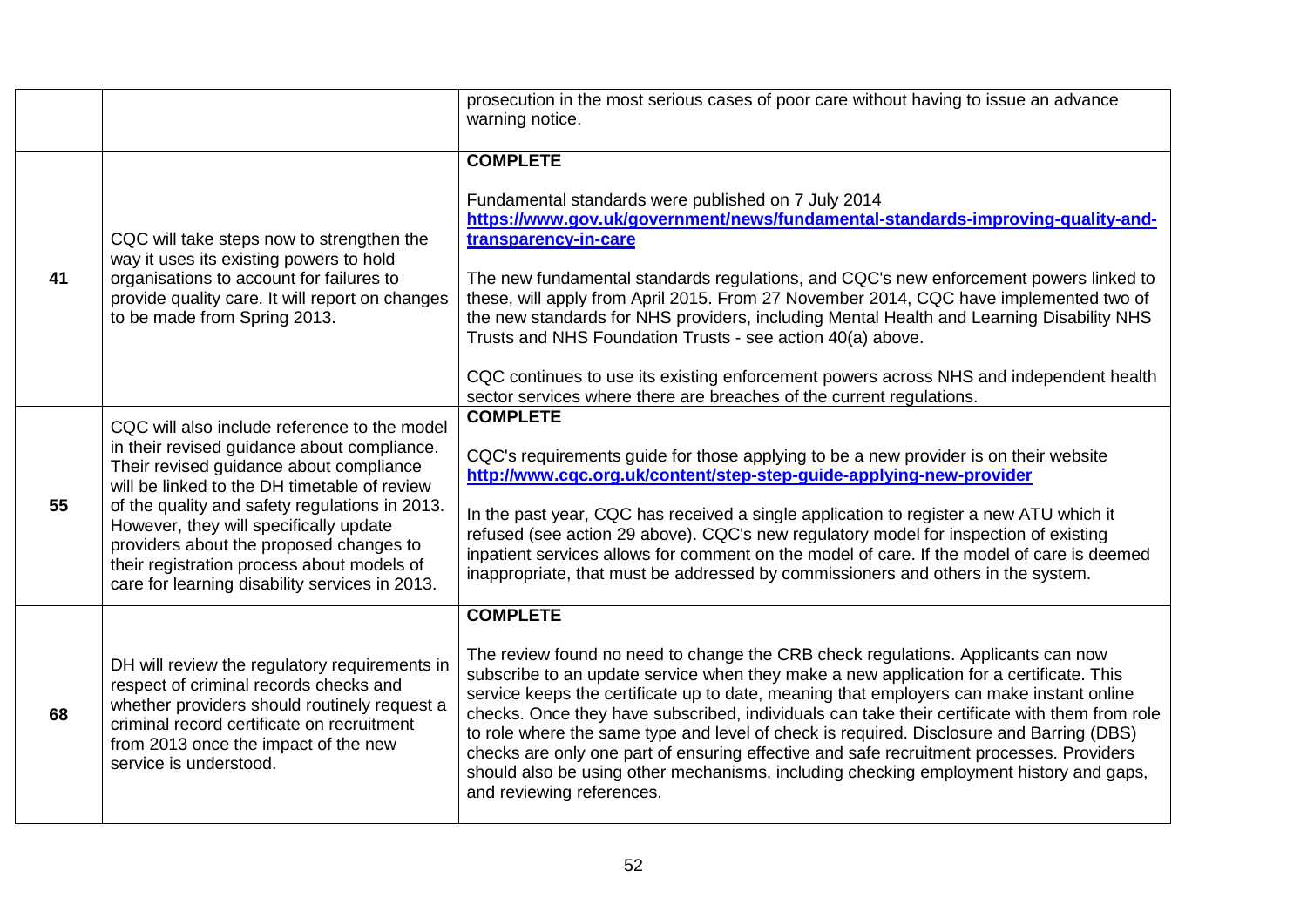| | | |
|---|---|---|
| | | prosecution in the most serious cases of poor care without having to issue an advance warning notice. |
| 41 | CQC will take steps now to strengthen the way it uses its existing powers to hold organisations to account for failures to provide quality care. It will report on changes to be made from Spring 2013. | **COMPLETE**<br><br>Fundamental standards were published on 7 July 2014 **https://www.gov.uk/government/news/fundamental-standards-improving-quality-and-transparency-in-care**<br><br>The new fundamental standards regulations, and CQC's new enforcement powers linked to these, will apply from April 2015. From 27 November 2014, CQC have implemented two of the new standards for NHS providers, including Mental Health and Learning Disability NHS Trusts and NHS Foundation Trusts - see action 40(a) above.<br><br>CQC continues to use its existing enforcement powers across NHS and independent health sector services where there are breaches of the current regulations. |
| 55 | CQC will also include reference to the model in their revised guidance about compliance. Their revised guidance about compliance will be linked to the DH timetable of review of the quality and safety regulations in 2013. However, they will specifically update providers about the proposed changes to their registration process about models of care for learning disability services in 2013. | **COMPLETE**<br><br>CQC's requirements guide for those applying to be a new provider is on their website **http://www.cqc.org.uk/content/step-step-guide-applying-new-provider**<br><br>In the past year, CQC has received a single application to register a new ATU which it refused (see action 29 above). CQC's new regulatory model for inspection of existing inpatient services allows for comment on the model of care. If the model of care is deemed inappropriate, that must be addressed by commissioners and others in the system. |
| 68 | DH will review the regulatory requirements in respect of criminal records checks and whether providers should routinely request a criminal record certificate on recruitment from 2013 once the impact of the new service is understood. | **COMPLETE**<br><br>The review found no need to change the CRB check regulations. Applicants can now subscribe to an update service when they make a new application for a certificate. This service keeps the certificate up to date, meaning that employers can make instant online checks. Once they have subscribed, individuals can take their certificate with them from role to role where the same type and level of check is required. Disclosure and Barring (DBS) checks are only one part of ensuring effective and safe recruitment processes. Providers should also be using other mechanisms, including checking employment history and gaps, and reviewing references. |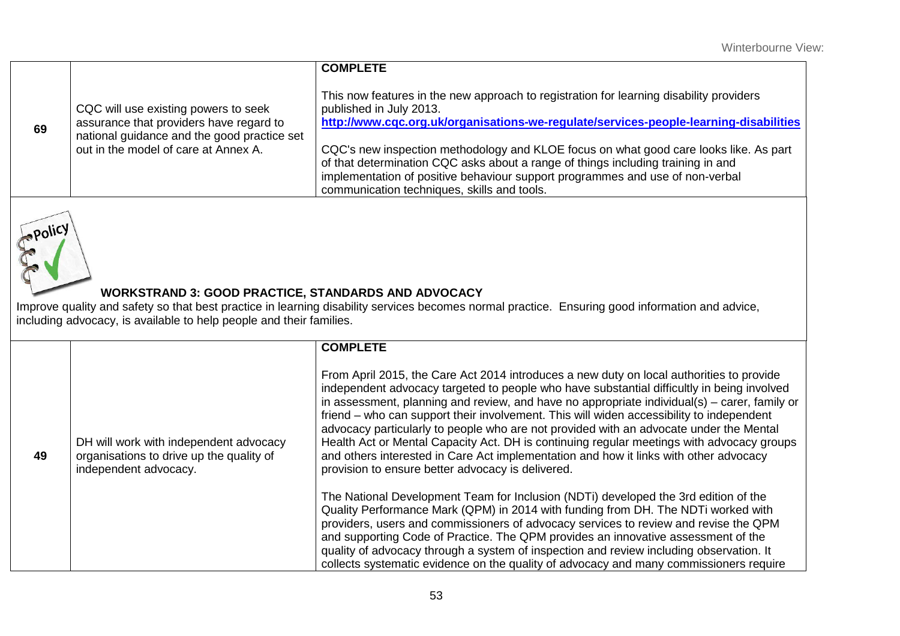| | | |
|---|---|---|
| 69 | CQC will use existing powers to seek assurance that providers have regard to national guidance and the good practice set out in the model of care at Annex A. | **COMPLETE**<br><br>This now features in the new approach to registration for learning disability providers published in July 2013.<br>**http://www.cqc.org.uk/organisations-we-regulate/services-people-learning-disabilities**<br><br>CQC's new inspection methodology and KLOE focus on what good care looks like. As part of that determination CQC asks about a range of things including training in and implementation of positive behaviour support programmes and use of non-verbal communication techniques, skills and tools. |

## WORKSTRAND 3: GOOD PRACTICE, STANDARDS AND ADVOCACY

Improve quality and safety so that best practice in learning disability services becomes normal practice. Ensuring good information and advice, including advocacy, is available to help people and their families.

| | | |
|---|---|---|
| 49 | DH will work with independent advocacy organisations to drive up the quality of independent advocacy. | **COMPLETE**<br><br>From April 2015, the Care Act 2014 introduces a new duty on local authorities to provide independent advocacy targeted to people who have substantial difficultly in being involved in assessment, planning and review, and have no appropriate individual(s) – carer, family or friend – who can support their involvement. This will widen accessibility to independent advocacy particularly to people who are not provided with an advocate under the Mental Health Act or Mental Capacity Act. DH is continuing regular meetings with advocacy groups and others interested in Care Act implementation and how it links with other advocacy provision to ensure better advocacy is delivered.<br><br>The National Development Team for Inclusion (NDTi) developed the 3rd edition of the Quality Performance Mark (QPM) in 2014 with funding from DH. The NDTi worked with providers, users and commissioners of advocacy services to review and revise the QPM and supporting Code of Practice. The QPM provides an innovative assessment of the quality of advocacy through a system of inspection and review including observation. It collects systematic evidence on the quality of advocacy and many commissioners require |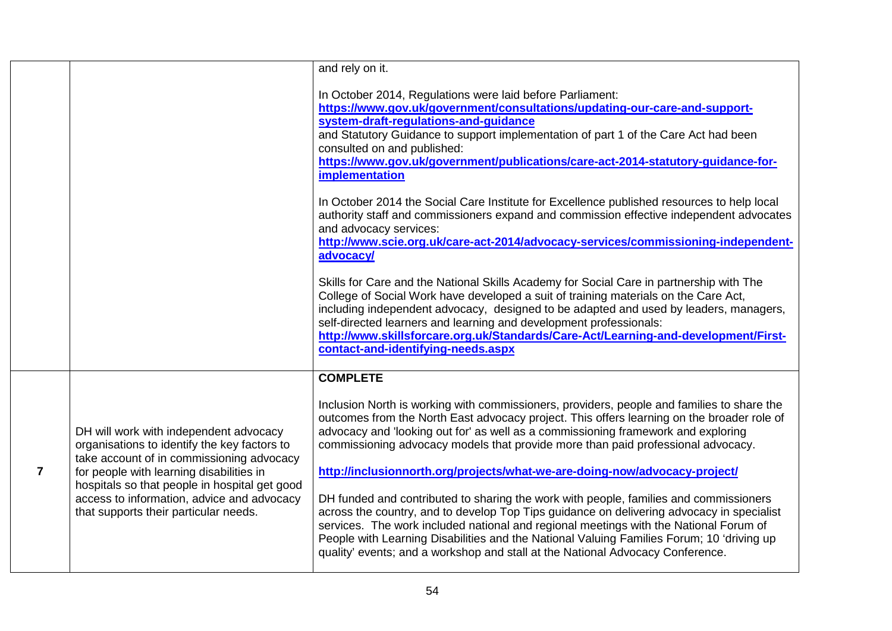| | | |
|---|---|---|
| | | and rely on it.<br><br>In October 2014, Regulations were laid before Parliament: **https://www.gov.uk/government/consultations/updating-our-care-and-support-system-draft-regulations-and-guidance** and Statutory Guidance to support implementation of part 1 of the Care Act had been consulted on and published: **https://www.gov.uk/government/publications/care-act-2014-statutory-guidance-for-implementation**<br><br>In October 2014 the Social Care Institute for Excellence published resources to help local authority staff and commissioners expand and commission effective independent advocates and advocacy services: **http://www.scie.org.uk/care-act-2014/advocacy-services/commissioning-independent-advocacy/**<br><br>Skills for Care and the National Skills Academy for Social Care in partnership with The College of Social Work have developed a suit of training materials on the Care Act, including independent advocacy, designed to be adapted and used by leaders, managers, self-directed learners and learning and development professionals: **http://www.skillsforcare.org.uk/Standards/Care-Act/Learning-and-development/First-contact-and-identifying-needs.aspx** |
| **7** | DH will work with independent advocacy organisations to identify the key factors to take account of in commissioning advocacy for people with learning disabilities in hospitals so that people in hospital get good access to information, advice and advocacy that supports their particular needs. | **COMPLETE**<br><br>Inclusion North is working with commissioners, providers, people and families to share the outcomes from the North East advocacy project. This offers learning on the broader role of advocacy and 'looking out for' as well as a commissioning framework and exploring commissioning advocacy models that provide more than paid professional advocacy.<br><br>**http://inclusionnorth.org/projects/what-we-are-doing-now/advocacy-project/**<br><br>DH funded and contributed to sharing the work with people, families and commissioners across the country, and to develop Top Tips guidance on delivering advocacy in specialist services. The work included national and regional meetings with the National Forum of People with Learning Disabilities and the National Valuing Families Forum; 10 'driving up quality' events; and a workshop and stall at the National Advocacy Conference. |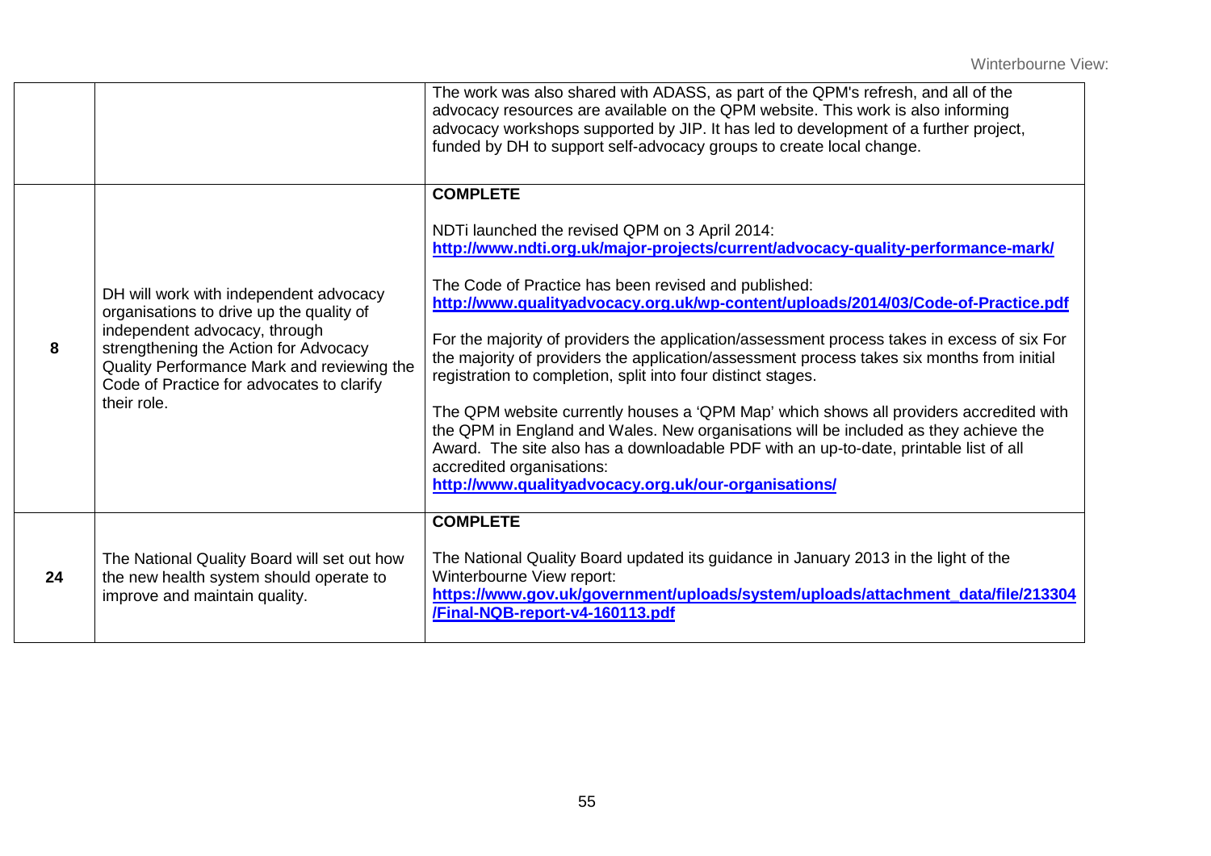| | | |
|---|---|---|
| | | The work was also shared with ADASS, as part of the QPM's refresh, and all of the advocacy resources are available on the QPM website. This work is also informing advocacy workshops supported by JIP. It has led to development of a further project, funded by DH to support self-advocacy groups to create local change. |
| **8** | DH will work with independent advocacy organisations to drive up the quality of independent advocacy, through strengthening the Action for Advocacy Quality Performance Mark and reviewing the Code of Practice for advocates to clarify their role. | **COMPLETE**<br><br>NDTi launched the revised QPM on 3 April 2014:<br>**http://www.ndti.org.uk/major-projects/current/advocacy-quality-performance-mark/**<br><br>The Code of Practice has been revised and published:<br>**http://www.qualityadvocacy.org.uk/wp-content/uploads/2014/03/Code-of-Practice.pdf**<br><br>For the majority of providers the application/assessment process takes in excess of six For the majority of providers the application/assessment process takes six months from initial registration to completion, split into four distinct stages.<br><br>The QPM website currently houses a 'QPM Map' which shows all providers accredited with the QPM in England and Wales. New organisations will be included as they achieve the Award. The site also has a downloadable PDF with an up-to-date, printable list of all accredited organisations:<br>**http://www.qualityadvocacy.org.uk/our-organisations/** |
| **24** | The National Quality Board will set out how the new health system should operate to improve and maintain quality. | **COMPLETE**<br><br>The National Quality Board updated its guidance in January 2013 in the light of the Winterbourne View report:<br>**https://www.gov.uk/government/uploads/system/uploads/attachment_data/file/213304/Final-NQB-report-v4-160113.pdf** |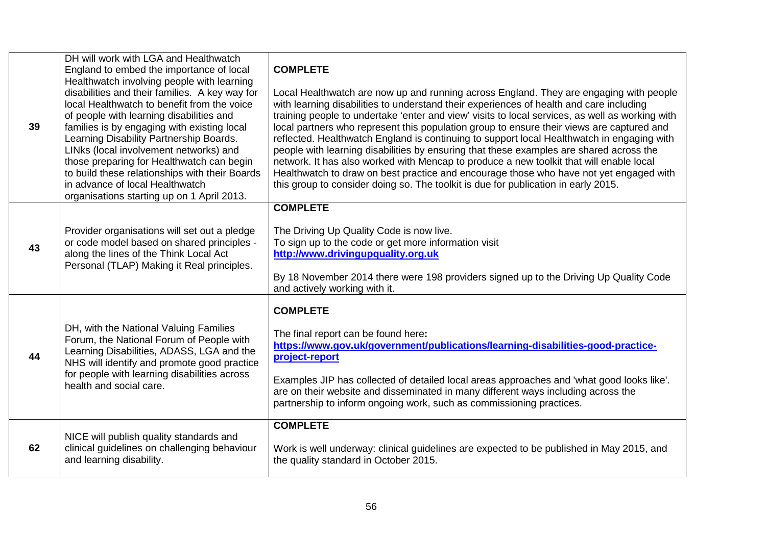| | | |
|---|---|---|
| 39 | DH will work with LGA and Healthwatch England to embed the importance of local Healthwatch involving people with learning disabilities and their families. A key way for local Healthwatch to benefit from the voice of people with learning disabilities and families is by engaging with existing local Learning Disability Partnership Boards. LINks (local involvement networks) and those preparing for Healthwatch can begin to build these relationships with their Boards in advance of local Healthwatch organisations starting up on 1 April 2013. | **COMPLETE**<br><br>Local Healthwatch are now up and running across England. They are engaging with people with learning disabilities to understand their experiences of health and care including training people to undertake 'enter and view' visits to local services, as well as working with local partners who represent this population group to ensure their views are captured and reflected. Healthwatch England is continuing to support local Healthwatch in engaging with people with learning disabilities by ensuring that these examples are shared across the network. It has also worked with Mencap to produce a new toolkit that will enable local Healthwatch to draw on best practice and encourage those who have not yet engaged with this group to consider doing so. The toolkit is due for publication in early 2015. |
| 43 | Provider organisations will set out a pledge or code model based on shared principles - along the lines of the Think Local Act Personal (TLAP) Making it Real principles. | **COMPLETE**<br><br>The Driving Up Quality Code is now live.<br>To sign up to the code or get more information visit<br>[http://www.drivingupquality.org.uk](http://www.drivingupquality.org.uk)<br><br>By 18 November 2014 there were 198 providers signed up to the Driving Up Quality Code and actively working with it. |
| 44 | DH, with the National Valuing Families Forum, the National Forum of People with Learning Disabilities, ADASS, LGA and the NHS will identify and promote good practice for people with learning disabilities across health and social care. | **COMPLETE**<br><br>The final report can be found here**:**<br>[https://www.gov.uk/government/publications/learning-disabilities-good-practice-project-report](https://www.gov.uk/government/publications/learning-disabilities-good-practice-project-report)<br><br>Examples JIP has collected of detailed local areas approaches and 'what good looks like'. are on their website and disseminated in many different ways including across the partnership to inform ongoing work, such as commissioning practices. |
| 62 | NICE will publish quality standards and clinical guidelines on challenging behaviour and learning disability. | **COMPLETE**<br><br>Work is well underway: clinical guidelines are expected to be published in May 2015, and the quality standard in October 2015. |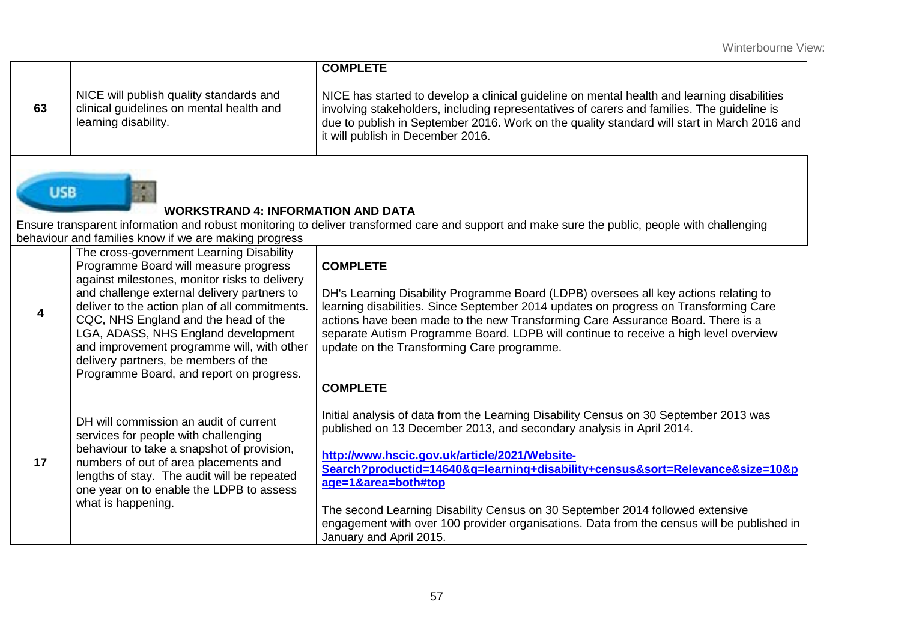| | | |
|---|---|---|
| 63 | NICE will publish quality standards and clinical guidelines on mental health and learning disability. | **COMPLETE**<br><br>NICE has started to develop a clinical guideline on mental health and learning disabilities involving stakeholders, including representatives of carers and families. The guideline is due to publish in September 2016. Work on the quality standard will start in March 2016 and it will publish in December 2016. |

### WORKSTRAND 4: INFORMATION AND DATA

Ensure transparent information and robust monitoring to deliver transformed care and support and make sure the public, people with challenging behaviour and families know if we are making progress

| | | |
|---|---|---|
| 4 | The cross-government Learning Disability Programme Board will measure progress against milestones, monitor risks to delivery and challenge external delivery partners to deliver to the action plan of all commitments. CQC, NHS England and the head of the LGA, ADASS, NHS England development and improvement programme will, with other delivery partners, be members of the Programme Board, and report on progress. | **COMPLETE**<br><br>DH's Learning Disability Programme Board (LDPB) oversees all key actions relating to learning disabilities. Since September 2014 updates on progress on Transforming Care actions have been made to the new Transforming Care Assurance Board. There is a separate Autism Programme Board. LDPB will continue to receive a high level overview update on the Transforming Care programme. |
| 17 | DH will commission an audit of current services for people with challenging behaviour to take a snapshot of provision, numbers of out of area placements and lengths of stay. The audit will be repeated one year on to enable the LDPB to assess what is happening. | **COMPLETE**<br><br>Initial analysis of data from the Learning Disability Census on 30 September 2013 was published on 13 December 2013, and secondary analysis in April 2014.<br><br>http://www.hscic.gov.uk/article/2021/Website-Search?productid=14640&q=learning+disability+census&sort=Relevance&size=10&page=1&area=both#top<br><br>The second Learning Disability Census on 30 September 2014 followed extensive engagement with over 100 provider organisations. Data from the census will be published in January and April 2015. |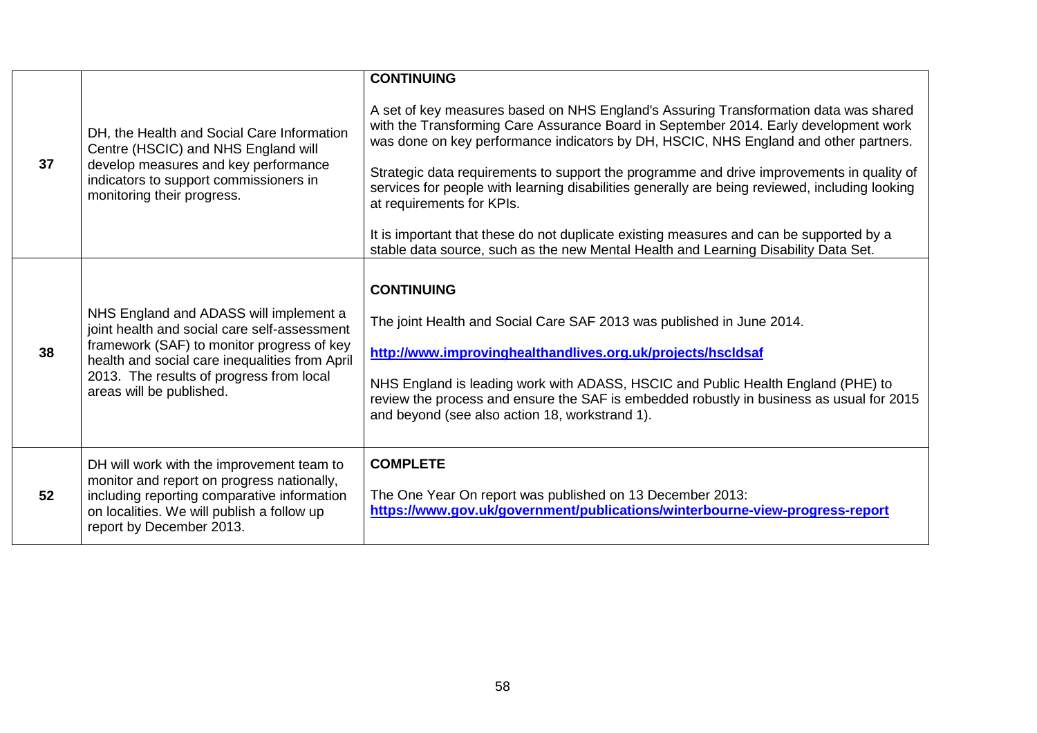| | | |
|---|---|---|
| 37 | DH, the Health and Social Care Information Centre (HSCIC) and NHS England will develop measures and key performance indicators to support commissioners in monitoring their progress. | **CONTINUING**<br><br>A set of key measures based on NHS England's Assuring Transformation data was shared with the Transforming Care Assurance Board in September 2014. Early development work was done on key performance indicators by DH, HSCIC, NHS England and other partners.<br><br>Strategic data requirements to support the programme and drive improvements in quality of services for people with learning disabilities generally are being reviewed, including looking at requirements for KPIs.<br><br>It is important that these do not duplicate existing measures and can be supported by a stable data source, such as the new Mental Health and Learning Disability Data Set. |
| 38 | NHS England and ADASS will implement a joint health and social care self-assessment framework (SAF) to monitor progress of key health and social care inequalities from April 2013. The results of progress from local areas will be published. | **CONTINUING**<br><br>The joint Health and Social Care SAF 2013 was published in June 2014.<br><br>**http://www.improvinghealthandlives.org.uk/projects/hscldsaf**<br><br>NHS England is leading work with ADASS, HSCIC and Public Health England (PHE) to review the process and ensure the SAF is embedded robustly in business as usual for 2015 and beyond (see also action 18, workstrand 1). |
| 52 | DH will work with the improvement team to monitor and report on progress nationally, including reporting comparative information on localities. We will publish a follow up report by December 2013. | **COMPLETE**<br><br>The One Year On report was published on 13 December 2013:<br>**https://www.gov.uk/government/publications/winterbourne-view-progress-report** |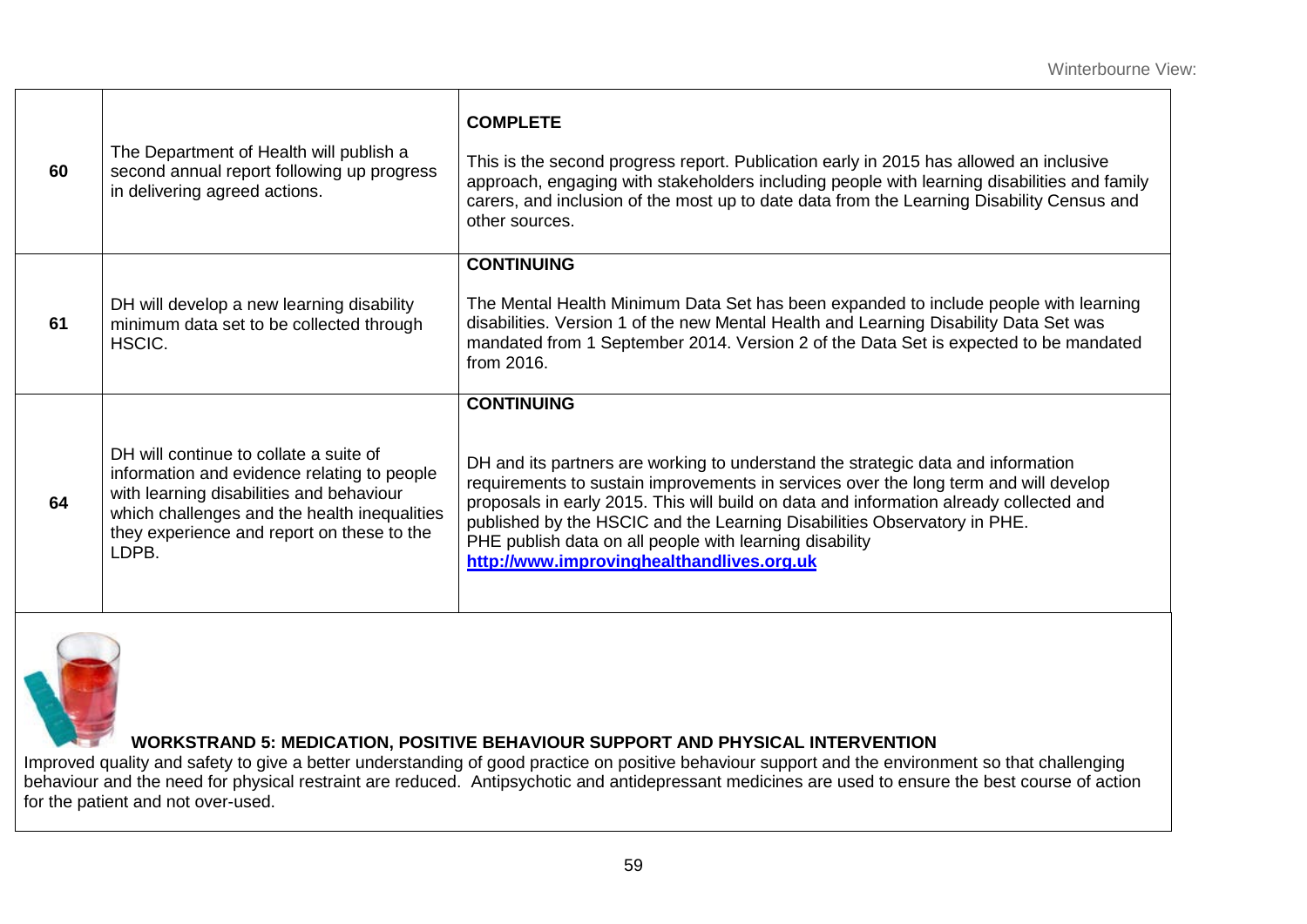| | | |
|---|---|---|
| 60 | The Department of Health will publish a second annual report following up progress in delivering agreed actions. | **COMPLETE**<br><br>This is the second progress report. Publication early in 2015 has allowed an inclusive approach, engaging with stakeholders including people with learning disabilities and family carers, and inclusion of the most up to date data from the Learning Disability Census and other sources. |
| 61 | DH will develop a new learning disability minimum data set to be collected through HSCIC. | **CONTINUING**<br><br>The Mental Health Minimum Data Set has been expanded to include people with learning disabilities. Version 1 of the new Mental Health and Learning Disability Data Set was mandated from 1 September 2014. Version 2 of the Data Set is expected to be mandated from 2016. |
| 64 | DH will continue to collate a suite of information and evidence relating to people with learning disabilities and behaviour which challenges and the health inequalities they experience and report on these to the LDPB. | **CONTINUING**<br><br>DH and its partners are working to understand the strategic data and information requirements to sustain improvements in services over the long term and will develop proposals in early 2015. This will build on data and information already collected and published by the HSCIC and the Learning Disabilities Observatory in PHE.<br>PHE publish data on all people with learning disability<br>**http://www.improvinghealthandlives.org.uk** |

**WORKSTRAND 5: MEDICATION, POSITIVE BEHAVIOUR SUPPORT AND PHYSICAL INTERVENTION**

Improved quality and safety to give a better understanding of good practice on positive behaviour support and the environment so that challenging behaviour and the need for physical restraint are reduced. Antipsychotic and antidepressant medicines are used to ensure the best course of action for the patient and not over-used.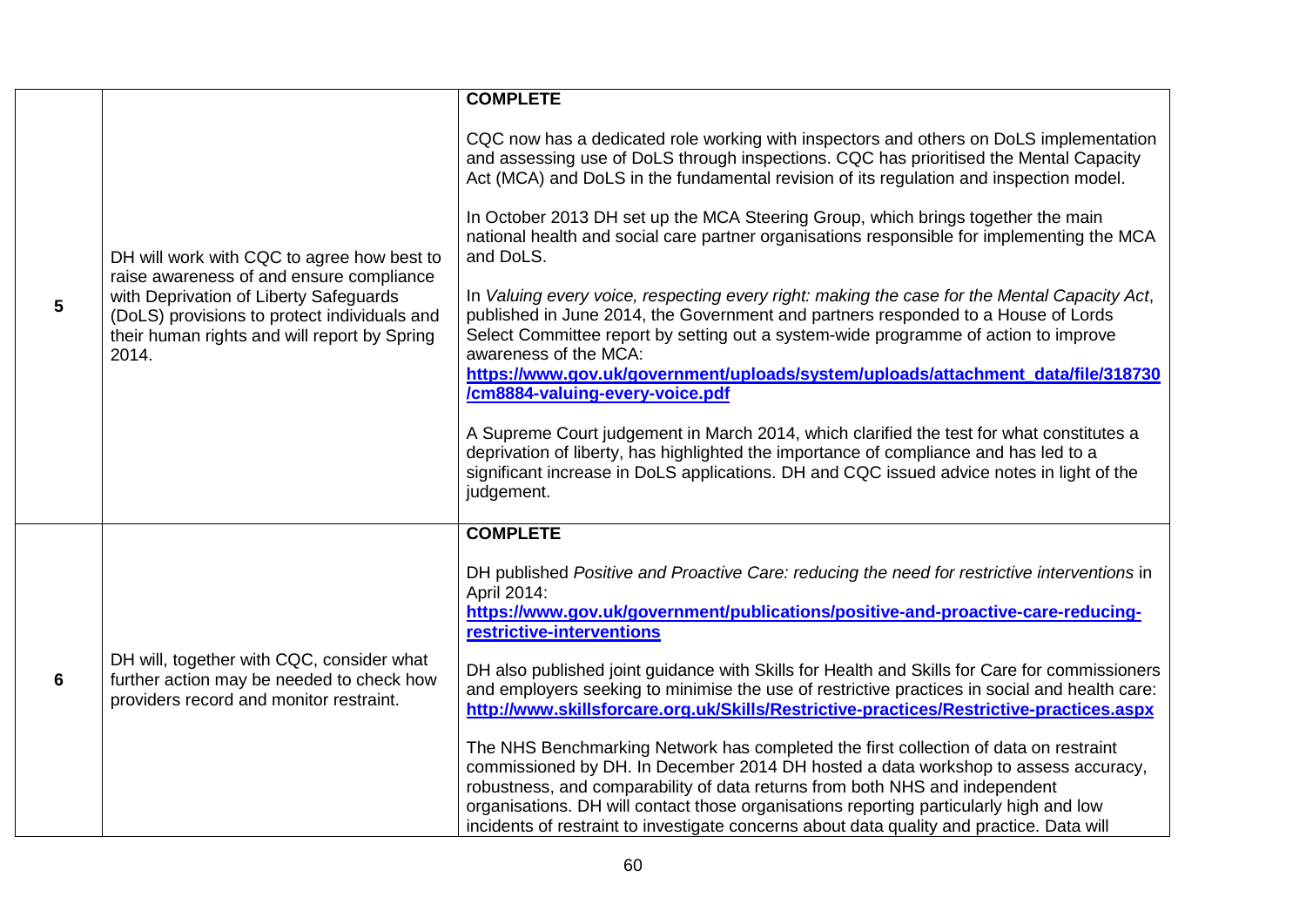| | | |
|---|---|---|
| **5** | DH will work with CQC to agree how best to raise awareness of and ensure compliance with Deprivation of Liberty Safeguards (DoLS) provisions to protect individuals and their human rights and will report by Spring 2014. | **COMPLETE**<br><br>CQC now has a dedicated role working with inspectors and others on DoLS implementation and assessing use of DoLS through inspections. CQC has prioritised the Mental Capacity Act (MCA) and DoLS in the fundamental revision of its regulation and inspection model.<br><br>In October 2013 DH set up the MCA Steering Group, which brings together the main national health and social care partner organisations responsible for implementing the MCA and DoLS.<br><br>In *Valuing every voice, respecting every right: making the case for the Mental Capacity Act*, published in June 2014, the Government and partners responded to a House of Lords Select Committee report by setting out a system-wide programme of action to improve awareness of the MCA: **https://www.gov.uk/government/uploads/system/uploads/attachment_data/file/318730/cm8884-valuing-every-voice.pdf**<br><br>A Supreme Court judgement in March 2014, which clarified the test for what constitutes a deprivation of liberty, has highlighted the importance of compliance and has led to a significant increase in DoLS applications. DH and CQC issued advice notes in light of the judgement. |
| **6** | DH will, together with CQC, consider what further action may be needed to check how providers record and monitor restraint. | **COMPLETE**<br><br>DH published *Positive and Proactive Care: reducing the need for restrictive interventions* in April 2014: **https://www.gov.uk/government/publications/positive-and-proactive-care-reducing-restrictive-interventions**<br><br>DH also published joint guidance with Skills for Health and Skills for Care for commissioners and employers seeking to minimise the use of restrictive practices in social and health care: **http://www.skillsforcare.org.uk/Skills/Restrictive-practices/Restrictive-practices.aspx**<br><br>The NHS Benchmarking Network has completed the first collection of data on restraint commissioned by DH. In December 2014 DH hosted a data workshop to assess accuracy, robustness, and comparability of data returns from both NHS and independent organisations. DH will contact those organisations reporting particularly high and low incidents of restraint to investigate concerns about data quality and practice. Data will |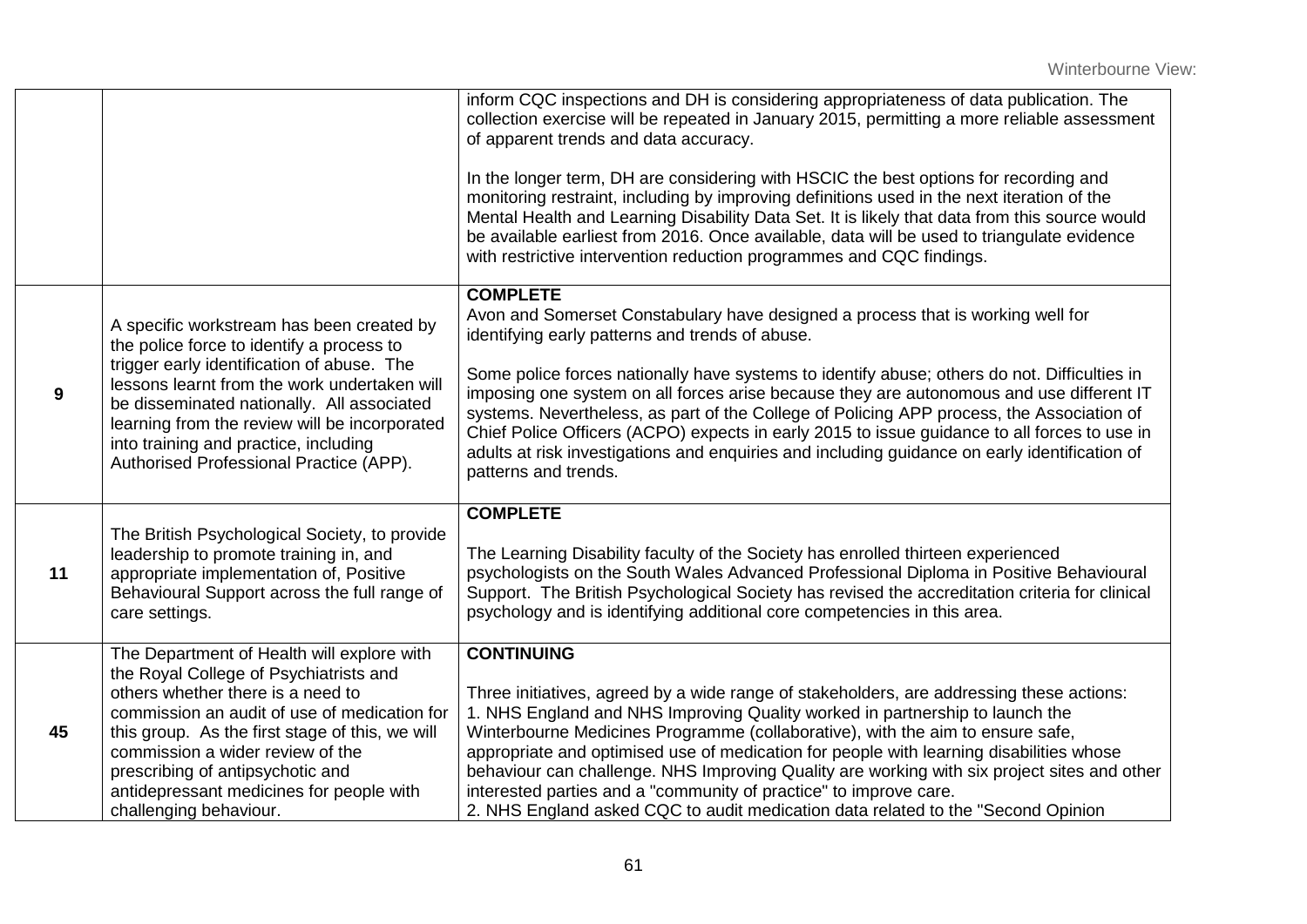| | | |
|---|---|---|
| | | inform CQC inspections and DH is considering appropriateness of data publication. The collection exercise will be repeated in January 2015, permitting a more reliable assessment of apparent trends and data accuracy.<br><br>In the longer term, DH are considering with HSCIC the best options for recording and monitoring restraint, including by improving definitions used in the next iteration of the Mental Health and Learning Disability Data Set. It is likely that data from this source would be available earliest from 2016. Once available, data will be used to triangulate evidence with restrictive intervention reduction programmes and CQC findings. |
| **9** | A specific workstream has been created by the police force to identify a process to trigger early identification of abuse. The lessons learnt from the work undertaken will be disseminated nationally. All associated learning from the review will be incorporated into training and practice, including Authorised Professional Practice (APP). | **COMPLETE**<br>Avon and Somerset Constabulary have designed a process that is working well for identifying early patterns and trends of abuse.<br><br>Some police forces nationally have systems to identify abuse; others do not. Difficulties in imposing one system on all forces arise because they are autonomous and use different IT systems. Nevertheless, as part of the College of Policing APP process, the Association of Chief Police Officers (ACPO) expects in early 2015 to issue guidance to all forces to use in adults at risk investigations and enquiries and including guidance on early identification of patterns and trends. |
| **11** | The British Psychological Society, to provide leadership to promote training in, and appropriate implementation of, Positive Behavioural Support across the full range of care settings. | **COMPLETE**<br><br>The Learning Disability faculty of the Society has enrolled thirteen experienced psychologists on the South Wales Advanced Professional Diploma in Positive Behavioural Support. The British Psychological Society has revised the accreditation criteria for clinical psychology and is identifying additional core competencies in this area. |
| **45** | The Department of Health will explore with the Royal College of Psychiatrists and others whether there is a need to commission an audit of use of medication for this group. As the first stage of this, we will commission a wider review of the prescribing of antipsychotic and antidepressant medicines for people with challenging behaviour. | **CONTINUING**<br><br>Three initiatives, agreed by a wide range of stakeholders, are addressing these actions:<br>1. NHS England and NHS Improving Quality worked in partnership to launch the Winterbourne Medicines Programme (collaborative), with the aim to ensure safe, appropriate and optimised use of medication for people with learning disabilities whose behaviour can challenge. NHS Improving Quality are working with six project sites and other interested parties and a "community of practice" to improve care.<br>2. NHS England asked CQC to audit medication data related to the "Second Opinion |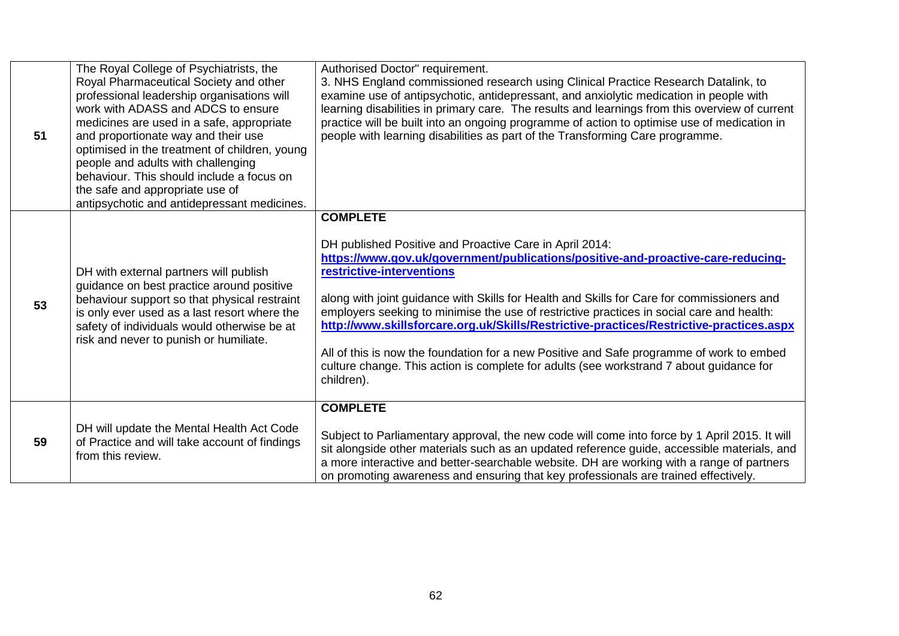| | | |
|---|---|---|
| **51** | The Royal College of Psychiatrists, the Royal Pharmaceutical Society and other professional leadership organisations will work with ADASS and ADCS to ensure medicines are used in a safe, appropriate and proportionate way and their use optimised in the treatment of children, young people and adults with challenging behaviour. This should include a focus on the safe and appropriate use of antipsychotic and antidepressant medicines. | Authorised Doctor" requirement.<br>3. NHS England commissioned research using Clinical Practice Research Datalink, to examine use of antipsychotic, antidepressant, and anxiolytic medication in people with learning disabilities in primary care. The results and learnings from this overview of current practice will be built into an ongoing programme of action to optimise use of medication in people with learning disabilities as part of the Transforming Care programme. |
| **53** | DH with external partners will publish guidance on best practice around positive behaviour support so that physical restraint is only ever used as a last resort where the safety of individuals would otherwise be at risk and never to punish or humiliate. | **COMPLETE**<br><br>DH published Positive and Proactive Care in April 2014: **https://www.gov.uk/government/publications/positive-and-proactive-care-reducing-restrictive-interventions**<br><br>along with joint guidance with Skills for Health and Skills for Care for commissioners and employers seeking to minimise the use of restrictive practices in social care and health: **http://www.skillsforcare.org.uk/Skills/Restrictive-practices/Restrictive-practices.aspx**<br><br>All of this is now the foundation for a new Positive and Safe programme of work to embed culture change. This action is complete for adults (see workstrand 7 about guidance for children). |
| **59** | DH will update the Mental Health Act Code of Practice and will take account of findings from this review. | **COMPLETE**<br><br>Subject to Parliamentary approval, the new code will come into force by 1 April 2015. It will sit alongside other materials such as an updated reference guide, accessible materials, and a more interactive and better-searchable website. DH are working with a range of partners on promoting awareness and ensuring that key professionals are trained effectively. |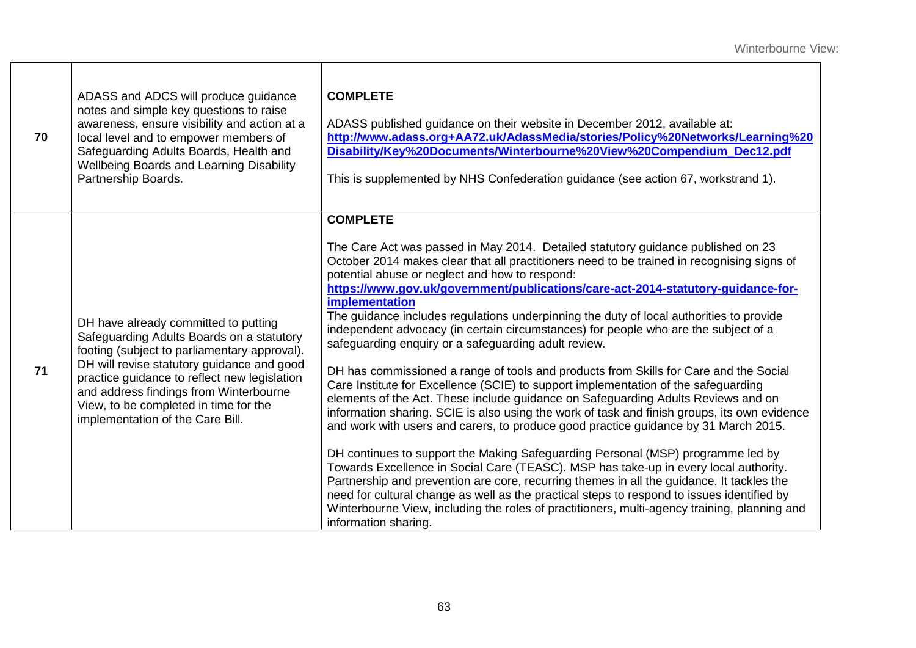| | | |
|---|---|---|
| 70 | ADASS and ADCS will produce guidance notes and simple key questions to raise awareness, ensure visibility and action at a local level and to empower members of Safeguarding Adults Boards, Health and Wellbeing Boards and Learning Disability Partnership Boards. | **COMPLETE**<br><br>ADASS published guidance on their website in December 2012, available at: **http://www.adass.org+AA72.uk/AdassMedia/stories/Policy%20Networks/Learning%20Disability/Key%20Documents/Winterbourne%20View%20Compendium_Dec12.pdf**<br><br>This is supplemented by NHS Confederation guidance (see action 67, workstrand 1). |
| 71 | DH have already committed to putting Safeguarding Adults Boards on a statutory footing (subject to parliamentary approval). DH will revise statutory guidance and good practice guidance to reflect new legislation and address findings from Winterbourne View, to be completed in time for the implementation of the Care Bill. | **COMPLETE**<br><br>The Care Act was passed in May 2014. Detailed statutory guidance published on 23 October 2014 makes clear that all practitioners need to be trained in recognising signs of potential abuse or neglect and how to respond: **https://www.gov.uk/government/publications/care-act-2014-statutory-guidance-for-implementation**<br>The guidance includes regulations underpinning the duty of local authorities to provide independent advocacy (in certain circumstances) for people who are the subject of a safeguarding enquiry or a safeguarding adult review.<br><br>DH has commissioned a range of tools and products from Skills for Care and the Social Care Institute for Excellence (SCIE) to support implementation of the safeguarding elements of the Act. These include guidance on Safeguarding Adults Reviews and on information sharing. SCIE is also using the work of task and finish groups, its own evidence and work with users and carers, to produce good practice guidance by 31 March 2015.<br><br>DH continues to support the Making Safeguarding Personal (MSP) programme led by Towards Excellence in Social Care (TEASC). MSP has take-up in every local authority. Partnership and prevention are core, recurring themes in all the guidance. It tackles the need for cultural change as well as the practical steps to respond to issues identified by Winterbourne View, including the roles of practitioners, multi-agency training, planning and information sharing. |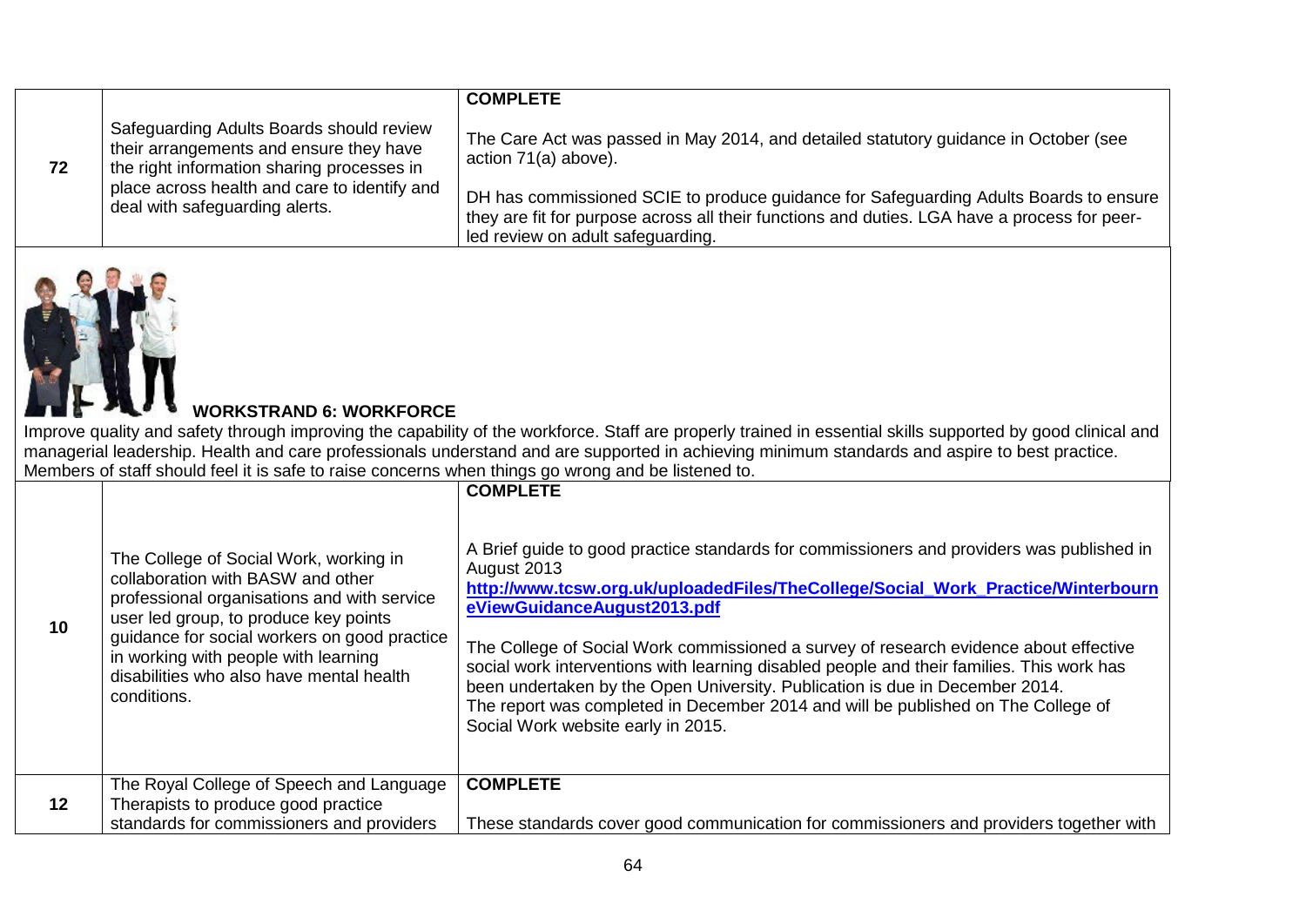| | | |
|---|---|---|
| 72 | Safeguarding Adults Boards should review their arrangements and ensure they have the right information sharing processes in place across health and care to identify and deal with safeguarding alerts. | **COMPLETE**<br><br>The Care Act was passed in May 2014, and detailed statutory guidance in October (see action 71(a) above).<br><br>DH has commissioned SCIE to produce guidance for Safeguarding Adults Boards to ensure they are fit for purpose across all their functions and duties. LGA have a process for peer-led review on adult safeguarding. |

## WORKSTRAND 6: WORKFORCE

Improve quality and safety through improving the capability of the workforce. Staff are properly trained in essential skills supported by good clinical and managerial leadership. Health and care professionals understand and are supported in achieving minimum standards and aspire to best practice. Members of staff should feel it is safe to raise concerns when things go wrong and be listened to.

| | | |
|---|---|---|
| 10 | The College of Social Work, working in collaboration with BASW and other professional organisations and with service user led group, to produce key points guidance for social workers on good practice in working with people with learning disabilities who also have mental health conditions. | **COMPLETE**<br><br>A Brief guide to good practice standards for commissioners and providers was published in August 2013<br>**http://www.tcsw.org.uk/uploadedFiles/TheCollege/Social_Work_Practice/WinterbourneViewGuidanceAugust2013.pdf**<br><br>The College of Social Work commissioned a survey of research evidence about effective social work interventions with learning disabled people and their families. This work has been undertaken by the Open University. Publication is due in December 2014.<br>The report was completed in December 2014 and will be published on The College of Social Work website early in 2015. |
| 12 | The Royal College of Speech and Language Therapists to produce good practice standards for commissioners and providers | **COMPLETE**<br><br>These standards cover good communication for commissioners and providers together with |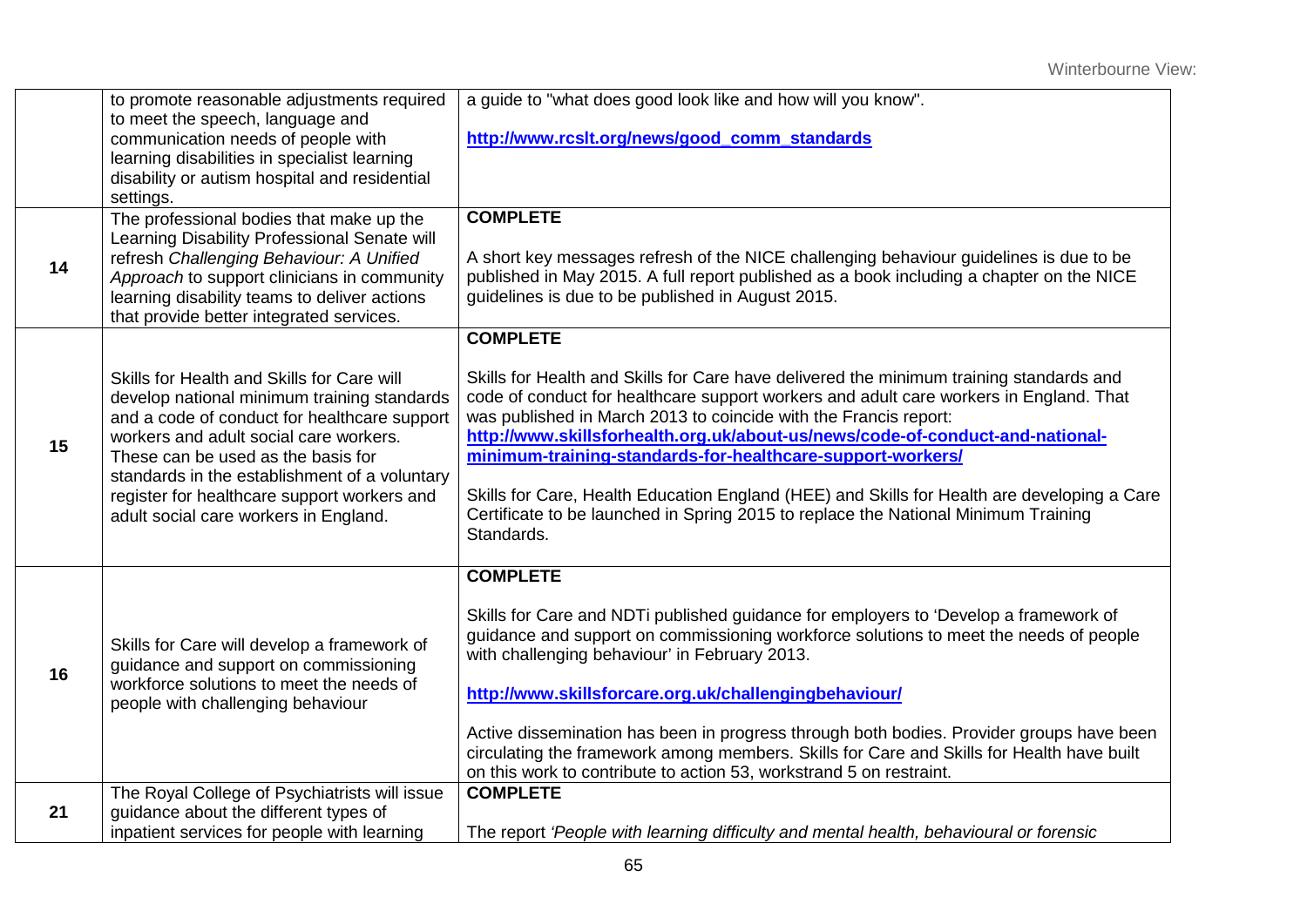|  |  |  |
| --- | --- | --- |
|  | to promote reasonable adjustments required to meet the speech, language and communication needs of people with learning disabilities in specialist learning disability or autism hospital and residential settings. | a guide to "what does good look like and how will you know".<br><br>**http://www.rcslt.org/news/good_comm_standards** |
| **14** | The professional bodies that make up the Learning Disability Professional Senate will refresh *Challenging Behaviour: A Unified Approach* to support clinicians in community learning disability teams to deliver actions that provide better integrated services. | **COMPLETE**<br><br>A short key messages refresh of the NICE challenging behaviour guidelines is due to be published in May 2015. A full report published as a book including a chapter on the NICE guidelines is due to be published in August 2015. |
| **15** | Skills for Health and Skills for Care will develop national minimum training standards and a code of conduct for healthcare support workers and adult social care workers. These can be used as the basis for standards in the establishment of a voluntary register for healthcare support workers and adult social care workers in England. | **COMPLETE**<br><br>Skills for Health and Skills for Care have delivered the minimum training standards and code of conduct for healthcare support workers and adult care workers in England. That was published in March 2013 to coincide with the Francis report: **http://www.skillsforhealth.org.uk/about-us/news/code-of-conduct-and-national-minimum-training-standards-for-healthcare-support-workers/**<br><br>Skills for Care, Health Education England (HEE) and Skills for Health are developing a Care Certificate to be launched in Spring 2015 to replace the National Minimum Training Standards. |
| **16** | Skills for Care will develop a framework of guidance and support on commissioning workforce solutions to meet the needs of people with challenging behaviour | **COMPLETE**<br><br>Skills for Care and NDTi published guidance for employers to 'Develop a framework of guidance and support on commissioning workforce solutions to meet the needs of people with challenging behaviour' in February 2013.<br><br>**http://www.skillsforcare.org.uk/challengingbehaviour/**<br><br>Active dissemination has been in progress through both bodies. Provider groups have been circulating the framework among members. Skills for Care and Skills for Health have built on this work to contribute to action 53, workstrand 5 on restraint. |
| **21** | The Royal College of Psychiatrists will issue guidance about the different types of inpatient services for people with learning | **COMPLETE**<br><br>The report *'People with learning difficulty and mental health, behavioural or forensic* |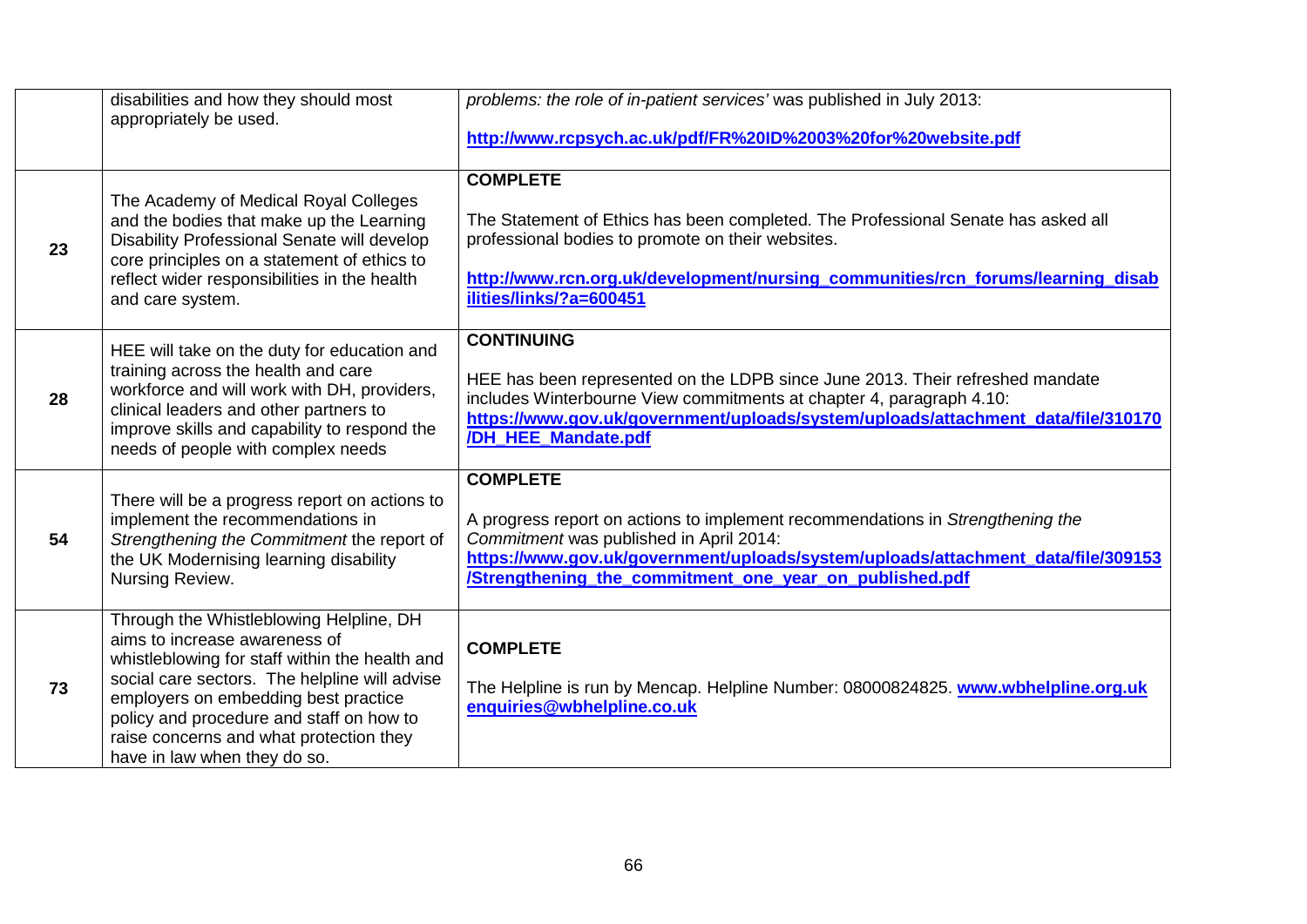| | | |
|---|---|---|
| | disabilities and how they should most appropriately be used. | *problems: the role of in-patient services'* was published in July 2013:<br><br>**http://www.rcpsych.ac.uk/pdf/FR%20ID%2003%20for%20website.pdf** |
| **23** | The Academy of Medical Royal Colleges and the bodies that make up the Learning Disability Professional Senate will develop core principles on a statement of ethics to reflect wider responsibilities in the health and care system. | **COMPLETE**<br><br>The Statement of Ethics has been completed. The Professional Senate has asked all professional bodies to promote on their websites.<br><br>**http://www.rcn.org.uk/development/nursing_communities/rcn_forums/learning_disabilities/links/?a=600451** |
| **28** | HEE will take on the duty for education and training across the health and care workforce and will work with DH, providers, clinical leaders and other partners to improve skills and capability to respond the needs of people with complex needs | **CONTINUING**<br><br>HEE has been represented on the LDPB since June 2013. Their refreshed mandate includes Winterbourne View commitments at chapter 4, paragraph 4.10:<br>**https://www.gov.uk/government/uploads/system/uploads/attachment_data/file/310170/DH_HEE_Mandate.pdf** |
| **54** | There will be a progress report on actions to implement the recommendations in *Strengthening the Commitment* the report of the UK Modernising learning disability Nursing Review. | **COMPLETE**<br><br>A progress report on actions to implement recommendations in *Strengthening the Commitment* was published in April 2014:<br>**https://www.gov.uk/government/uploads/system/uploads/attachment_data/file/309153/Strengthening_the_commitment_one_year_on_published.pdf** |
| **73** | Through the Whistleblowing Helpline, DH aims to increase awareness of whistleblowing for staff within the health and social care sectors. The helpline will advise employers on embedding best practice policy and procedure and staff on how to raise concerns and what protection they have in law when they do so. | **COMPLETE**<br><br>The Helpline is run by Mencap. Helpline Number: 08000824825. **www.wbhelpline.org.uk** **enquiries@wbhelpline.co.uk** |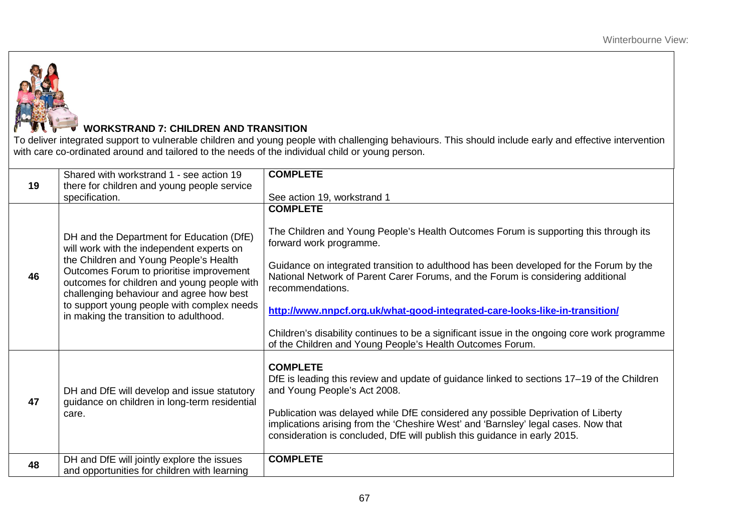## WORKSTRAND 7: CHILDREN AND TRANSITION

To deliver integrated support to vulnerable children and young people with challenging behaviours. This should include early and effective intervention with care co-ordinated around and tailored to the needs of the individual child or young person.

| | | |
|---|---|---|
| 19 | Shared with workstrand 1 - see action 19 there for children and young people service specification. | **COMPLETE**<br><br>See action 19, workstrand 1 |
| 46 | DH and the Department for Education (DfE) will work with the independent experts on the Children and Young People's Health Outcomes Forum to prioritise improvement outcomes for children and young people with challenging behaviour and agree how best to support young people with complex needs in making the transition to adulthood. | **COMPLETE**<br><br>The Children and Young People's Health Outcomes Forum is supporting this through its forward work programme.<br><br>Guidance on integrated transition to adulthood has been developed for the Forum by the National Network of Parent Carer Forums, and the Forum is considering additional recommendations.<br><br>**http://www.nnpcf.org.uk/what-good-integrated-care-looks-like-in-transition/**<br><br>Children's disability continues to be a significant issue in the ongoing core work programme of the Children and Young People's Health Outcomes Forum. |
| 47 | DH and DfE will develop and issue statutory guidance on children in long-term residential care. | **COMPLETE**<br>DfE is leading this review and update of guidance linked to sections 17–19 of the Children and Young People's Act 2008.<br><br>Publication was delayed while DfE considered any possible Deprivation of Liberty implications arising from the 'Cheshire West' and 'Barnsley' legal cases. Now that consideration is concluded, DfE will publish this guidance in early 2015. |
| 48 | DH and DfE will jointly explore the issues and opportunities for children with learning | **COMPLETE** |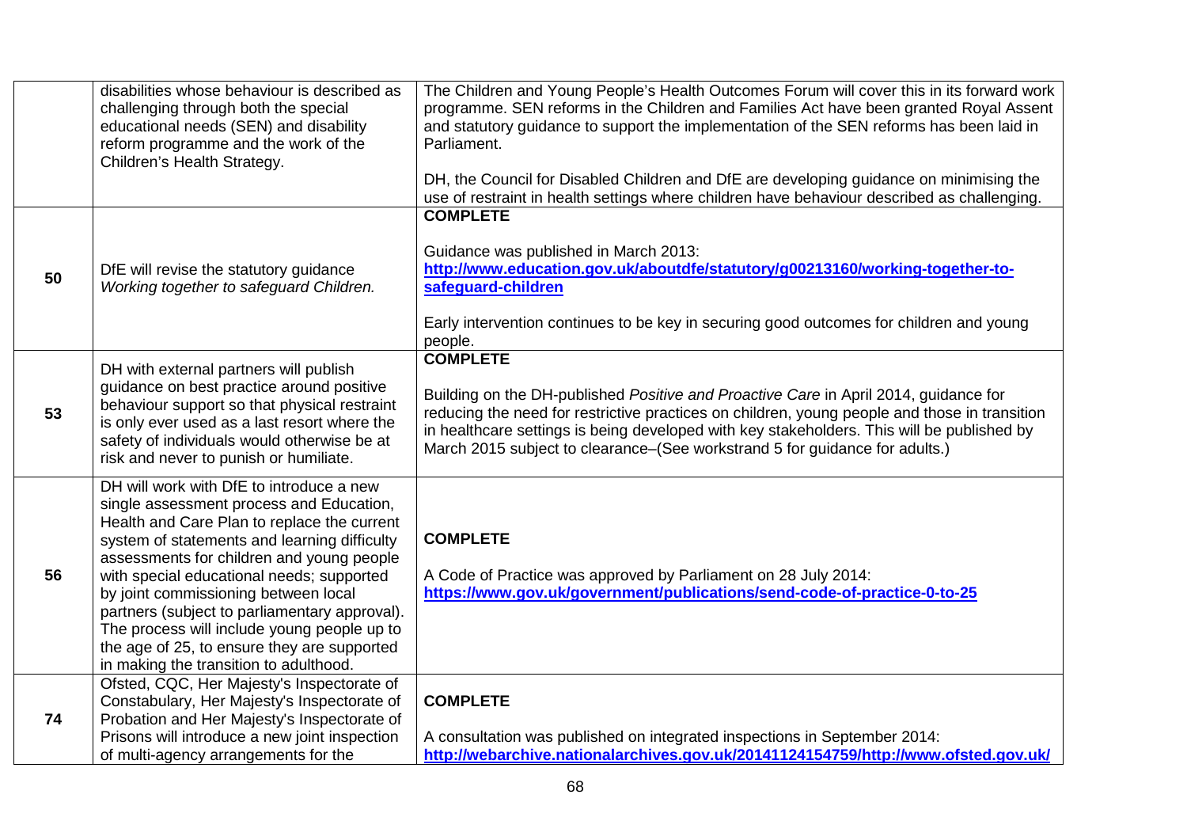| | | |
|---|---|---|
| | disabilities whose behaviour is described as challenging through both the special educational needs (SEN) and disability reform programme and the work of the Children's Health Strategy. | The Children and Young People's Health Outcomes Forum will cover this in its forward work programme. SEN reforms in the Children and Families Act have been granted Royal Assent and statutory guidance to support the implementation of the SEN reforms has been laid in Parliament.<br><br>DH, the Council for Disabled Children and DfE are developing guidance on minimising the use of restraint in health settings where children have behaviour described as challenging. |
| 50 | DfE will revise the statutory guidance *Working together to safeguard Children.* | **COMPLETE**<br><br>Guidance was published in March 2013:<br>**http://www.education.gov.uk/aboutdfe/statutory/g00213160/working-together-to-safeguard-children**<br><br>Early intervention continues to be key in securing good outcomes for children and young people. |
| 53 | DH with external partners will publish guidance on best practice around positive behaviour support so that physical restraint is only ever used as a last resort where the safety of individuals would otherwise be at risk and never to punish or humiliate. | **COMPLETE**<br><br>Building on the DH-published *Positive and Proactive Care* in April 2014, guidance for reducing the need for restrictive practices on children, young people and those in transition in healthcare settings is being developed with key stakeholders. This will be published by March 2015 subject to clearance–(See workstrand 5 for guidance for adults.) |
| 56 | DH will work with DfE to introduce a new single assessment process and Education, Health and Care Plan to replace the current system of statements and learning difficulty assessments for children and young people with special educational needs; supported by joint commissioning between local partners (subject to parliamentary approval). The process will include young people up to the age of 25, to ensure they are supported in making the transition to adulthood. | **COMPLETE**<br><br>A Code of Practice was approved by Parliament on 28 July 2014:<br>**https://www.gov.uk/government/publications/send-code-of-practice-0-to-25** |
| 74 | Ofsted, CQC, Her Majesty's Inspectorate of Constabulary, Her Majesty's Inspectorate of Probation and Her Majesty's Inspectorate of Prisons will introduce a new joint inspection of multi-agency arrangements for the | **COMPLETE**<br><br>A consultation was published on integrated inspections in September 2014:<br>**http://webarchive.nationalarchives.gov.uk/20141124154759/http://www.ofsted.gov.uk/** |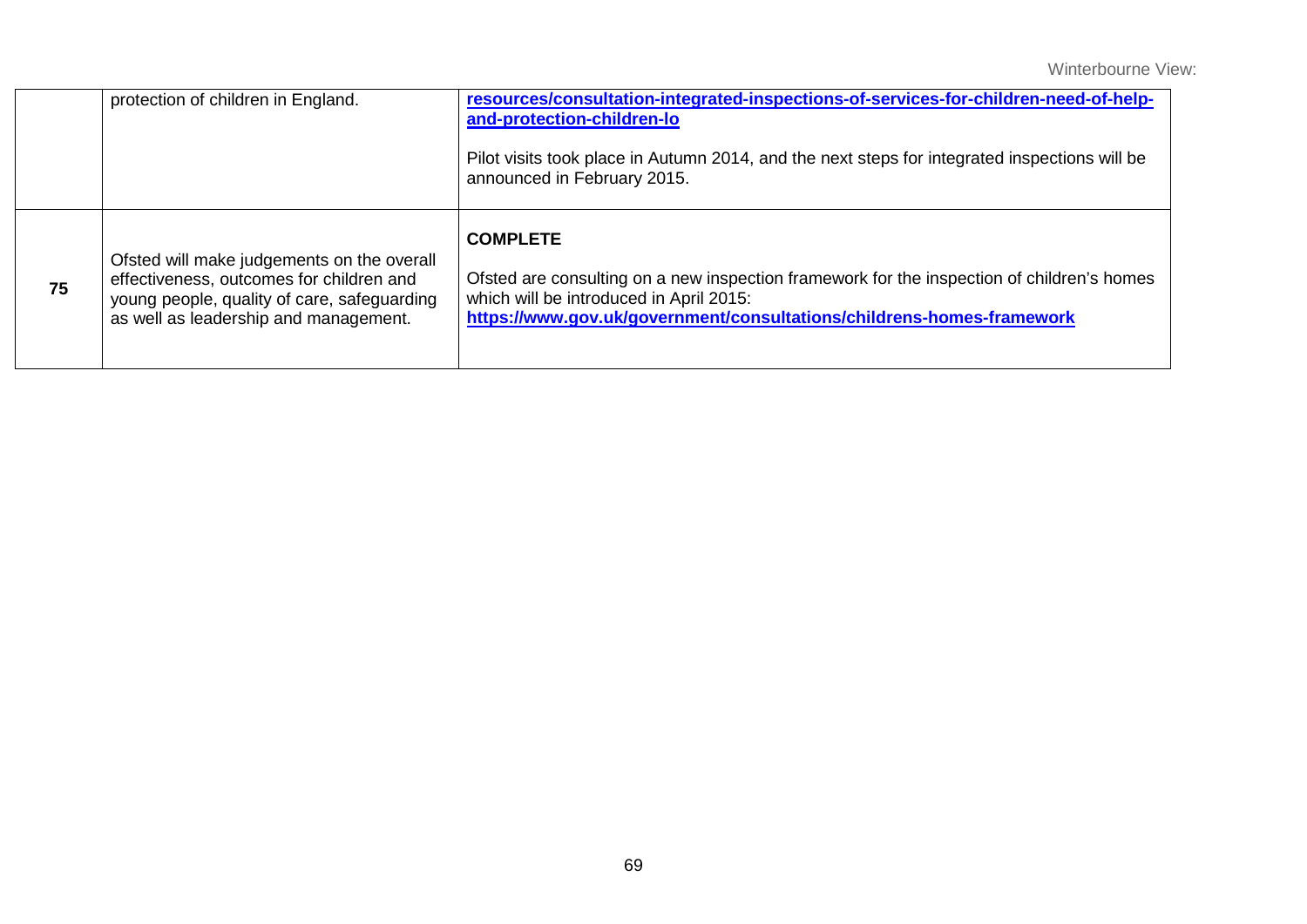| | | |
|---|---|---|
| | protection of children in England. | **resources/consultation-integrated-inspections-of-services-for-children-need-of-help-and-protection-children-lo**<br><br>Pilot visits took place in Autumn 2014, and the next steps for integrated inspections will be announced in February 2015. |
| **75** | Ofsted will make judgements on the overall effectiveness, outcomes for children and young people, quality of care, safeguarding as well as leadership and management. | **COMPLETE**<br><br>Ofsted are consulting on a new inspection framework for the inspection of children's homes which will be introduced in April 2015:<br>**https://www.gov.uk/government/consultations/childrens-homes-framework** |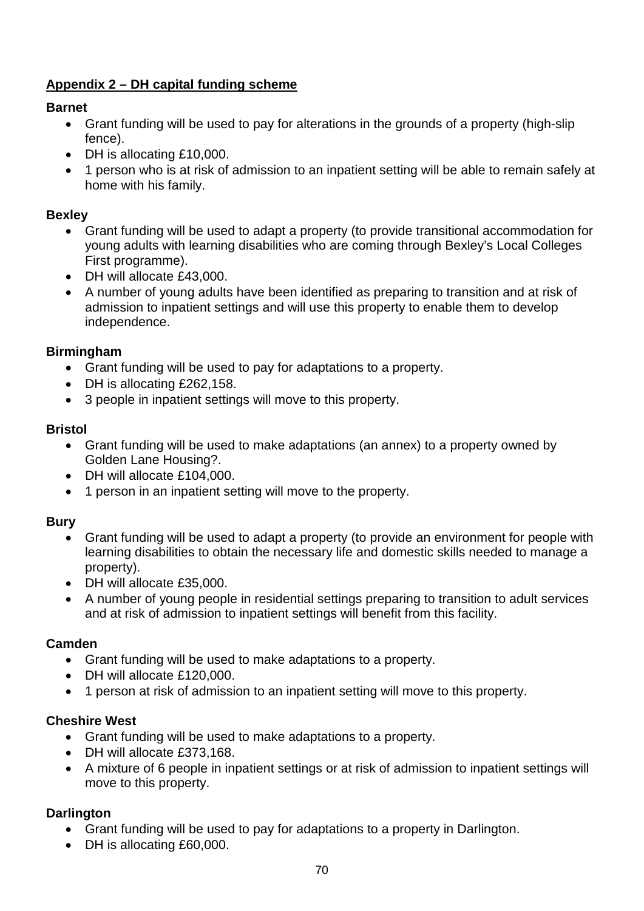**Appendix 2 – DH capital funding scheme**

**Barnet**

- Grant funding will be used to pay for alterations in the grounds of a property (high-slip fence).
- DH is allocating £10,000.
- 1 person who is at risk of admission to an inpatient setting will be able to remain safely at home with his family.

**Bexley**

- Grant funding will be used to adapt a property (to provide transitional accommodation for young adults with learning disabilities who are coming through Bexley's Local Colleges First programme).
- DH will allocate £43,000.
- A number of young adults have been identified as preparing to transition and at risk of admission to inpatient settings and will use this property to enable them to develop independence.

**Birmingham**

- Grant funding will be used to pay for adaptations to a property.
- DH is allocating £262,158.
- 3 people in inpatient settings will move to this property.

**Bristol**

- Grant funding will be used to make adaptations (an annex) to a property owned by Golden Lane Housing?.
- DH will allocate £104,000.
- 1 person in an inpatient setting will move to the property.

**Bury**

- Grant funding will be used to adapt a property (to provide an environment for people with learning disabilities to obtain the necessary life and domestic skills needed to manage a property).
- DH will allocate £35,000.
- A number of young people in residential settings preparing to transition to adult services and at risk of admission to inpatient settings will benefit from this facility.

**Camden**

- Grant funding will be used to make adaptations to a property.
- DH will allocate £120,000.
- 1 person at risk of admission to an inpatient setting will move to this property.

**Cheshire West**

- Grant funding will be used to make adaptations to a property.
- DH will allocate £373,168.
- A mixture of 6 people in inpatient settings or at risk of admission to inpatient settings will move to this property.

**Darlington**

- Grant funding will be used to pay for adaptations to a property in Darlington.
- DH is allocating £60,000.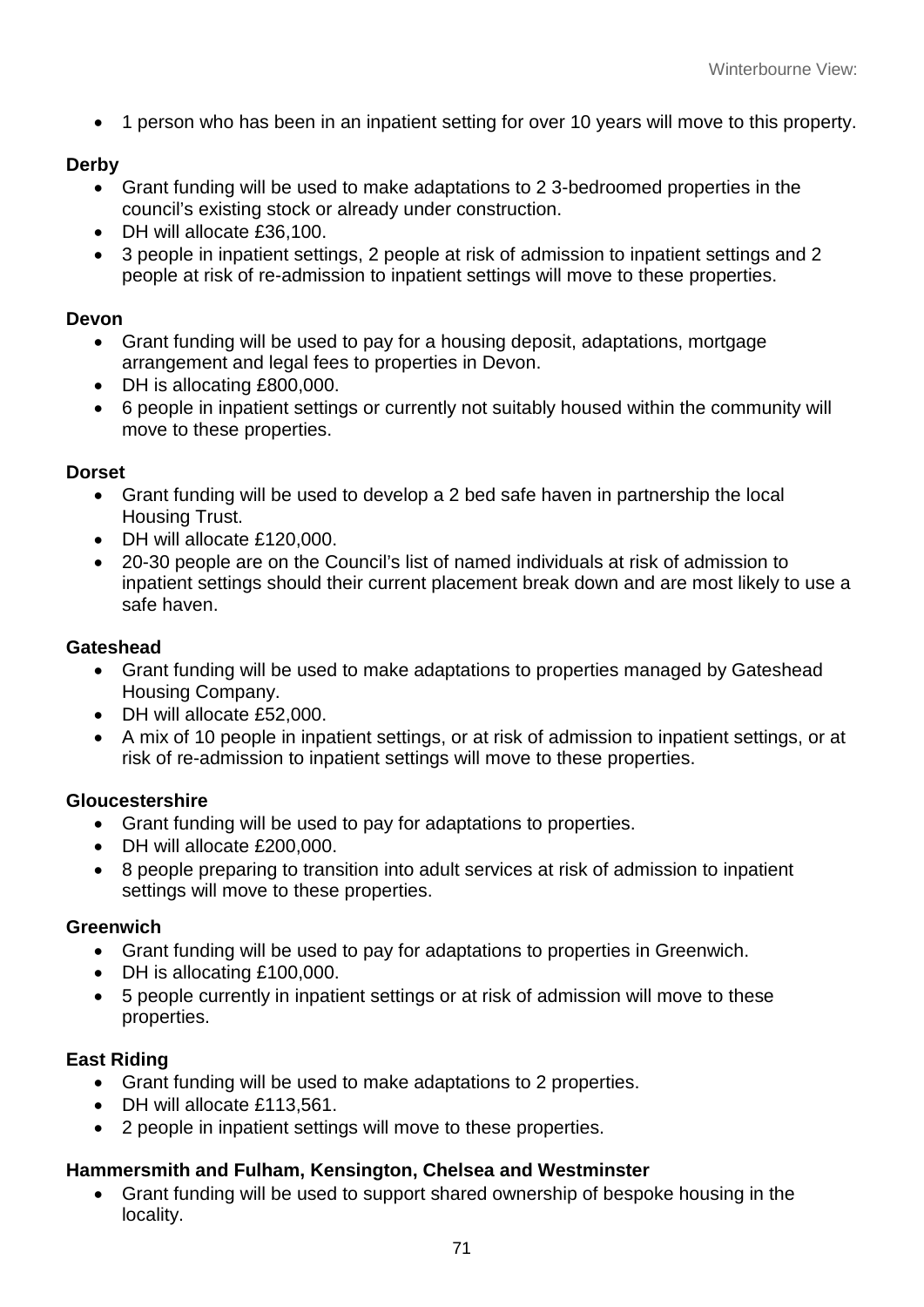- 1 person who has been in an inpatient setting for over 10 years will move to this property.

**Derby**

- Grant funding will be used to make adaptations to 2 3-bedroomed properties in the council's existing stock or already under construction.
- DH will allocate £36,100.
- 3 people in inpatient settings, 2 people at risk of admission to inpatient settings and 2 people at risk of re-admission to inpatient settings will move to these properties.

**Devon**

- Grant funding will be used to pay for a housing deposit, adaptations, mortgage arrangement and legal fees to properties in Devon.
- DH is allocating £800,000.
- 6 people in inpatient settings or currently not suitably housed within the community will move to these properties.

**Dorset**

- Grant funding will be used to develop a 2 bed safe haven in partnership the local Housing Trust.
- DH will allocate £120,000.
- 20-30 people are on the Council's list of named individuals at risk of admission to inpatient settings should their current placement break down and are most likely to use a safe haven.

**Gateshead**

- Grant funding will be used to make adaptations to properties managed by Gateshead Housing Company.
- DH will allocate £52,000.
- A mix of 10 people in inpatient settings, or at risk of admission to inpatient settings, or at risk of re-admission to inpatient settings will move to these properties.

**Gloucestershire**

- Grant funding will be used to pay for adaptations to properties.
- DH will allocate £200,000.
- 8 people preparing to transition into adult services at risk of admission to inpatient settings will move to these properties.

**Greenwich**

- Grant funding will be used to pay for adaptations to properties in Greenwich.
- DH is allocating £100,000.
- 5 people currently in inpatient settings or at risk of admission will move to these properties.

**East Riding**

- Grant funding will be used to make adaptations to 2 properties.
- DH will allocate £113,561.
- 2 people in inpatient settings will move to these properties.

**Hammersmith and Fulham, Kensington, Chelsea and Westminster**

- Grant funding will be used to support shared ownership of bespoke housing in the locality.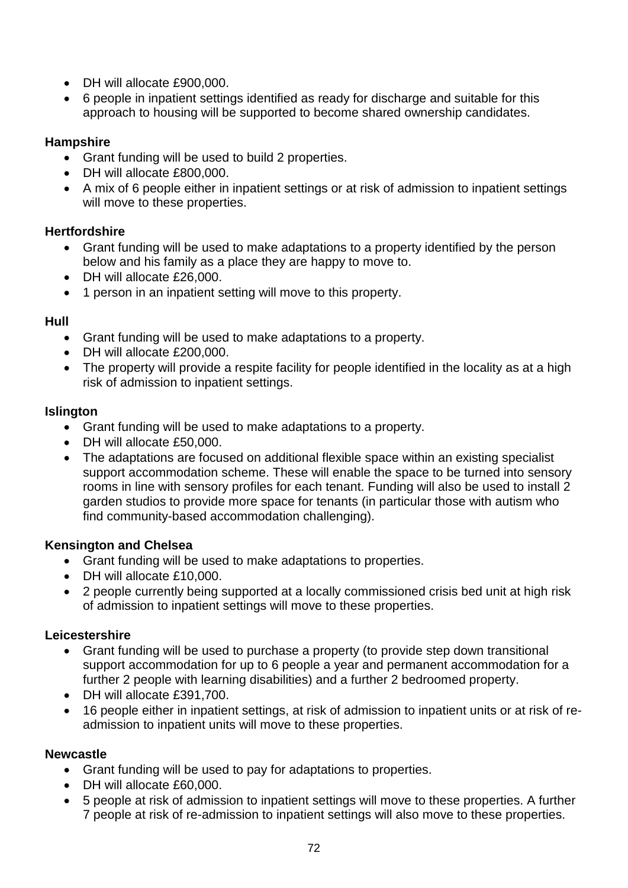- DH will allocate £900,000.
- 6 people in inpatient settings identified as ready for discharge and suitable for this approach to housing will be supported to become shared ownership candidates.

**Hampshire**

- Grant funding will be used to build 2 properties.
- DH will allocate £800,000.
- A mix of 6 people either in inpatient settings or at risk of admission to inpatient settings will move to these properties.

**Hertfordshire**

- Grant funding will be used to make adaptations to a property identified by the person below and his family as a place they are happy to move to.
- DH will allocate £26,000.
- 1 person in an inpatient setting will move to this property.

**Hull**

- Grant funding will be used to make adaptations to a property.
- DH will allocate £200,000.
- The property will provide a respite facility for people identified in the locality as at a high risk of admission to inpatient settings.

**Islington**

- Grant funding will be used to make adaptations to a property.
- DH will allocate £50,000.
- The adaptations are focused on additional flexible space within an existing specialist support accommodation scheme. These will enable the space to be turned into sensory rooms in line with sensory profiles for each tenant. Funding will also be used to install 2 garden studios to provide more space for tenants (in particular those with autism who find community-based accommodation challenging).

**Kensington and Chelsea**

- Grant funding will be used to make adaptations to properties.
- DH will allocate £10,000.
- 2 people currently being supported at a locally commissioned crisis bed unit at high risk of admission to inpatient settings will move to these properties.

**Leicestershire**

- Grant funding will be used to purchase a property (to provide step down transitional support accommodation for up to 6 people a year and permanent accommodation for a further 2 people with learning disabilities) and a further 2 bedroomed property.
- DH will allocate £391,700.
- 16 people either in inpatient settings, at risk of admission to inpatient units or at risk of re-admission to inpatient units will move to these properties.

**Newcastle**

- Grant funding will be used to pay for adaptations to properties.
- DH will allocate £60,000.
- 5 people at risk of admission to inpatient settings will move to these properties. A further 7 people at risk of re-admission to inpatient settings will also move to these properties.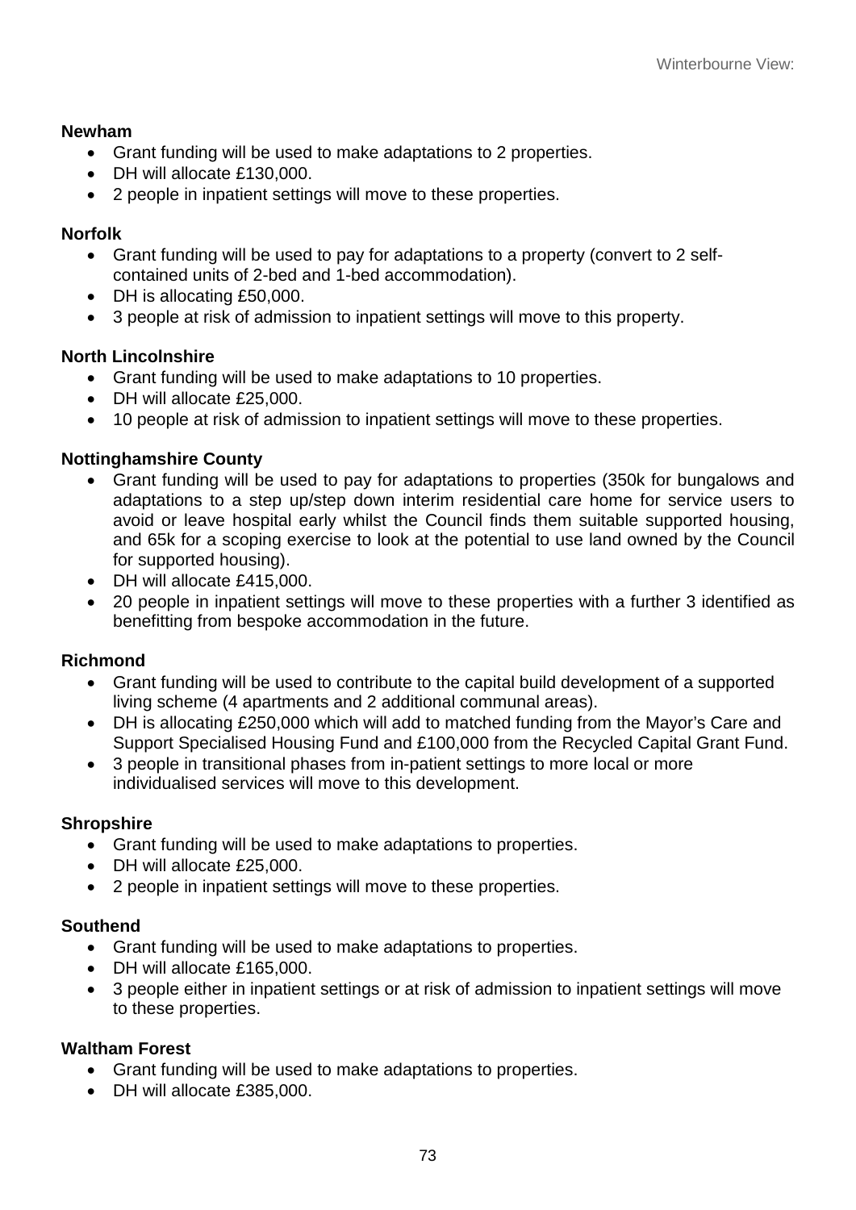**Newham**

- Grant funding will be used to make adaptations to 2 properties.
- DH will allocate £130,000.
- 2 people in inpatient settings will move to these properties.

**Norfolk**

- Grant funding will be used to pay for adaptations to a property (convert to 2 self-contained units of 2-bed and 1-bed accommodation).
- DH is allocating £50,000.
- 3 people at risk of admission to inpatient settings will move to this property.

**North Lincolnshire**

- Grant funding will be used to make adaptations to 10 properties.
- DH will allocate £25,000.
- 10 people at risk of admission to inpatient settings will move to these properties.

**Nottinghamshire County**

- Grant funding will be used to pay for adaptations to properties (350k for bungalows and adaptations to a step up/step down interim residential care home for service users to avoid or leave hospital early whilst the Council finds them suitable supported housing, and 65k for a scoping exercise to look at the potential to use land owned by the Council for supported housing).
- DH will allocate £415,000.
- 20 people in inpatient settings will move to these properties with a further 3 identified as benefitting from bespoke accommodation in the future.

**Richmond**

- Grant funding will be used to contribute to the capital build development of a supported living scheme (4 apartments and 2 additional communal areas).
- DH is allocating £250,000 which will add to matched funding from the Mayor's Care and Support Specialised Housing Fund and £100,000 from the Recycled Capital Grant Fund.
- 3 people in transitional phases from in-patient settings to more local or more individualised services will move to this development.

**Shropshire**

- Grant funding will be used to make adaptations to properties.
- DH will allocate £25,000.
- 2 people in inpatient settings will move to these properties.

**Southend**

- Grant funding will be used to make adaptations to properties.
- DH will allocate £165,000.
- 3 people either in inpatient settings or at risk of admission to inpatient settings will move to these properties.

**Waltham Forest**

- Grant funding will be used to make adaptations to properties.
- DH will allocate £385,000.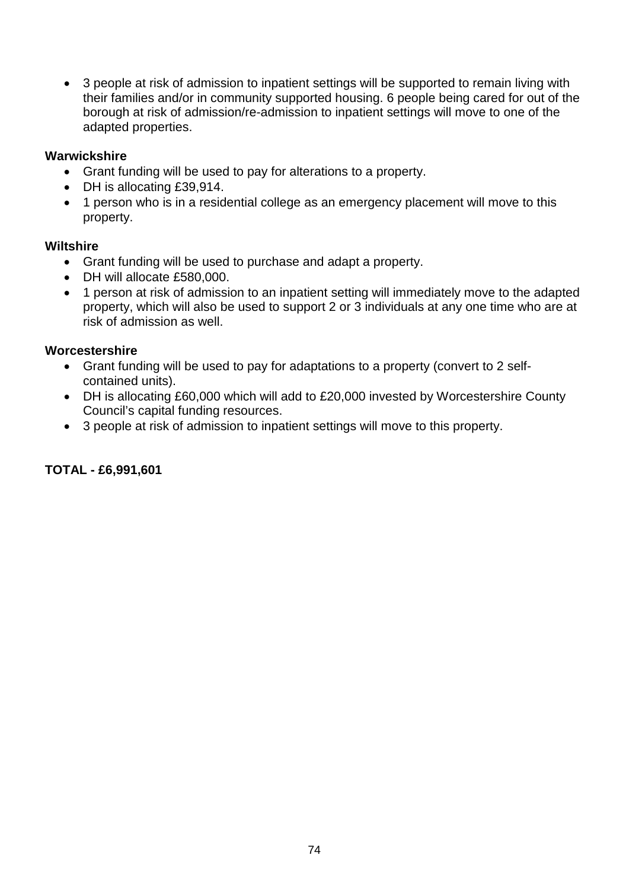- 3 people at risk of admission to inpatient settings will be supported to remain living with their families and/or in community supported housing. 6 people being cared for out of the borough at risk of admission/re-admission to inpatient settings will move to one of the adapted properties.

**Warwickshire**

- Grant funding will be used to pay for alterations to a property.
- DH is allocating £39,914.
- 1 person who is in a residential college as an emergency placement will move to this property.

**Wiltshire**

- Grant funding will be used to purchase and adapt a property.
- DH will allocate £580,000.
- 1 person at risk of admission to an inpatient setting will immediately move to the adapted property, which will also be used to support 2 or 3 individuals at any one time who are at risk of admission as well.

**Worcestershire**

- Grant funding will be used to pay for adaptations to a property (convert to 2 self-contained units).
- DH is allocating £60,000 which will add to £20,000 invested by Worcestershire County Council's capital funding resources.
- 3 people at risk of admission to inpatient settings will move to this property.

**TOTAL - £6,991,601**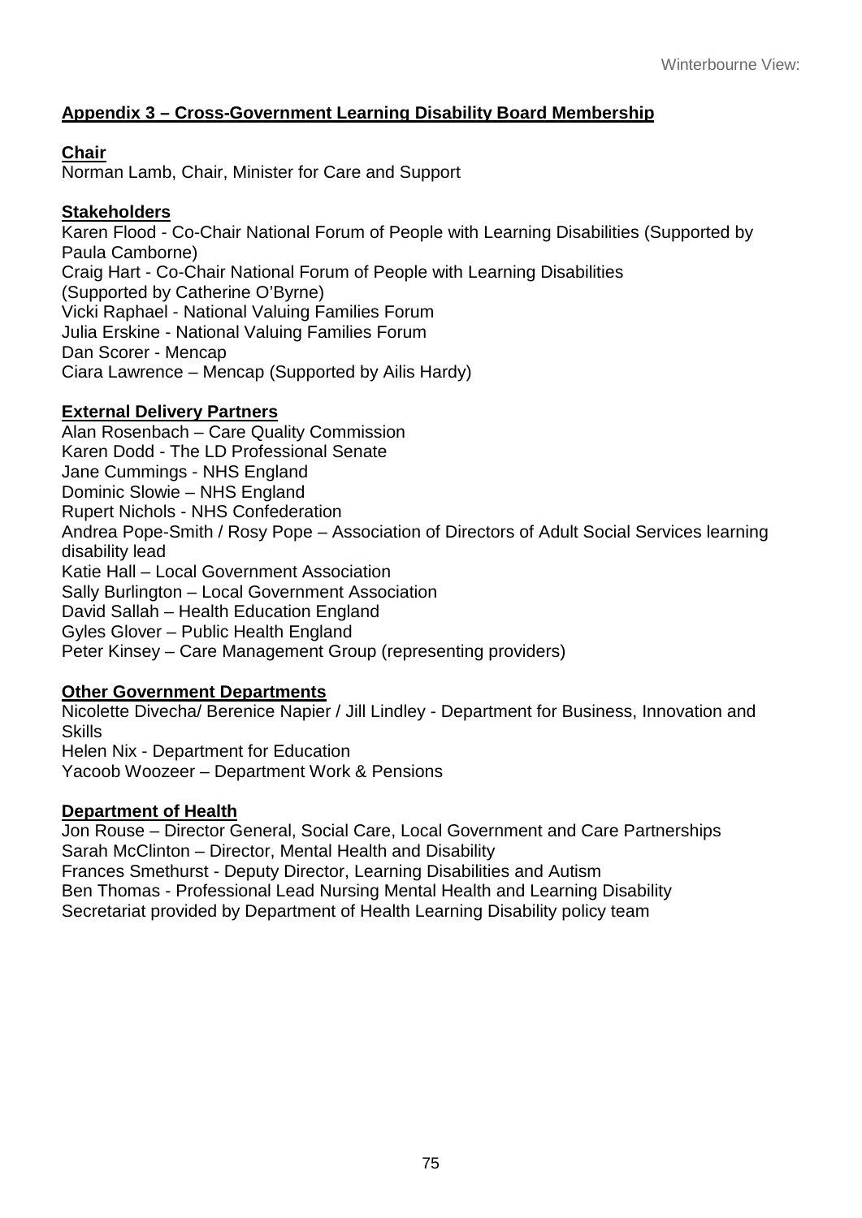## Appendix 3 – Cross-Government Learning Disability Board Membership

**Chair**

Norman Lamb, Chair, Minister for Care and Support

**Stakeholders**

Karen Flood - Co-Chair National Forum of People with Learning Disabilities (Supported by Paula Camborne)
Craig Hart - Co-Chair National Forum of People with Learning Disabilities (Supported by Catherine O'Byrne)
Vicki Raphael - National Valuing Families Forum
Julia Erskine - National Valuing Families Forum
Dan Scorer - Mencap
Ciara Lawrence – Mencap (Supported by Ailis Hardy)

**External Delivery Partners**

Alan Rosenbach – Care Quality Commission
Karen Dodd - The LD Professional Senate
Jane Cummings - NHS England
Dominic Slowie – NHS England
Rupert Nichols - NHS Confederation
Andrea Pope-Smith / Rosy Pope – Association of Directors of Adult Social Services learning disability lead
Katie Hall – Local Government Association
Sally Burlington – Local Government Association
David Sallah – Health Education England
Gyles Glover – Public Health England
Peter Kinsey – Care Management Group (representing providers)

**Other Government Departments**

Nicolette Divecha/ Berenice Napier / Jill Lindley - Department for Business, Innovation and Skills
Helen Nix - Department for Education
Yacoob Woozeer – Department Work & Pensions

**Department of Health**

Jon Rouse – Director General, Social Care, Local Government and Care Partnerships
Sarah McClinton – Director, Mental Health and Disability
Frances Smethurst - Deputy Director, Learning Disabilities and Autism
Ben Thomas - Professional Lead Nursing Mental Health and Learning Disability
Secretariat provided by Department of Health Learning Disability policy team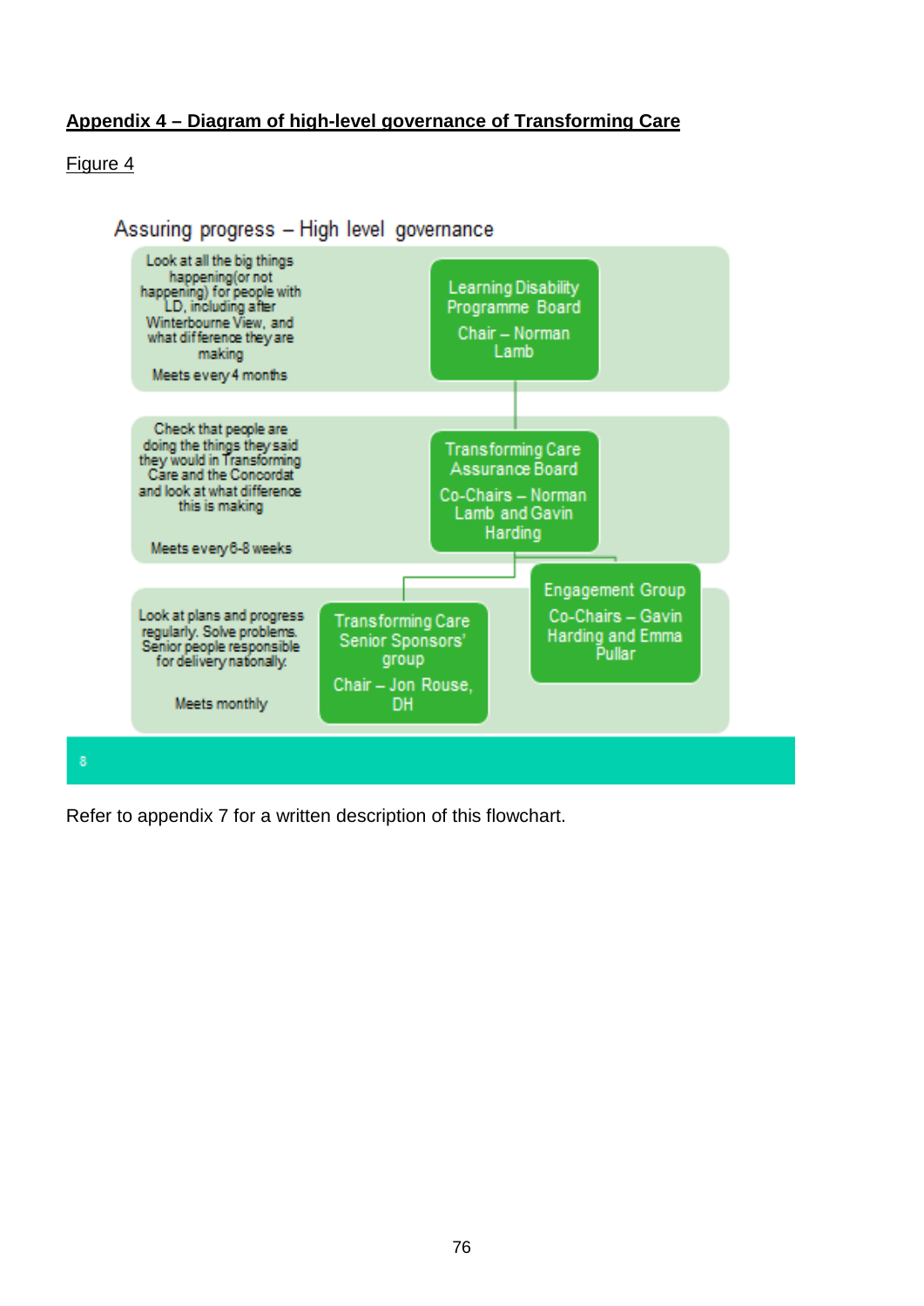**Appendix 4 – Diagram of high-level governance of Transforming Care**

Figure 4

Assuring progress – High level governance

Look at all the big things happening(or not happening) for people with LD, including after Winterbourne View, and what difference they are making

Meets every 4 months

**Learning Disability Programme Board**
Chair – Norman Lamb

Check that people are doing the things they said they would in Transforming Care and the Concordat and look at what difference this is making

Meets every 6-8 weeks

**Transforming Care Assurance Board**
Co-Chairs – Norman Lamb and Gavin Harding

Look at plans and progress regularly. Solve problems. Senior people responsible for delivery nationally.

Meets monthly

**Transforming Care Senior Sponsors' group**
Chair – Jon Rouse, DH

**Engagement Group**
Co-Chairs – Gavin Harding and Emma Pullar

Refer to appendix 7 for a written description of this flowchart.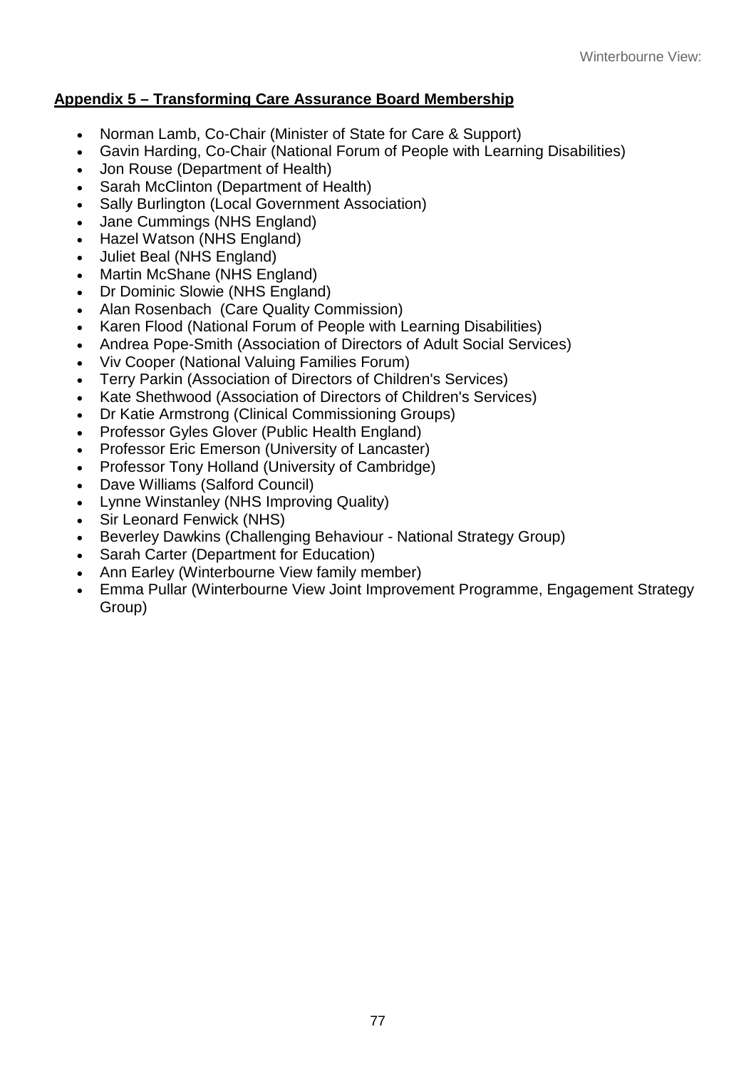## Appendix 5 – Transforming Care Assurance Board Membership

- Norman Lamb, Co-Chair (Minister of State for Care & Support)
- Gavin Harding, Co-Chair (National Forum of People with Learning Disabilities)
- Jon Rouse (Department of Health)
- Sarah McClinton (Department of Health)
- Sally Burlington (Local Government Association)
- Jane Cummings (NHS England)
- Hazel Watson (NHS England)
- Juliet Beal (NHS England)
- Martin McShane (NHS England)
- Dr Dominic Slowie (NHS England)
- Alan Rosenbach (Care Quality Commission)
- Karen Flood (National Forum of People with Learning Disabilities)
- Andrea Pope-Smith (Association of Directors of Adult Social Services)
- Viv Cooper (National Valuing Families Forum)
- Terry Parkin (Association of Directors of Children's Services)
- Kate Shethwood (Association of Directors of Children's Services)
- Dr Katie Armstrong (Clinical Commissioning Groups)
- Professor Gyles Glover (Public Health England)
- Professor Eric Emerson (University of Lancaster)
- Professor Tony Holland (University of Cambridge)
- Dave Williams (Salford Council)
- Lynne Winstanley (NHS Improving Quality)
- Sir Leonard Fenwick (NHS)
- Beverley Dawkins (Challenging Behaviour - National Strategy Group)
- Sarah Carter (Department for Education)
- Ann Earley (Winterbourne View family member)
- Emma Pullar (Winterbourne View Joint Improvement Programme, Engagement Strategy Group)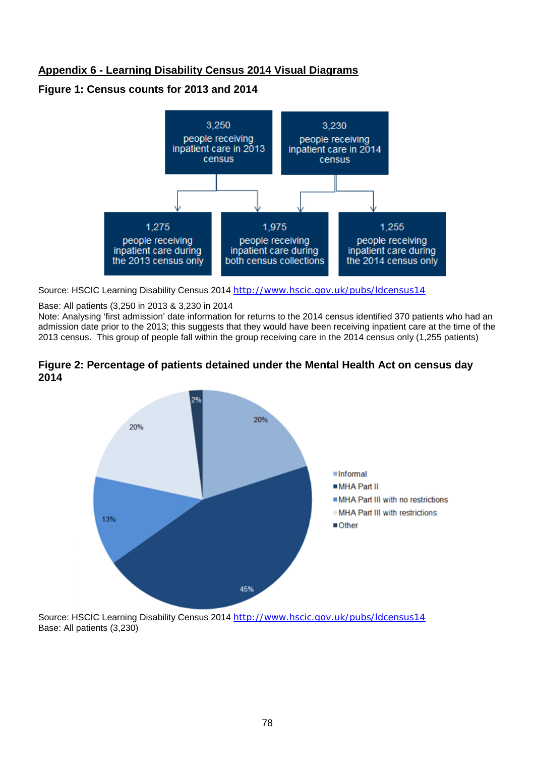## Appendix 6 - Learning Disability Census 2014 Visual Diagrams

### Figure 1: Census counts for 2013 and 2014

3,250 people receiving inpatient care in 2013 census

3,230 people receiving inpatient care in 2014 census

1,275 people receiving inpatient care during the 2013 census only

1,975 people receiving inpatient care during both census collections

1,255 people receiving inpatient care during the 2014 census only

Source: HSCIC Learning Disability Census 2014 http://www.hscic.gov.uk/pubs/ldcensus14

Base: All patients (3,250 in 2013 & 3,230 in 2014

Note: Analysing 'first admission' date information for returns to the 2014 census identified 370 patients who had an admission date prior to the 2013; this suggests that they would have been receiving inpatient care at the time of the 2013 census. This group of people fall within the group receiving care in the 2014 census only (1,255 patients)

### Figure 2: Percentage of patients detained under the Mental Health Act on census day 2014

| Category | Percentage |
|---|---|
| Informal | 20% |
| MHA Part II | 45% |
| MHA Part III with no restrictions | 13% |
| MHA Part III with restrictions | 20% |
| Other | 2% |

Source: HSCIC Learning Disability Census 2014 http://www.hscic.gov.uk/pubs/ldcensus14

Base: All patients (3,230)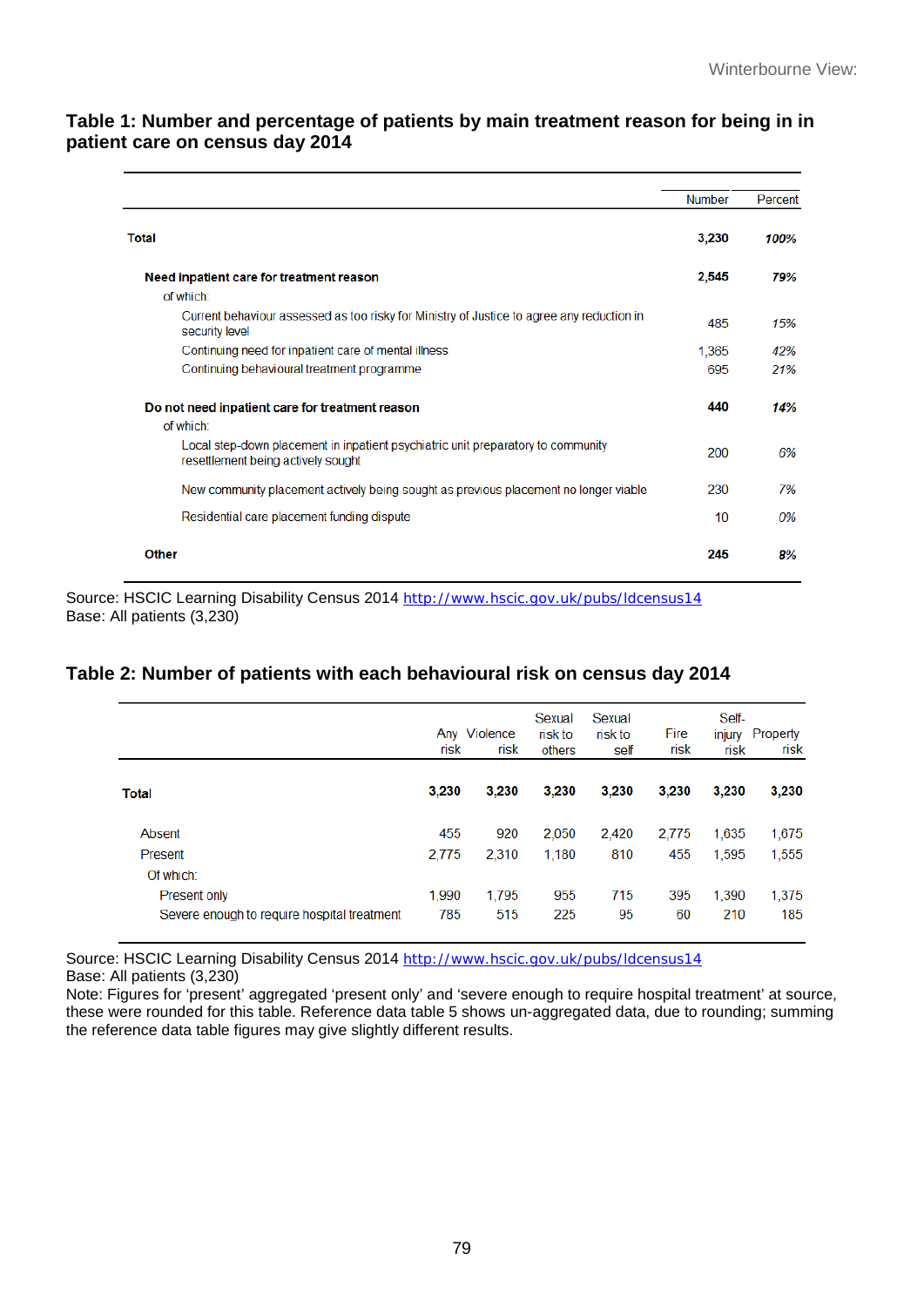**Table 1: Number and percentage of patients by main treatment reason for being in in patient care on census day 2014**

| | Number | Percent |
|---|---|---|
| **Total** | **3,230** | ***100%*** |
| **Need inpatient care for treatment reason** | **2,545** | ***79%*** |
| of which: | | |
| Current behaviour assessed as too risky for Ministry of Justice to agree any reduction in security level | 485 | *15%* |
| Continuing need for inpatient care of mental illness | 1,365 | *42%* |
| Continuing behavioural treatment programme | 695 | *21%* |
| **Do not need inpatient care for treatment reason** | **440** | ***14%*** |
| of which: | | |
| Local step-down placement in inpatient psychiatric unit preparatory to community resettlement being actively sought | 200 | *6%* |
| New community placement actively being sought as previous placement no longer viable | 230 | *7%* |
| Residential care placement funding dispute | 10 | *0%* |
| **Other** | **245** | ***8%*** |

Source: HSCIC Learning Disability Census 2014 http://www.hscic.gov.uk/pubs/ldcensus14
Base: All patients (3,230)

**Table 2: Number of patients with each behavioural risk on census day 2014**

| | Any risk | Violence risk | Sexual risk to others | Sexual risk to self | Fire risk | Self-injury risk | Property risk |
|---|---|---|---|---|---|---|---|
| **Total** | **3,230** | **3,230** | **3,230** | **3,230** | **3,230** | **3,230** | **3,230** |
| Absent | 455 | 920 | 2,050 | 2,420 | 2,775 | 1,635 | 1,675 |
| Present | 2,775 | 2,310 | 1,180 | 810 | 455 | 1,595 | 1,555 |
| Of which: | | | | | | | |
| Present only | 1,990 | 1,795 | 955 | 715 | 395 | 1,390 | 1,375 |
| Severe enough to require hospital treatment | 785 | 515 | 225 | 95 | 60 | 210 | 185 |

Source: HSCIC Learning Disability Census 2014 http://www.hscic.gov.uk/pubs/ldcensus14
Base: All patients (3,230)
Note: Figures for 'present' aggregated 'present only' and 'severe enough to require hospital treatment' at source, these were rounded for this table. Reference data table 5 shows un-aggregated data, due to rounding; summing the reference data table figures may give slightly different results.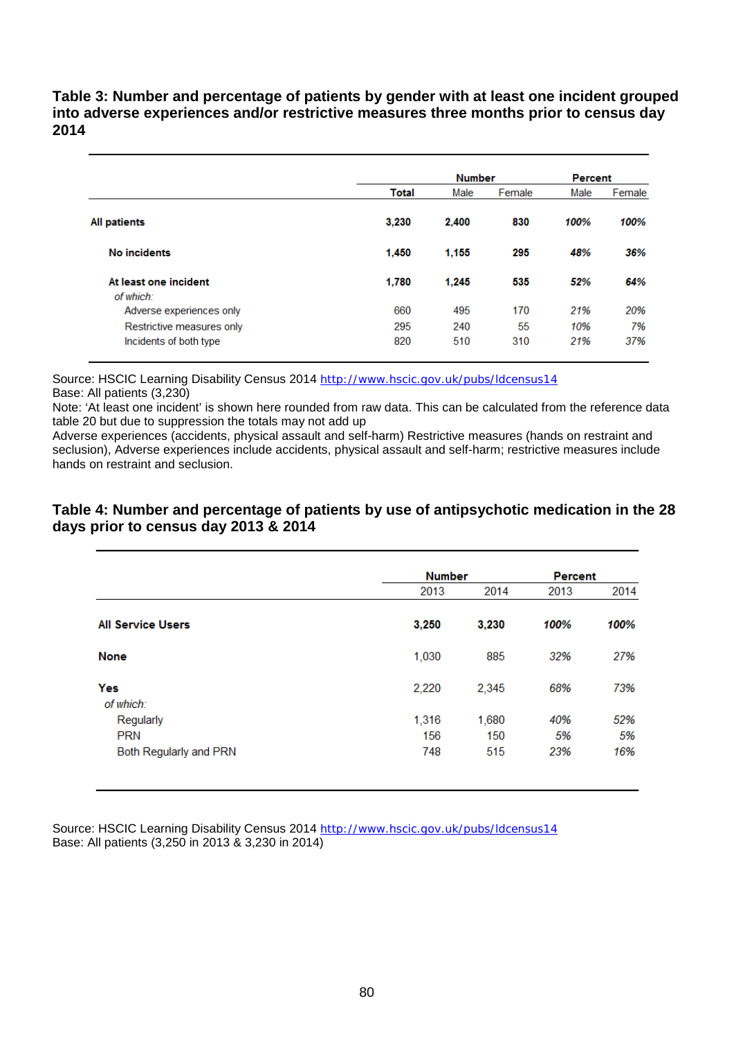**Table 3: Number and percentage of patients by gender with at least one incident grouped into adverse experiences and/or restrictive measures three months prior to census day 2014**

| | Number | | | Percent | |
|---|---|---|---|---|---|
| | Total | Male | Female | Male | Female |
| **All patients** | **3,230** | **2,400** | **830** | ***100%*** | ***100%*** |
| **No incidents** | **1,450** | **1,155** | **295** | ***48%*** | ***36%*** |
| **At least one incident** | **1,780** | **1,245** | **535** | ***52%*** | ***64%*** |
| *of which:* | | | | | |
| Adverse experiences only | 660 | 495 | 170 | *21%* | *20%* |
| Restrictive measures only | 295 | 240 | 55 | *10%* | *7%* |
| Incidents of both type | 820 | 510 | 310 | *21%* | *37%* |

Source: HSCIC Learning Disability Census 2014 http://www.hscic.gov.uk/pubs/ldcensus14
Base: All patients (3,230)
Note: 'At least one incident' is shown here rounded from raw data. This can be calculated from the reference data table 20 but due to suppression the totals may not add up
Adverse experiences (accidents, physical assault and self-harm) Restrictive measures (hands on restraint and seclusion), Adverse experiences include accidents, physical assault and self-harm; restrictive measures include hands on restraint and seclusion.

**Table 4: Number and percentage of patients by use of antipsychotic medication in the 28 days prior to census day 2013 & 2014**

| | Number | | Percent | |
|---|---|---|---|---|
| | 2013 | 2014 | 2013 | 2014 |
| **All Service Users** | **3,250** | **3,230** | ***100%*** | ***100%*** |
| **None** | 1,030 | 885 | *32%* | *27%* |
| **Yes** | 2,220 | 2,345 | *68%* | *73%* |
| *of which:* | | | | |
| Regularly | 1,316 | 1,680 | *40%* | *52%* |
| PRN | 156 | 150 | *5%* | *5%* |
| Both Regularly and PRN | 748 | 515 | *23%* | *16%* |

Source: HSCIC Learning Disability Census 2014 http://www.hscic.gov.uk/pubs/ldcensus14
Base: All patients (3,250 in 2013 & 3,230 in 2014)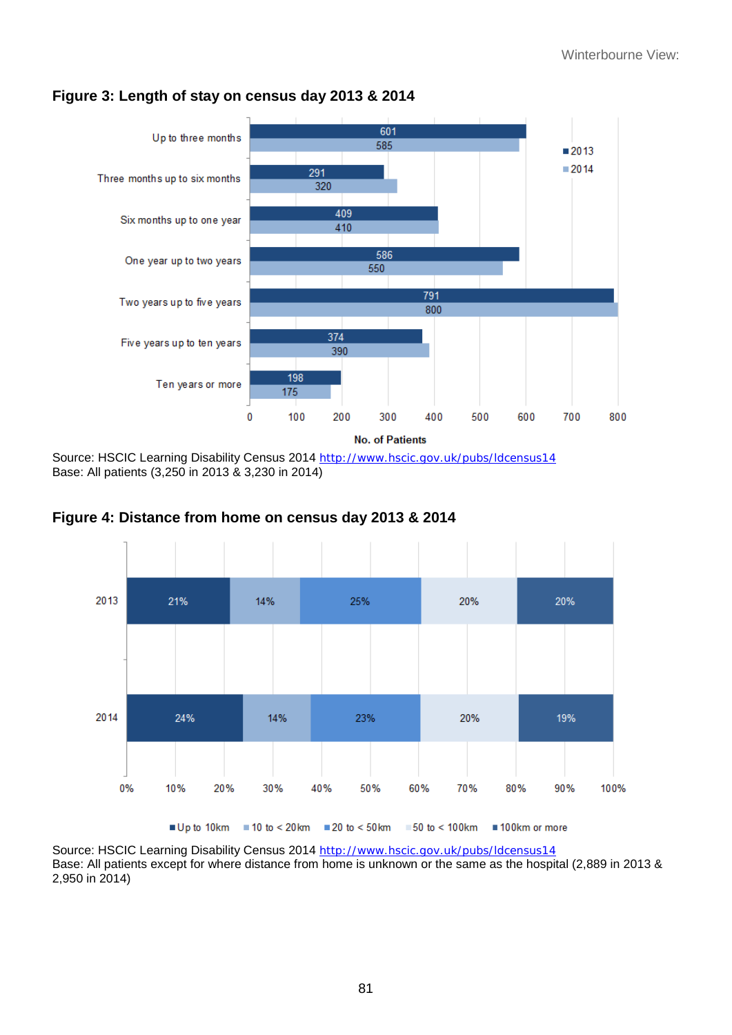**Figure 3: Length of stay on census day 2013 & 2014**

| Length of stay | 2013 | 2014 |
|---|---|---|
| Up to three months | 601 | 585 |
| Three months up to six months | 291 | 320 |
| Six months up to one year | 409 | 410 |
| One year up to two years | 586 | 550 |
| Two years up to five years | 791 | 800 |
| Five years up to ten years | 374 | 390 |
| Ten years or more | 198 | 175 |

No. of Patients

Source: HSCIC Learning Disability Census 2014 http://www.hscic.gov.uk/pubs/ldcensus14
Base: All patients (3,250 in 2013 & 3,230 in 2014)

**Figure 4: Distance from home on census day 2013 & 2014**

| Year | Up to 10km | 10 to < 20km | 20 to < 50km | 50 to < 100km | 100km or more |
|---|---|---|---|---|---|
| 2013 | 21% | 14% | 25% | 20% | 20% |
| 2014 | 24% | 14% | 23% | 20% | 19% |

Source: HSCIC Learning Disability Census 2014 http://www.hscic.gov.uk/pubs/ldcensus14
Base: All patients except for where distance from home is unknown or the same as the hospital (2,889 in 2013 & 2,950 in 2014)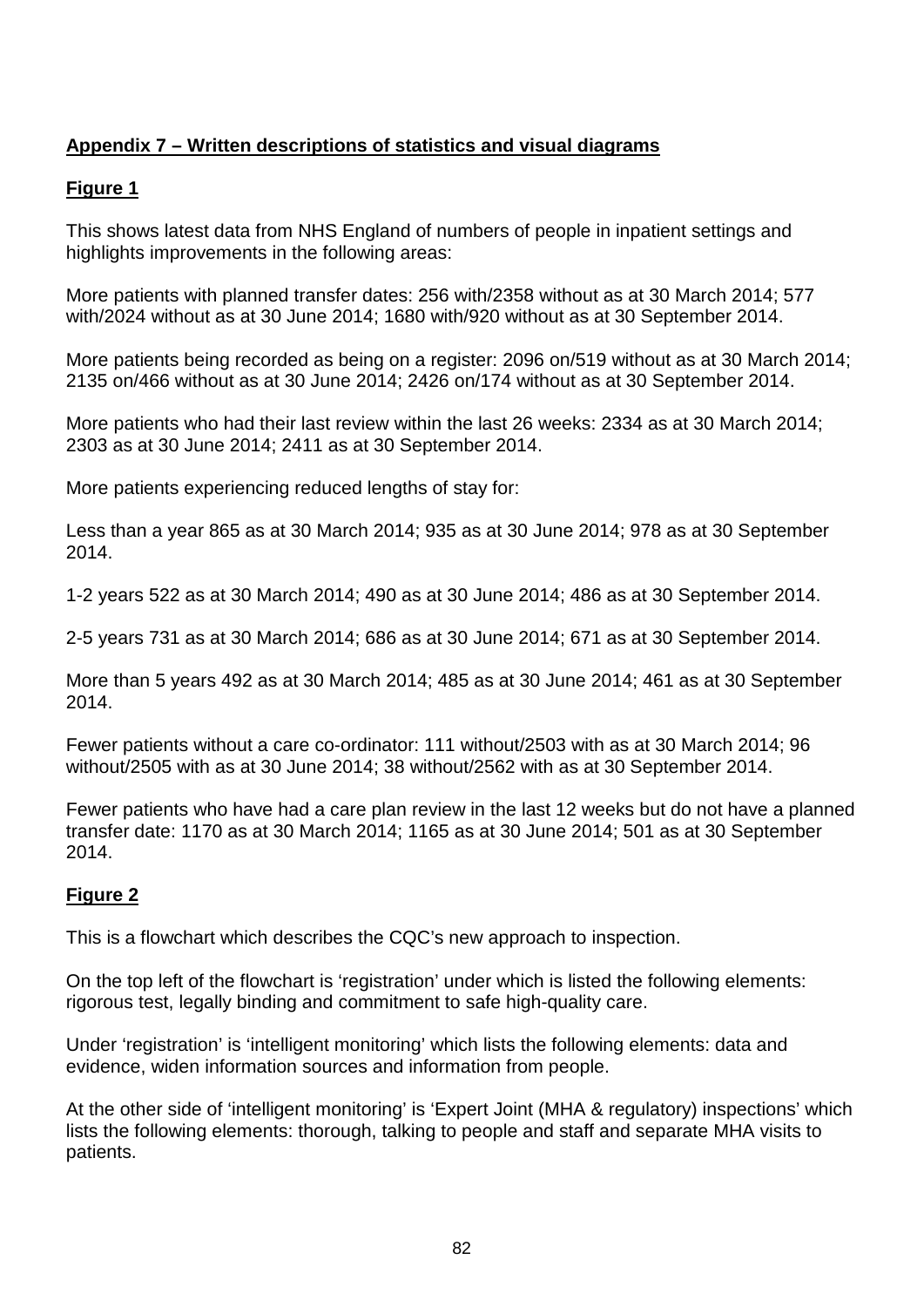## Appendix 7 – Written descriptions of statistics and visual diagrams

### Figure 1

This shows latest data from NHS England of numbers of people in inpatient settings and highlights improvements in the following areas:

More patients with planned transfer dates: 256 with/2358 without as at 30 March 2014; 577 with/2024 without as at 30 June 2014; 1680 with/920 without as at 30 September 2014.

More patients being recorded as being on a register: 2096 on/519 without as at 30 March 2014; 2135 on/466 without as at 30 June 2014; 2426 on/174 without as at 30 September 2014.

More patients who had their last review within the last 26 weeks: 2334 as at 30 March 2014; 2303 as at 30 June 2014; 2411 as at 30 September 2014.

More patients experiencing reduced lengths of stay for:

Less than a year 865 as at 30 March 2014; 935 as at 30 June 2014; 978 as at 30 September 2014.

1-2 years 522 as at 30 March 2014; 490 as at 30 June 2014; 486 as at 30 September 2014.

2-5 years 731 as at 30 March 2014; 686 as at 30 June 2014; 671 as at 30 September 2014.

More than 5 years 492 as at 30 March 2014; 485 as at 30 June 2014; 461 as at 30 September 2014.

Fewer patients without a care co-ordinator: 111 without/2503 with as at 30 March 2014; 96 without/2505 with as at 30 June 2014; 38 without/2562 with as at 30 September 2014.

Fewer patients who have had a care plan review in the last 12 weeks but do not have a planned transfer date: 1170 as at 30 March 2014; 1165 as at 30 June 2014; 501 as at 30 September 2014.

### Figure 2

This is a flowchart which describes the CQC's new approach to inspection.

On the top left of the flowchart is 'registration' under which is listed the following elements: rigorous test, legally binding and commitment to safe high-quality care.

Under 'registration' is 'intelligent monitoring' which lists the following elements: data and evidence, widen information sources and information from people.

At the other side of 'intelligent monitoring' is 'Expert Joint (MHA & regulatory) inspections' which lists the following elements: thorough, talking to people and staff and separate MHA visits to patients.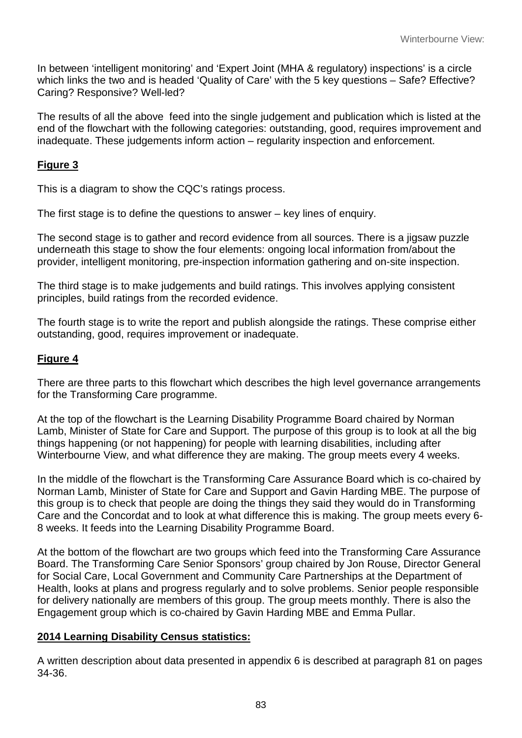In between ‘intelligent monitoring’ and ‘Expert Joint (MHA & regulatory) inspections’ is a circle which links the two and is headed ‘Quality of Care’ with the 5 key questions – Safe? Effective? Caring? Responsive? Well-led?

The results of all the above feed into the single judgement and publication which is listed at the end of the flowchart with the following categories: outstanding, good, requires improvement and inadequate. These judgements inform action – regularity inspection and enforcement.

**Figure 3**

This is a diagram to show the CQC’s ratings process.

The first stage is to define the questions to answer – key lines of enquiry.

The second stage is to gather and record evidence from all sources. There is a jigsaw puzzle underneath this stage to show the four elements: ongoing local information from/about the provider, intelligent monitoring, pre-inspection information gathering and on-site inspection.

The third stage is to make judgements and build ratings. This involves applying consistent principles, build ratings from the recorded evidence.

The fourth stage is to write the report and publish alongside the ratings. These comprise either outstanding, good, requires improvement or inadequate.

**Figure 4**

There are three parts to this flowchart which describes the high level governance arrangements for the Transforming Care programme.

At the top of the flowchart is the Learning Disability Programme Board chaired by Norman Lamb, Minister of State for Care and Support. The purpose of this group is to look at all the big things happening (or not happening) for people with learning disabilities, including after Winterbourne View, and what difference they are making. The group meets every 4 weeks.

In the middle of the flowchart is the Transforming Care Assurance Board which is co-chaired by Norman Lamb, Minister of State for Care and Support and Gavin Harding MBE. The purpose of this group is to check that people are doing the things they said they would do in Transforming Care and the Concordat and to look at what difference this is making. The group meets every 6-8 weeks. It feeds into the Learning Disability Programme Board.

At the bottom of the flowchart are two groups which feed into the Transforming Care Assurance Board. The Transforming Care Senior Sponsors’ group chaired by Jon Rouse, Director General for Social Care, Local Government and Community Care Partnerships at the Department of Health, looks at plans and progress regularly and to solve problems. Senior people responsible for delivery nationally are members of this group. The group meets monthly. There is also the Engagement group which is co-chaired by Gavin Harding MBE and Emma Pullar.

**2014 Learning Disability Census statistics:**

A written description about data presented in appendix 6 is described at paragraph 81 on pages 34-36.